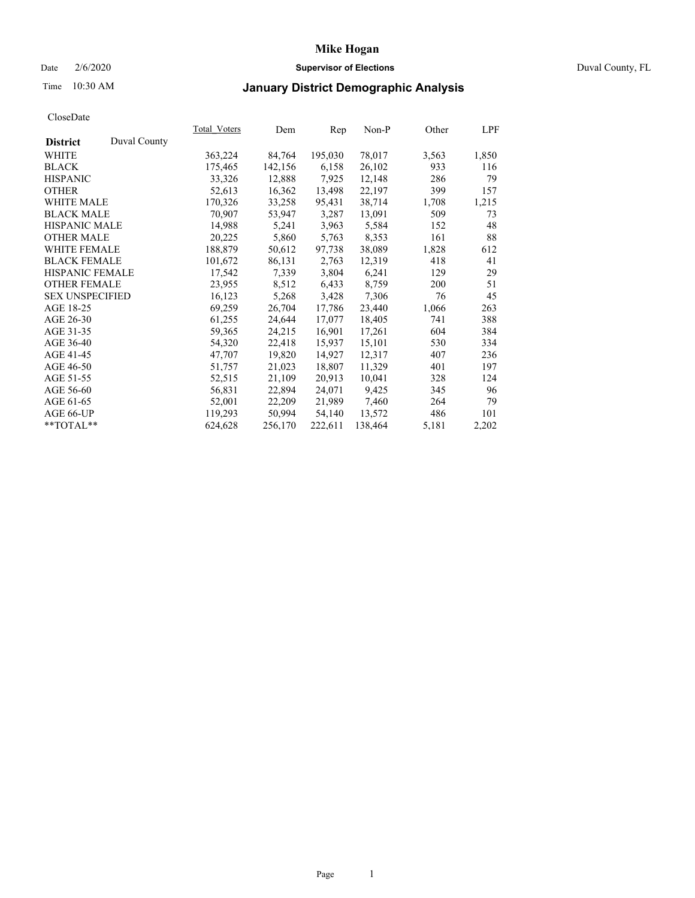# Mike Hogan

Date 2/6/2020 **Supervisor of Elections** Duval County, FL

Time 10:30 AM

## January District Demographic Analysis

CloseDate

| District | Duval County | Total_Voters | Dem | Rep | Non-P | Other | LPF |
|---|---|---|---|---|---|---|---|
| WHITE | | 363,224 | 84,764 | 195,030 | 78,017 | 3,563 | 1,850 |
| BLACK | | 175,465 | 142,156 | 6,158 | 26,102 | 933 | 116 |
| HISPANIC | | 33,326 | 12,888 | 7,925 | 12,148 | 286 | 79 |
| OTHER | | 52,613 | 16,362 | 13,498 | 22,197 | 399 | 157 |
| WHITE MALE | | 170,326 | 33,258 | 95,431 | 38,714 | 1,708 | 1,215 |
| BLACK MALE | | 70,907 | 53,947 | 3,287 | 13,091 | 509 | 73 |
| HISPANIC MALE | | 14,988 | 5,241 | 3,963 | 5,584 | 152 | 48 |
| OTHER MALE | | 20,225 | 5,860 | 5,763 | 8,353 | 161 | 88 |
| WHITE FEMALE | | 188,879 | 50,612 | 97,738 | 38,089 | 1,828 | 612 |
| BLACK FEMALE | | 101,672 | 86,131 | 2,763 | 12,319 | 418 | 41 |
| HISPANIC FEMALE | | 17,542 | 7,339 | 3,804 | 6,241 | 129 | 29 |
| OTHER FEMALE | | 23,955 | 8,512 | 6,433 | 8,759 | 200 | 51 |
| SEX UNSPECIFIED | | 16,123 | 5,268 | 3,428 | 7,306 | 76 | 45 |
| AGE 18-25 | | 69,259 | 26,704 | 17,786 | 23,440 | 1,066 | 263 |
| AGE 26-30 | | 61,255 | 24,644 | 17,077 | 18,405 | 741 | 388 |
| AGE 31-35 | | 59,365 | 24,215 | 16,901 | 17,261 | 604 | 384 |
| AGE 36-40 | | 54,320 | 22,418 | 15,937 | 15,101 | 530 | 334 |
| AGE 41-45 | | 47,707 | 19,820 | 14,927 | 12,317 | 407 | 236 |
| AGE 46-50 | | 51,757 | 21,023 | 18,807 | 11,329 | 401 | 197 |
| AGE 51-55 | | 52,515 | 21,109 | 20,913 | 10,041 | 328 | 124 |
| AGE 56-60 | | 56,831 | 22,894 | 24,071 | 9,425 | 345 | 96 |
| AGE 61-65 | | 52,001 | 22,209 | 21,989 | 7,460 | 264 | 79 |
| AGE 66-UP | | 119,293 | 50,994 | 54,140 | 13,572 | 486 | 101 |
| **TOTAL** | | 624,628 | 256,170 | 222,611 | 138,464 | 5,181 | 2,202 |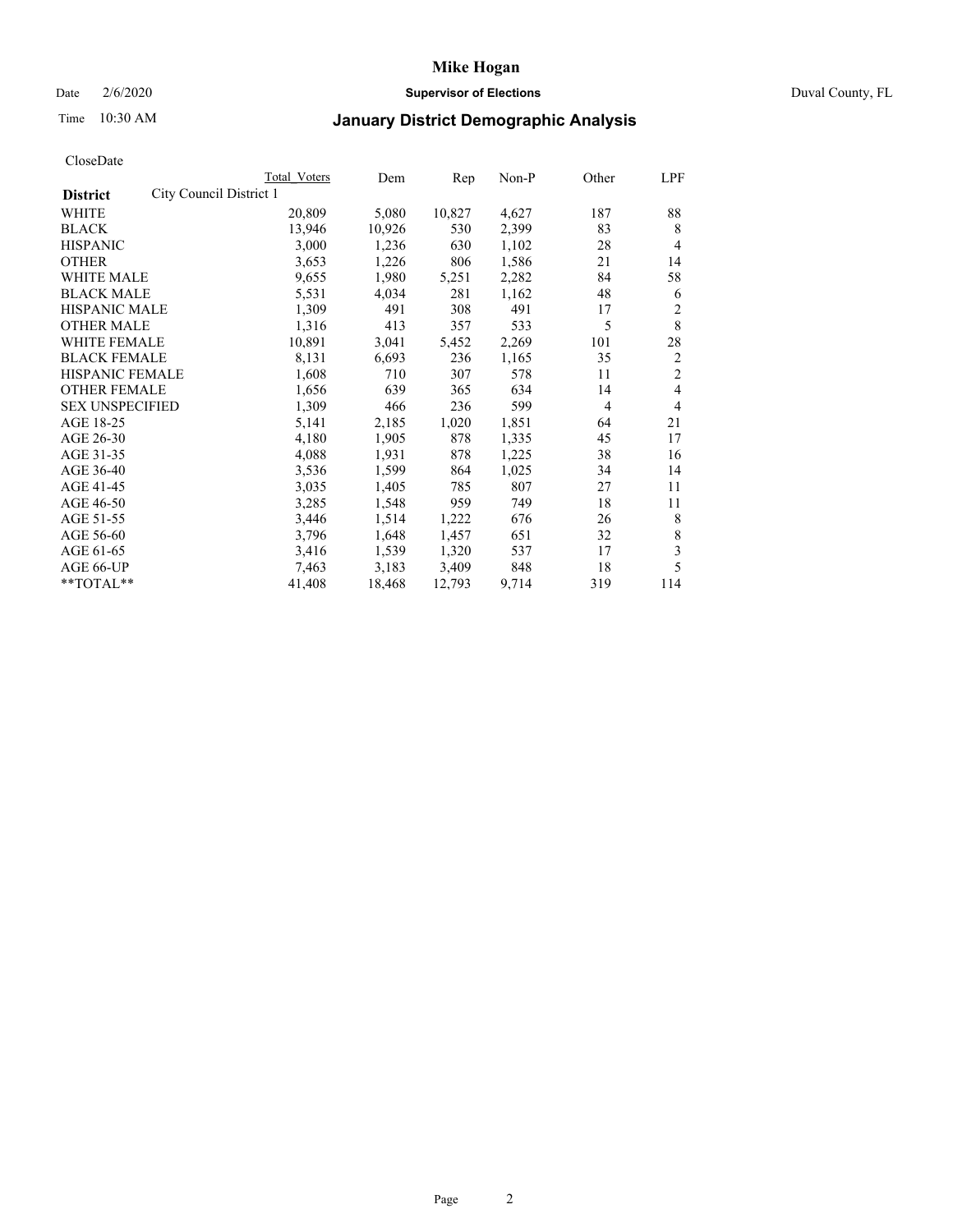# Mike Hogan

Date 2/6/2020 **Supervisor of Elections** Duval County, FL

Time 10:30 AM

## January District Demographic Analysis

CloseDate

| District | City Council District 1 | Total Voters | Dem | Rep | Non-P | Other | LPF |
|---|---|---|---|---|---|---|---|
| WHITE | | 20,809 | 5,080 | 10,827 | 4,627 | 187 | 88 |
| BLACK | | 13,946 | 10,926 | 530 | 2,399 | 83 | 8 |
| HISPANIC | | 3,000 | 1,236 | 630 | 1,102 | 28 | 4 |
| OTHER | | 3,653 | 1,226 | 806 | 1,586 | 21 | 14 |
| WHITE MALE | | 9,655 | 1,980 | 5,251 | 2,282 | 84 | 58 |
| BLACK MALE | | 5,531 | 4,034 | 281 | 1,162 | 48 | 6 |
| HISPANIC MALE | | 1,309 | 491 | 308 | 491 | 17 | 2 |
| OTHER MALE | | 1,316 | 413 | 357 | 533 | 5 | 8 |
| WHITE FEMALE | | 10,891 | 3,041 | 5,452 | 2,269 | 101 | 28 |
| BLACK FEMALE | | 8,131 | 6,693 | 236 | 1,165 | 35 | 2 |
| HISPANIC FEMALE | | 1,608 | 710 | 307 | 578 | 11 | 2 |
| OTHER FEMALE | | 1,656 | 639 | 365 | 634 | 14 | 4 |
| SEX UNSPECIFIED | | 1,309 | 466 | 236 | 599 | 4 | 4 |
| AGE 18-25 | | 5,141 | 2,185 | 1,020 | 1,851 | 64 | 21 |
| AGE 26-30 | | 4,180 | 1,905 | 878 | 1,335 | 45 | 17 |
| AGE 31-35 | | 4,088 | 1,931 | 878 | 1,225 | 38 | 16 |
| AGE 36-40 | | 3,536 | 1,599 | 864 | 1,025 | 34 | 14 |
| AGE 41-45 | | 3,035 | 1,405 | 785 | 807 | 27 | 11 |
| AGE 46-50 | | 3,285 | 1,548 | 959 | 749 | 18 | 11 |
| AGE 51-55 | | 3,446 | 1,514 | 1,222 | 676 | 26 | 8 |
| AGE 56-60 | | 3,796 | 1,648 | 1,457 | 651 | 32 | 8 |
| AGE 61-65 | | 3,416 | 1,539 | 1,320 | 537 | 17 | 3 |
| AGE 66-UP | | 7,463 | 3,183 | 3,409 | 848 | 18 | 5 |
| **TOTAL** | | 41,408 | 18,468 | 12,793 | 9,714 | 319 | 114 |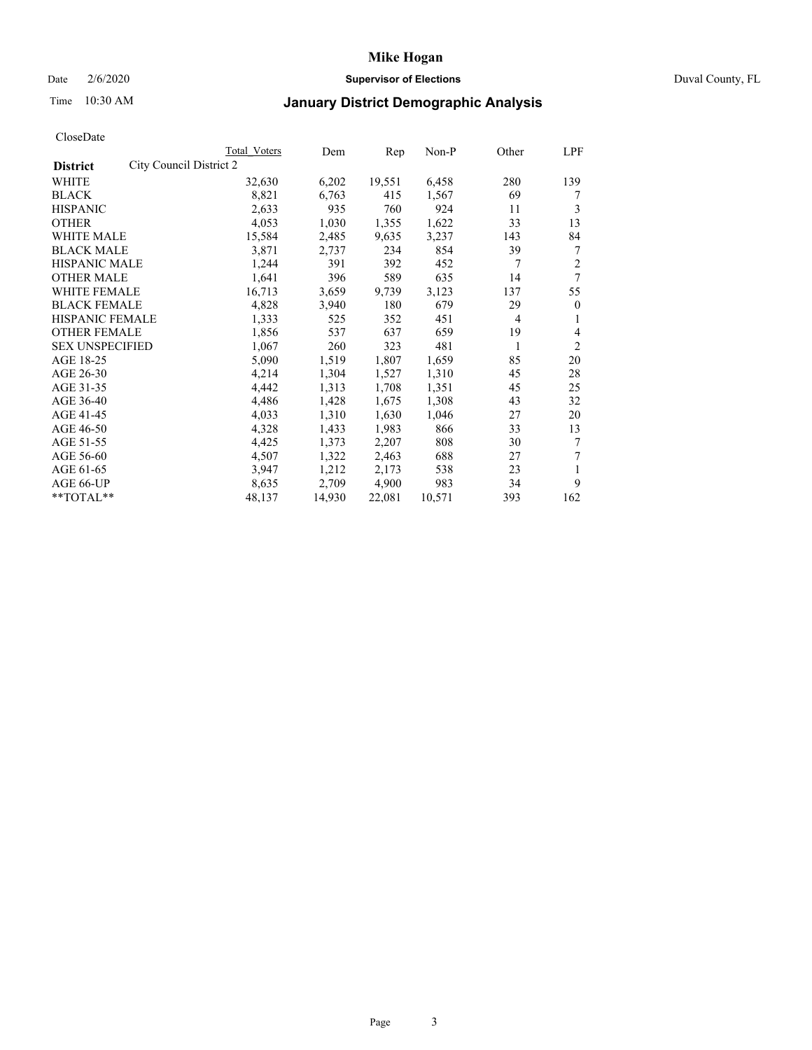# Mike Hogan

Date 2/6/2020 **Supervisor of Elections** Duval County, FL

Time 10:30 AM **January District Demographic Analysis**

CloseDate

| District | City Council District 2 | Total Voters | Dem | Rep | Non-P | Other | LPF |
|---|---|---|---|---|---|---|---|
| WHITE | | 32,630 | 6,202 | 19,551 | 6,458 | 280 | 139 |
| BLACK | | 8,821 | 6,763 | 415 | 1,567 | 69 | 7 |
| HISPANIC | | 2,633 | 935 | 760 | 924 | 11 | 3 |
| OTHER | | 4,053 | 1,030 | 1,355 | 1,622 | 33 | 13 |
| WHITE MALE | | 15,584 | 2,485 | 9,635 | 3,237 | 143 | 84 |
| BLACK MALE | | 3,871 | 2,737 | 234 | 854 | 39 | 7 |
| HISPANIC MALE | | 1,244 | 391 | 392 | 452 | 7 | 2 |
| OTHER MALE | | 1,641 | 396 | 589 | 635 | 14 | 7 |
| WHITE FEMALE | | 16,713 | 3,659 | 9,739 | 3,123 | 137 | 55 |
| BLACK FEMALE | | 4,828 | 3,940 | 180 | 679 | 29 | 0 |
| HISPANIC FEMALE | | 1,333 | 525 | 352 | 451 | 4 | 1 |
| OTHER FEMALE | | 1,856 | 537 | 637 | 659 | 19 | 4 |
| SEX UNSPECIFIED | | 1,067 | 260 | 323 | 481 | 1 | 2 |
| AGE 18-25 | | 5,090 | 1,519 | 1,807 | 1,659 | 85 | 20 |
| AGE 26-30 | | 4,214 | 1,304 | 1,527 | 1,310 | 45 | 28 |
| AGE 31-35 | | 4,442 | 1,313 | 1,708 | 1,351 | 45 | 25 |
| AGE 36-40 | | 4,486 | 1,428 | 1,675 | 1,308 | 43 | 32 |
| AGE 41-45 | | 4,033 | 1,310 | 1,630 | 1,046 | 27 | 20 |
| AGE 46-50 | | 4,328 | 1,433 | 1,983 | 866 | 33 | 13 |
| AGE 51-55 | | 4,425 | 1,373 | 2,207 | 808 | 30 | 7 |
| AGE 56-60 | | 4,507 | 1,322 | 2,463 | 688 | 27 | 7 |
| AGE 61-65 | | 3,947 | 1,212 | 2,173 | 538 | 23 | 1 |
| AGE 66-UP | | 8,635 | 2,709 | 4,900 | 983 | 34 | 9 |
| **TOTAL** | | 48,137 | 14,930 | 22,081 | 10,571 | 393 | 162 |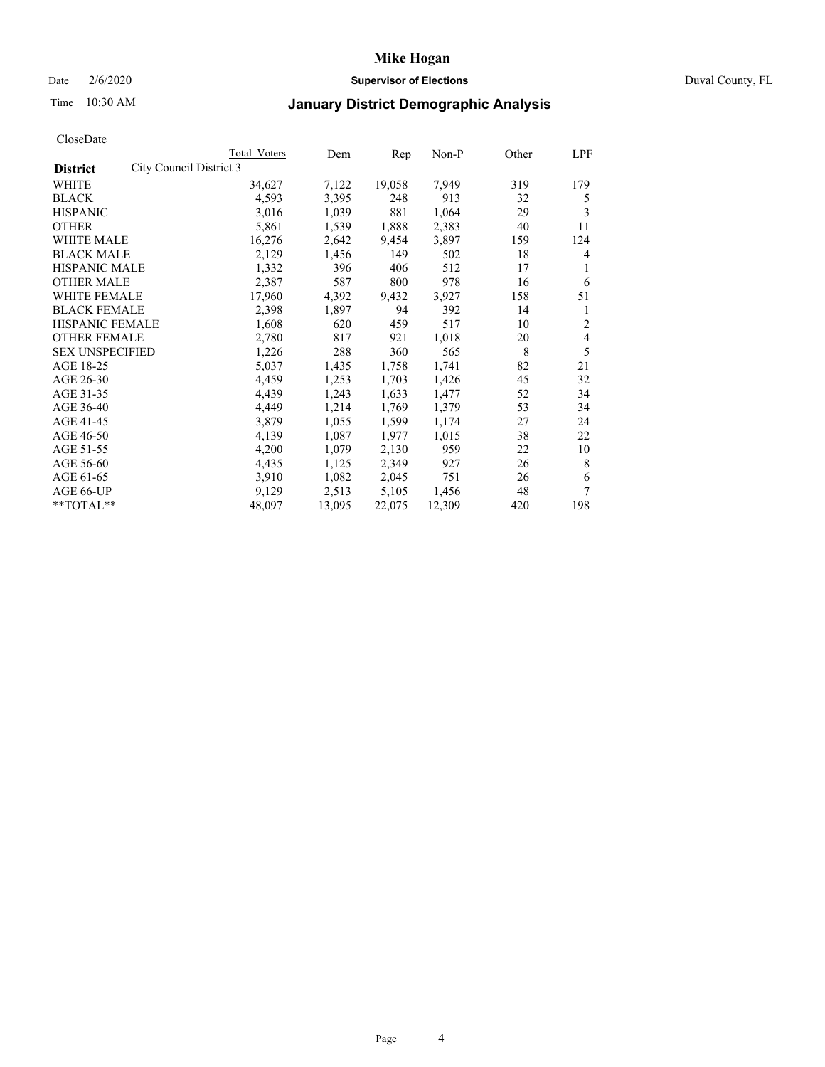# Mike Hogan

Date 2/6/2020 **Supervisor of Elections** Duval County, FL

Time 10:30 AM **January District Demographic Analysis**

CloseDate

| **District** | City Council District 3 | Total Voters | Dem | Rep | Non-P | Other | LPF |
|---|---|---|---|---|---|---|---|
| WHITE | | 34,627 | 7,122 | 19,058 | 7,949 | 319 | 179 |
| BLACK | | 4,593 | 3,395 | 248 | 913 | 32 | 5 |
| HISPANIC | | 3,016 | 1,039 | 881 | 1,064 | 29 | 3 |
| OTHER | | 5,861 | 1,539 | 1,888 | 2,383 | 40 | 11 |
| WHITE MALE | | 16,276 | 2,642 | 9,454 | 3,897 | 159 | 124 |
| BLACK MALE | | 2,129 | 1,456 | 149 | 502 | 18 | 4 |
| HISPANIC MALE | | 1,332 | 396 | 406 | 512 | 17 | 1 |
| OTHER MALE | | 2,387 | 587 | 800 | 978 | 16 | 6 |
| WHITE FEMALE | | 17,960 | 4,392 | 9,432 | 3,927 | 158 | 51 |
| BLACK FEMALE | | 2,398 | 1,897 | 94 | 392 | 14 | 1 |
| HISPANIC FEMALE | | 1,608 | 620 | 459 | 517 | 10 | 2 |
| OTHER FEMALE | | 2,780 | 817 | 921 | 1,018 | 20 | 4 |
| SEX UNSPECIFIED | | 1,226 | 288 | 360 | 565 | 8 | 5 |
| AGE 18-25 | | 5,037 | 1,435 | 1,758 | 1,741 | 82 | 21 |
| AGE 26-30 | | 4,459 | 1,253 | 1,703 | 1,426 | 45 | 32 |
| AGE 31-35 | | 4,439 | 1,243 | 1,633 | 1,477 | 52 | 34 |
| AGE 36-40 | | 4,449 | 1,214 | 1,769 | 1,379 | 53 | 34 |
| AGE 41-45 | | 3,879 | 1,055 | 1,599 | 1,174 | 27 | 24 |
| AGE 46-50 | | 4,139 | 1,087 | 1,977 | 1,015 | 38 | 22 |
| AGE 51-55 | | 4,200 | 1,079 | 2,130 | 959 | 22 | 10 |
| AGE 56-60 | | 4,435 | 1,125 | 2,349 | 927 | 26 | 8 |
| AGE 61-65 | | 3,910 | 1,082 | 2,045 | 751 | 26 | 6 |
| AGE 66-UP | | 9,129 | 2,513 | 5,105 | 1,456 | 48 | 7 |
| **TOTAL** | | 48,097 | 13,095 | 22,075 | 12,309 | 420 | 198 |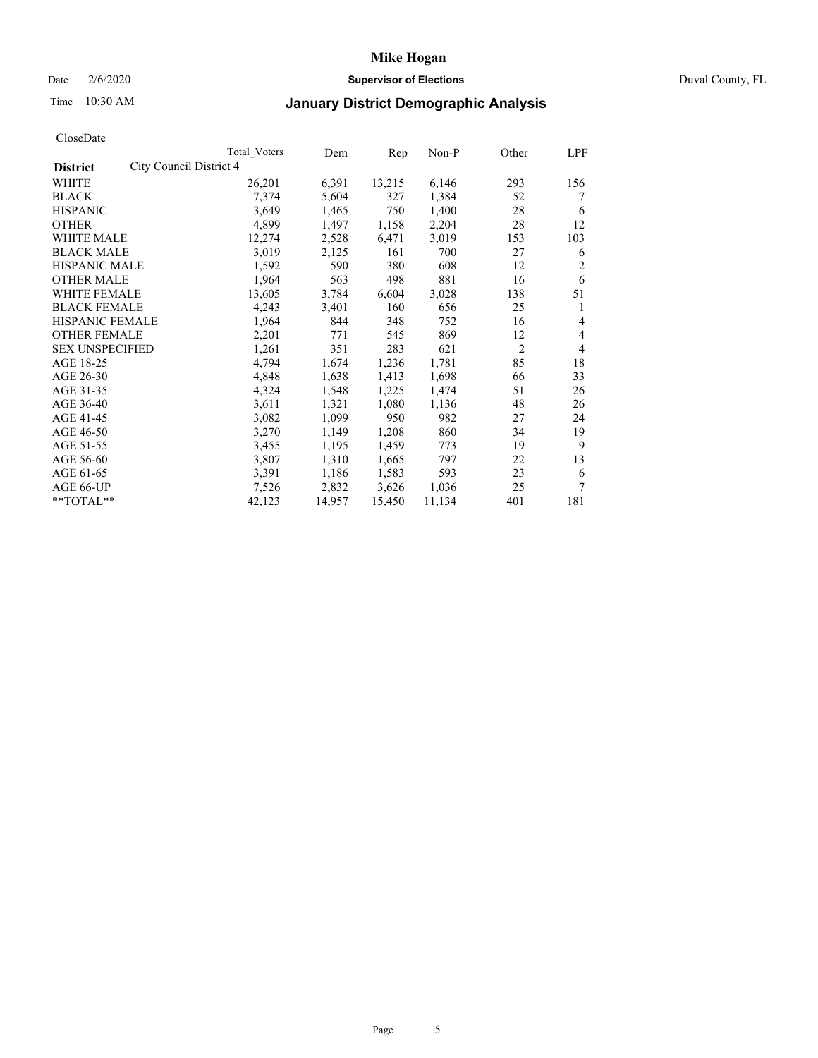# Mike Hogan

Date 2/6/2020 **Supervisor of Elections** Duval County, FL

Time 10:30 AM

## January District Demographic Analysis

CloseDate

| District | City Council District 4 | Total Voters | Dem | Rep | Non-P | Other | LPF |
|---|---|---|---|---|---|---|---|
| WHITE | | 26,201 | 6,391 | 13,215 | 6,146 | 293 | 156 |
| BLACK | | 7,374 | 5,604 | 327 | 1,384 | 52 | 7 |
| HISPANIC | | 3,649 | 1,465 | 750 | 1,400 | 28 | 6 |
| OTHER | | 4,899 | 1,497 | 1,158 | 2,204 | 28 | 12 |
| WHITE MALE | | 12,274 | 2,528 | 6,471 | 3,019 | 153 | 103 |
| BLACK MALE | | 3,019 | 2,125 | 161 | 700 | 27 | 6 |
| HISPANIC MALE | | 1,592 | 590 | 380 | 608 | 12 | 2 |
| OTHER MALE | | 1,964 | 563 | 498 | 881 | 16 | 6 |
| WHITE FEMALE | | 13,605 | 3,784 | 6,604 | 3,028 | 138 | 51 |
| BLACK FEMALE | | 4,243 | 3,401 | 160 | 656 | 25 | 1 |
| HISPANIC FEMALE | | 1,964 | 844 | 348 | 752 | 16 | 4 |
| OTHER FEMALE | | 2,201 | 771 | 545 | 869 | 12 | 4 |
| SEX UNSPECIFIED | | 1,261 | 351 | 283 | 621 | 2 | 4 |
| AGE 18-25 | | 4,794 | 1,674 | 1,236 | 1,781 | 85 | 18 |
| AGE 26-30 | | 4,848 | 1,638 | 1,413 | 1,698 | 66 | 33 |
| AGE 31-35 | | 4,324 | 1,548 | 1,225 | 1,474 | 51 | 26 |
| AGE 36-40 | | 3,611 | 1,321 | 1,080 | 1,136 | 48 | 26 |
| AGE 41-45 | | 3,082 | 1,099 | 950 | 982 | 27 | 24 |
| AGE 46-50 | | 3,270 | 1,149 | 1,208 | 860 | 34 | 19 |
| AGE 51-55 | | 3,455 | 1,195 | 1,459 | 773 | 19 | 9 |
| AGE 56-60 | | 3,807 | 1,310 | 1,665 | 797 | 22 | 13 |
| AGE 61-65 | | 3,391 | 1,186 | 1,583 | 593 | 23 | 6 |
| AGE 66-UP | | 7,526 | 2,832 | 3,626 | 1,036 | 25 | 7 |
| **TOTAL** | | 42,123 | 14,957 | 15,450 | 11,134 | 401 | 181 |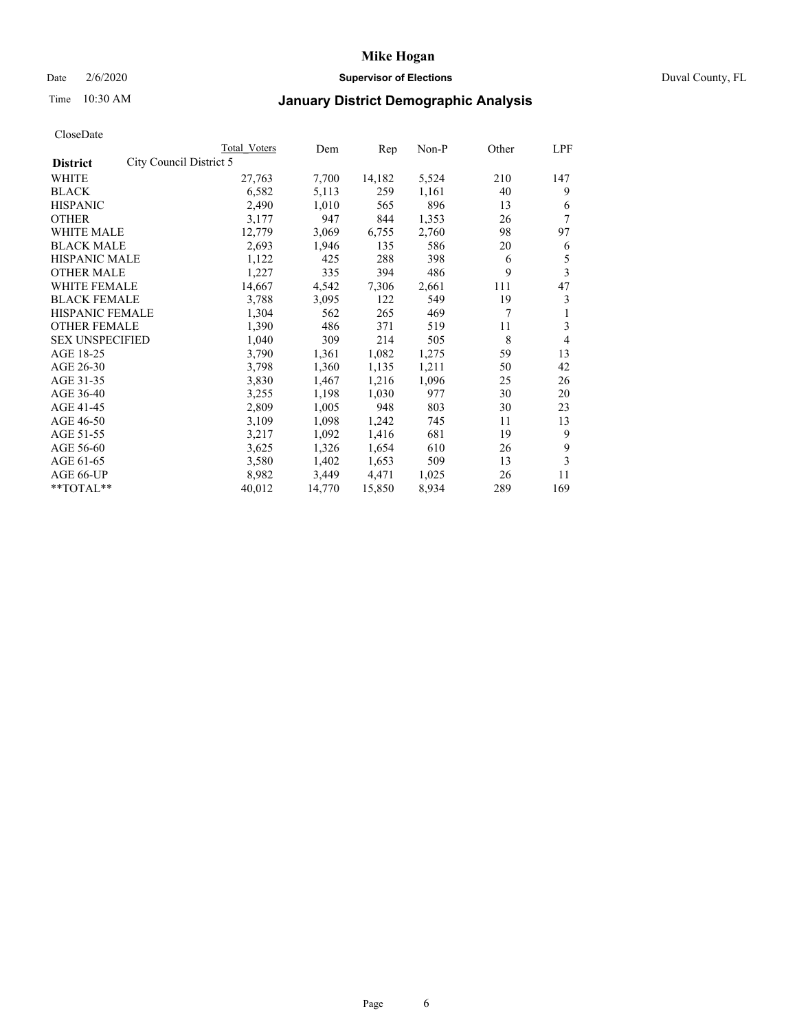# Mike Hogan

Date 2/6/2020 **Supervisor of Elections** Duval County, FL

Time 10:30 AM **January District Demographic Analysis**

CloseDate

| District | Total Voters | Dem | Rep | Non-P | Other | LPF |
|---|---|---|---|---|---|---|
| City Council District 5 | | | | | | |
| WHITE | 27,763 | 7,700 | 14,182 | 5,524 | 210 | 147 |
| BLACK | 6,582 | 5,113 | 259 | 1,161 | 40 | 9 |
| HISPANIC | 2,490 | 1,010 | 565 | 896 | 13 | 6 |
| OTHER | 3,177 | 947 | 844 | 1,353 | 26 | 7 |
| WHITE MALE | 12,779 | 3,069 | 6,755 | 2,760 | 98 | 97 |
| BLACK MALE | 2,693 | 1,946 | 135 | 586 | 20 | 6 |
| HISPANIC MALE | 1,122 | 425 | 288 | 398 | 6 | 5 |
| OTHER MALE | 1,227 | 335 | 394 | 486 | 9 | 3 |
| WHITE FEMALE | 14,667 | 4,542 | 7,306 | 2,661 | 111 | 47 |
| BLACK FEMALE | 3,788 | 3,095 | 122 | 549 | 19 | 3 |
| HISPANIC FEMALE | 1,304 | 562 | 265 | 469 | 7 | 1 |
| OTHER FEMALE | 1,390 | 486 | 371 | 519 | 11 | 3 |
| SEX UNSPECIFIED | 1,040 | 309 | 214 | 505 | 8 | 4 |
| AGE 18-25 | 3,790 | 1,361 | 1,082 | 1,275 | 59 | 13 |
| AGE 26-30 | 3,798 | 1,360 | 1,135 | 1,211 | 50 | 42 |
| AGE 31-35 | 3,830 | 1,467 | 1,216 | 1,096 | 25 | 26 |
| AGE 36-40 | 3,255 | 1,198 | 1,030 | 977 | 30 | 20 |
| AGE 41-45 | 2,809 | 1,005 | 948 | 803 | 30 | 23 |
| AGE 46-50 | 3,109 | 1,098 | 1,242 | 745 | 11 | 13 |
| AGE 51-55 | 3,217 | 1,092 | 1,416 | 681 | 19 | 9 |
| AGE 56-60 | 3,625 | 1,326 | 1,654 | 610 | 26 | 9 |
| AGE 61-65 | 3,580 | 1,402 | 1,653 | 509 | 13 | 3 |
| AGE 66-UP | 8,982 | 3,449 | 4,471 | 1,025 | 26 | 11 |
| **TOTAL** | 40,012 | 14,770 | 15,850 | 8,934 | 289 | 169 |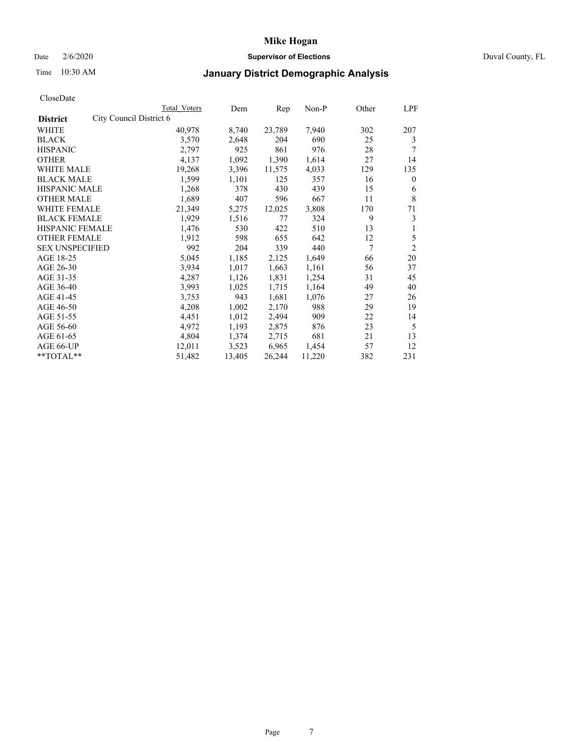# Mike Hogan

Date 2/6/2020 **Supervisor of Elections** Duval County, FL

Time 10:30 AM **January District Demographic Analysis**

CloseDate

| District | City Council District 6 | Total Voters | Dem | Rep | Non-P | Other | LPF |
|---|---|---|---|---|---|---|---|
| WHITE | | 40,978 | 8,740 | 23,789 | 7,940 | 302 | 207 |
| BLACK | | 3,570 | 2,648 | 204 | 690 | 25 | 3 |
| HISPANIC | | 2,797 | 925 | 861 | 976 | 28 | 7 |
| OTHER | | 4,137 | 1,092 | 1,390 | 1,614 | 27 | 14 |
| WHITE MALE | | 19,268 | 3,396 | 11,575 | 4,033 | 129 | 135 |
| BLACK MALE | | 1,599 | 1,101 | 125 | 357 | 16 | 0 |
| HISPANIC MALE | | 1,268 | 378 | 430 | 439 | 15 | 6 |
| OTHER MALE | | 1,689 | 407 | 596 | 667 | 11 | 8 |
| WHITE FEMALE | | 21,349 | 5,275 | 12,025 | 3,808 | 170 | 71 |
| BLACK FEMALE | | 1,929 | 1,516 | 77 | 324 | 9 | 3 |
| HISPANIC FEMALE | | 1,476 | 530 | 422 | 510 | 13 | 1 |
| OTHER FEMALE | | 1,912 | 598 | 655 | 642 | 12 | 5 |
| SEX UNSPECIFIED | | 992 | 204 | 339 | 440 | 7 | 2 |
| AGE 18-25 | | 5,045 | 1,185 | 2,125 | 1,649 | 66 | 20 |
| AGE 26-30 | | 3,934 | 1,017 | 1,663 | 1,161 | 56 | 37 |
| AGE 31-35 | | 4,287 | 1,126 | 1,831 | 1,254 | 31 | 45 |
| AGE 36-40 | | 3,993 | 1,025 | 1,715 | 1,164 | 49 | 40 |
| AGE 41-45 | | 3,753 | 943 | 1,681 | 1,076 | 27 | 26 |
| AGE 46-50 | | 4,208 | 1,002 | 2,170 | 988 | 29 | 19 |
| AGE 51-55 | | 4,451 | 1,012 | 2,494 | 909 | 22 | 14 |
| AGE 56-60 | | 4,972 | 1,193 | 2,875 | 876 | 23 | 5 |
| AGE 61-65 | | 4,804 | 1,374 | 2,715 | 681 | 21 | 13 |
| AGE 66-UP | | 12,011 | 3,523 | 6,965 | 1,454 | 57 | 12 |
| **TOTAL** | | 51,482 | 13,405 | 26,244 | 11,220 | 382 | 231 |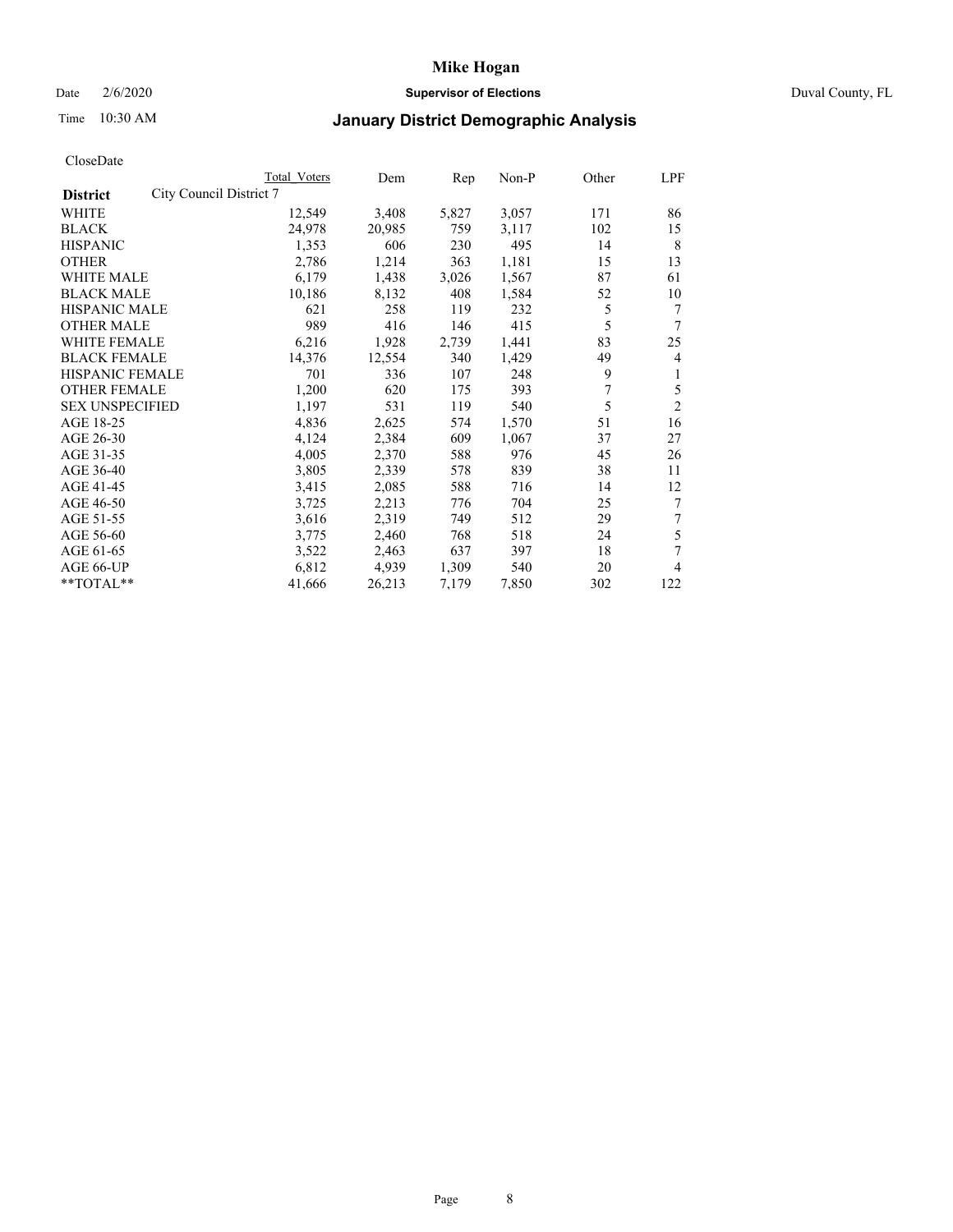# Mike Hogan

Date 2/6/2020 **Supervisor of Elections** Duval County, FL

Time 10:30 AM

## January District Demographic Analysis

CloseDate

| **District** | Total Voters | Dem | Rep | Non-P | Other | LPF |
|---|---|---|---|---|---|---|
| City Council District 7 | | | | | | |
| WHITE | 12,549 | 3,408 | 5,827 | 3,057 | 171 | 86 |
| BLACK | 24,978 | 20,985 | 759 | 3,117 | 102 | 15 |
| HISPANIC | 1,353 | 606 | 230 | 495 | 14 | 8 |
| OTHER | 2,786 | 1,214 | 363 | 1,181 | 15 | 13 |
| WHITE MALE | 6,179 | 1,438 | 3,026 | 1,567 | 87 | 61 |
| BLACK MALE | 10,186 | 8,132 | 408 | 1,584 | 52 | 10 |
| HISPANIC MALE | 621 | 258 | 119 | 232 | 5 | 7 |
| OTHER MALE | 989 | 416 | 146 | 415 | 5 | 7 |
| WHITE FEMALE | 6,216 | 1,928 | 2,739 | 1,441 | 83 | 25 |
| BLACK FEMALE | 14,376 | 12,554 | 340 | 1,429 | 49 | 4 |
| HISPANIC FEMALE | 701 | 336 | 107 | 248 | 9 | 1 |
| OTHER FEMALE | 1,200 | 620 | 175 | 393 | 7 | 5 |
| SEX UNSPECIFIED | 1,197 | 531 | 119 | 540 | 5 | 2 |
| AGE 18-25 | 4,836 | 2,625 | 574 | 1,570 | 51 | 16 |
| AGE 26-30 | 4,124 | 2,384 | 609 | 1,067 | 37 | 27 |
| AGE 31-35 | 4,005 | 2,370 | 588 | 976 | 45 | 26 |
| AGE 36-40 | 3,805 | 2,339 | 578 | 839 | 38 | 11 |
| AGE 41-45 | 3,415 | 2,085 | 588 | 716 | 14 | 12 |
| AGE 46-50 | 3,725 | 2,213 | 776 | 704 | 25 | 7 |
| AGE 51-55 | 3,616 | 2,319 | 749 | 512 | 29 | 7 |
| AGE 56-60 | 3,775 | 2,460 | 768 | 518 | 24 | 5 |
| AGE 61-65 | 3,522 | 2,463 | 637 | 397 | 18 | 7 |
| AGE 66-UP | 6,812 | 4,939 | 1,309 | 540 | 20 | 4 |
| **TOTAL** | 41,666 | 26,213 | 7,179 | 7,850 | 302 | 122 |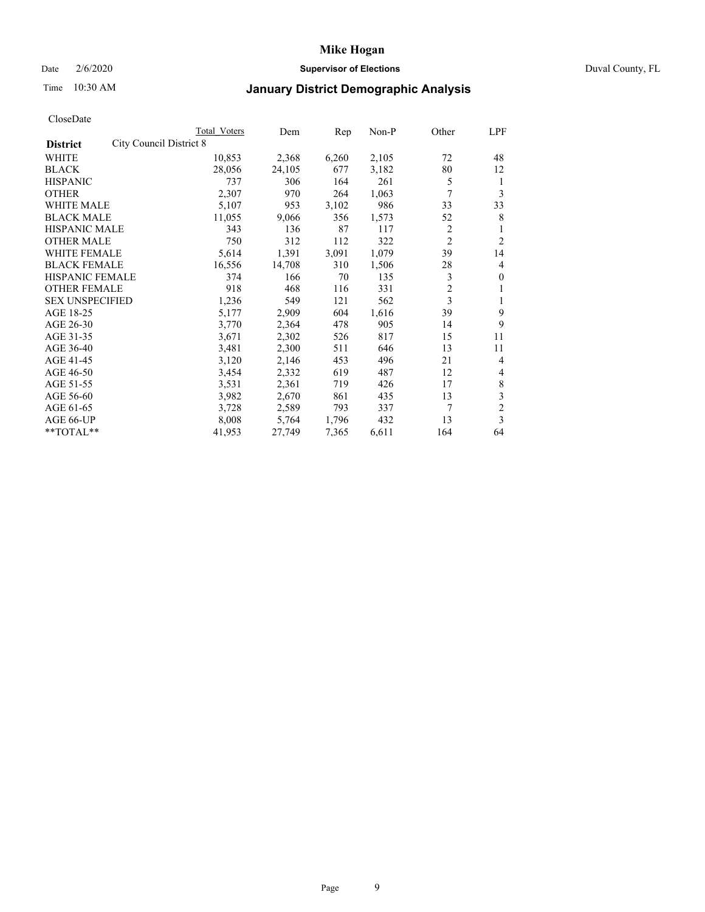Mike Hogan

Date 2/6/2020 **Supervisor of Elections** Duval County, FL

Time 10:30 AM

## January District Demographic Analysis

CloseDate

| **District** | City Council District 8 | Total Voters | Dem | Rep | Non-P | Other | LPF |
|---|---|---|---|---|---|---|---|
| WHITE | | 10,853 | 2,368 | 6,260 | 2,105 | 72 | 48 |
| BLACK | | 28,056 | 24,105 | 677 | 3,182 | 80 | 12 |
| HISPANIC | | 737 | 306 | 164 | 261 | 5 | 1 |
| OTHER | | 2,307 | 970 | 264 | 1,063 | 7 | 3 |
| WHITE MALE | | 5,107 | 953 | 3,102 | 986 | 33 | 33 |
| BLACK MALE | | 11,055 | 9,066 | 356 | 1,573 | 52 | 8 |
| HISPANIC MALE | | 343 | 136 | 87 | 117 | 2 | 1 |
| OTHER MALE | | 750 | 312 | 112 | 322 | 2 | 2 |
| WHITE FEMALE | | 5,614 | 1,391 | 3,091 | 1,079 | 39 | 14 |
| BLACK FEMALE | | 16,556 | 14,708 | 310 | 1,506 | 28 | 4 |
| HISPANIC FEMALE | | 374 | 166 | 70 | 135 | 3 | 0 |
| OTHER FEMALE | | 918 | 468 | 116 | 331 | 2 | 1 |
| SEX UNSPECIFIED | | 1,236 | 549 | 121 | 562 | 3 | 1 |
| AGE 18-25 | | 5,177 | 2,909 | 604 | 1,616 | 39 | 9 |
| AGE 26-30 | | 3,770 | 2,364 | 478 | 905 | 14 | 9 |
| AGE 31-35 | | 3,671 | 2,302 | 526 | 817 | 15 | 11 |
| AGE 36-40 | | 3,481 | 2,300 | 511 | 646 | 13 | 11 |
| AGE 41-45 | | 3,120 | 2,146 | 453 | 496 | 21 | 4 |
| AGE 46-50 | | 3,454 | 2,332 | 619 | 487 | 12 | 4 |
| AGE 51-55 | | 3,531 | 2,361 | 719 | 426 | 17 | 8 |
| AGE 56-60 | | 3,982 | 2,670 | 861 | 435 | 13 | 3 |
| AGE 61-65 | | 3,728 | 2,589 | 793 | 337 | 7 | 2 |
| AGE 66-UP | | 8,008 | 5,764 | 1,796 | 432 | 13 | 3 |
| **TOTAL** | | 41,953 | 27,749 | 7,365 | 6,611 | 164 | 64 |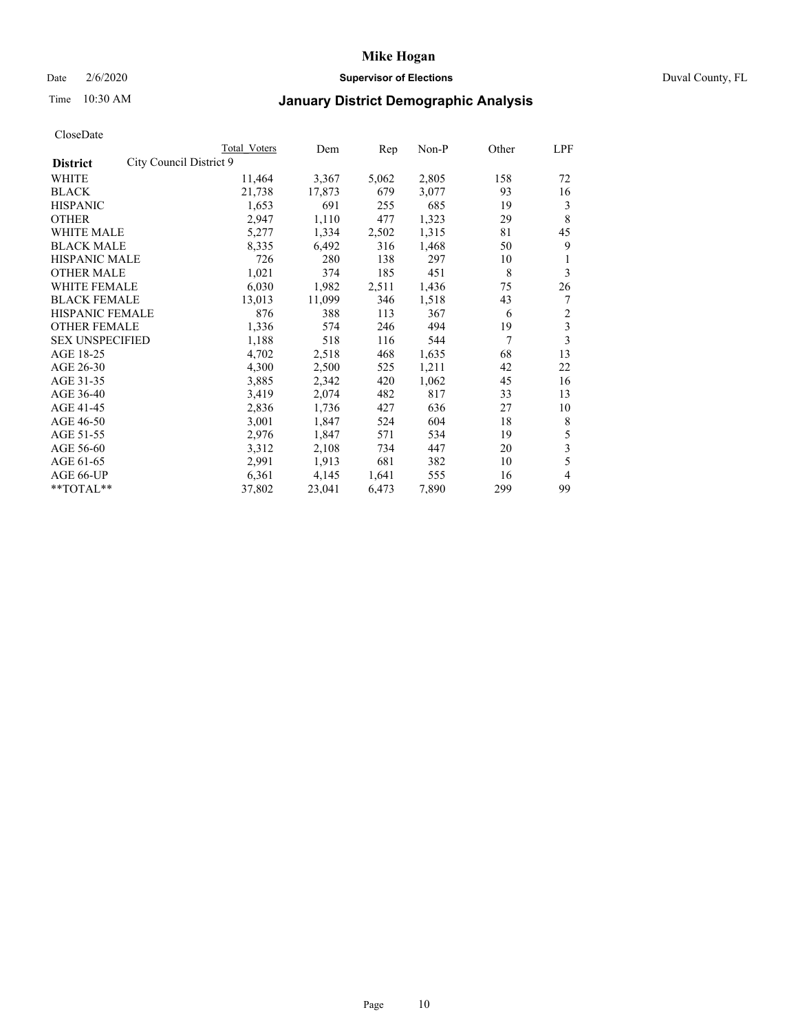Date 2/6/2020

Time 10:30 AM

# Mike Hogan

**Supervisor of Elections**

Duval County, FL

## January District Demographic Analysis

CloseDate

| District | Total Voters | Dem | Rep | Non-P | Other | LPF |
|---|---|---|---|---|---|---|
| City Council District 9 | | | | | | |
| WHITE | 11,464 | 3,367 | 5,062 | 2,805 | 158 | 72 |
| BLACK | 21,738 | 17,873 | 679 | 3,077 | 93 | 16 |
| HISPANIC | 1,653 | 691 | 255 | 685 | 19 | 3 |
| OTHER | 2,947 | 1,110 | 477 | 1,323 | 29 | 8 |
| WHITE MALE | 5,277 | 1,334 | 2,502 | 1,315 | 81 | 45 |
| BLACK MALE | 8,335 | 6,492 | 316 | 1,468 | 50 | 9 |
| HISPANIC MALE | 726 | 280 | 138 | 297 | 10 | 1 |
| OTHER MALE | 1,021 | 374 | 185 | 451 | 8 | 3 |
| WHITE FEMALE | 6,030 | 1,982 | 2,511 | 1,436 | 75 | 26 |
| BLACK FEMALE | 13,013 | 11,099 | 346 | 1,518 | 43 | 7 |
| HISPANIC FEMALE | 876 | 388 | 113 | 367 | 6 | 2 |
| OTHER FEMALE | 1,336 | 574 | 246 | 494 | 19 | 3 |
| SEX UNSPECIFIED | 1,188 | 518 | 116 | 544 | 7 | 3 |
| AGE 18-25 | 4,702 | 2,518 | 468 | 1,635 | 68 | 13 |
| AGE 26-30 | 4,300 | 2,500 | 525 | 1,211 | 42 | 22 |
| AGE 31-35 | 3,885 | 2,342 | 420 | 1,062 | 45 | 16 |
| AGE 36-40 | 3,419 | 2,074 | 482 | 817 | 33 | 13 |
| AGE 41-45 | 2,836 | 1,736 | 427 | 636 | 27 | 10 |
| AGE 46-50 | 3,001 | 1,847 | 524 | 604 | 18 | 8 |
| AGE 51-55 | 2,976 | 1,847 | 571 | 534 | 19 | 5 |
| AGE 56-60 | 3,312 | 2,108 | 734 | 447 | 20 | 3 |
| AGE 61-65 | 2,991 | 1,913 | 681 | 382 | 10 | 5 |
| AGE 66-UP | 6,361 | 4,145 | 1,641 | 555 | 16 | 4 |
| **TOTAL** | 37,802 | 23,041 | 6,473 | 7,890 | 299 | 99 |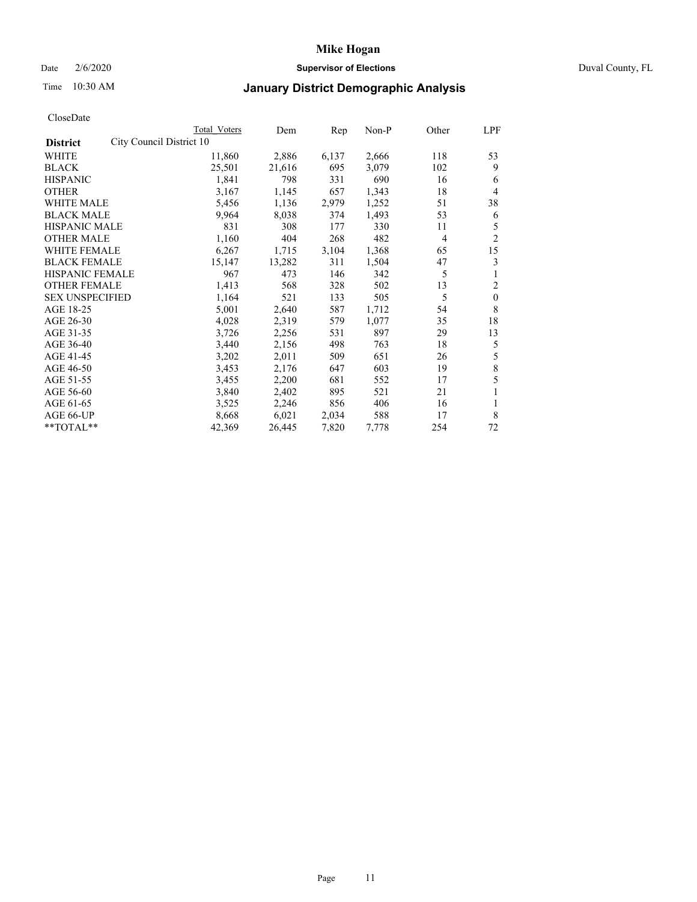# Mike Hogan

Date 2/6/2020 **Supervisor of Elections** Duval County, FL

Time 10:30 AM

## January District Demographic Analysis

CloseDate

| **District** | City Council District 10 | Total Voters | Dem | Rep | Non-P | Other | LPF |
|---|---|---|---|---|---|---|---|
| WHITE | | 11,860 | 2,886 | 6,137 | 2,666 | 118 | 53 |
| BLACK | | 25,501 | 21,616 | 695 | 3,079 | 102 | 9 |
| HISPANIC | | 1,841 | 798 | 331 | 690 | 16 | 6 |
| OTHER | | 3,167 | 1,145 | 657 | 1,343 | 18 | 4 |
| WHITE MALE | | 5,456 | 1,136 | 2,979 | 1,252 | 51 | 38 |
| BLACK MALE | | 9,964 | 8,038 | 374 | 1,493 | 53 | 6 |
| HISPANIC MALE | | 831 | 308 | 177 | 330 | 11 | 5 |
| OTHER MALE | | 1,160 | 404 | 268 | 482 | 4 | 2 |
| WHITE FEMALE | | 6,267 | 1,715 | 3,104 | 1,368 | 65 | 15 |
| BLACK FEMALE | | 15,147 | 13,282 | 311 | 1,504 | 47 | 3 |
| HISPANIC FEMALE | | 967 | 473 | 146 | 342 | 5 | 1 |
| OTHER FEMALE | | 1,413 | 568 | 328 | 502 | 13 | 2 |
| SEX UNSPECIFIED | | 1,164 | 521 | 133 | 505 | 5 | 0 |
| AGE 18-25 | | 5,001 | 2,640 | 587 | 1,712 | 54 | 8 |
| AGE 26-30 | | 4,028 | 2,319 | 579 | 1,077 | 35 | 18 |
| AGE 31-35 | | 3,726 | 2,256 | 531 | 897 | 29 | 13 |
| AGE 36-40 | | 3,440 | 2,156 | 498 | 763 | 18 | 5 |
| AGE 41-45 | | 3,202 | 2,011 | 509 | 651 | 26 | 5 |
| AGE 46-50 | | 3,453 | 2,176 | 647 | 603 | 19 | 8 |
| AGE 51-55 | | 3,455 | 2,200 | 681 | 552 | 17 | 5 |
| AGE 56-60 | | 3,840 | 2,402 | 895 | 521 | 21 | 1 |
| AGE 61-65 | | 3,525 | 2,246 | 856 | 406 | 16 | 1 |
| AGE 66-UP | | 8,668 | 6,021 | 2,034 | 588 | 17 | 8 |
| **TOTAL** | | 42,369 | 26,445 | 7,820 | 7,778 | 254 | 72 |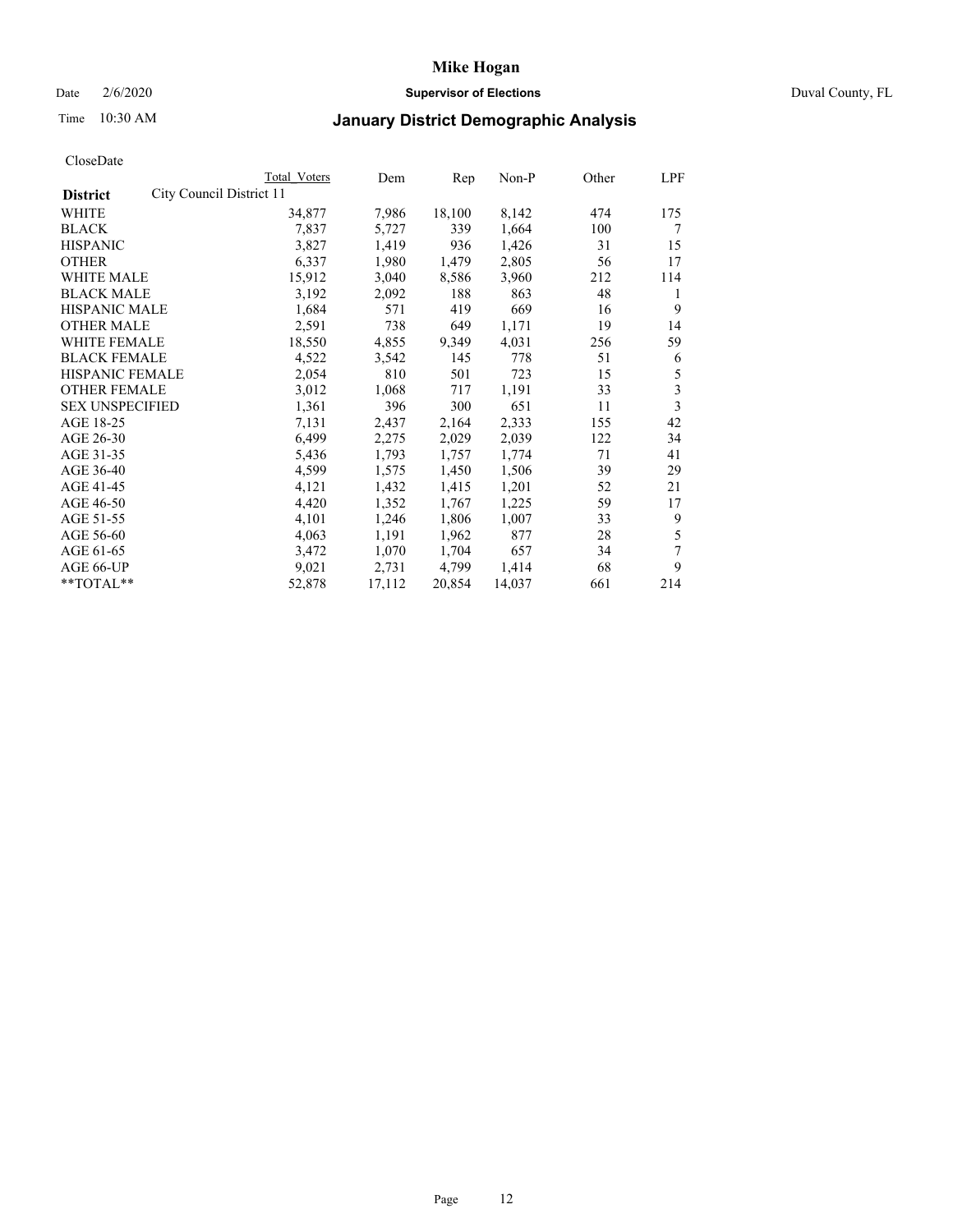CloseDate

| District | City Council District 11 | Total Voters | Dem | Rep | Non-P | Other | LPF |
|---|---|---|---|---|---|---|---|
| WHITE | | 34,877 | 7,986 | 18,100 | 8,142 | 474 | 175 |
| BLACK | | 7,837 | 5,727 | 339 | 1,664 | 100 | 7 |
| HISPANIC | | 3,827 | 1,419 | 936 | 1,426 | 31 | 15 |
| OTHER | | 6,337 | 1,980 | 1,479 | 2,805 | 56 | 17 |
| WHITE MALE | | 15,912 | 3,040 | 8,586 | 3,960 | 212 | 114 |
| BLACK MALE | | 3,192 | 2,092 | 188 | 863 | 48 | 1 |
| HISPANIC MALE | | 1,684 | 571 | 419 | 669 | 16 | 9 |
| OTHER MALE | | 2,591 | 738 | 649 | 1,171 | 19 | 14 |
| WHITE FEMALE | | 18,550 | 4,855 | 9,349 | 4,031 | 256 | 59 |
| BLACK FEMALE | | 4,522 | 3,542 | 145 | 778 | 51 | 6 |
| HISPANIC FEMALE | | 2,054 | 810 | 501 | 723 | 15 | 5 |
| OTHER FEMALE | | 3,012 | 1,068 | 717 | 1,191 | 33 | 3 |
| SEX UNSPECIFIED | | 1,361 | 396 | 300 | 651 | 11 | 3 |
| AGE 18-25 | | 7,131 | 2,437 | 2,164 | 2,333 | 155 | 42 |
| AGE 26-30 | | 6,499 | 2,275 | 2,029 | 2,039 | 122 | 34 |
| AGE 31-35 | | 5,436 | 1,793 | 1,757 | 1,774 | 71 | 41 |
| AGE 36-40 | | 4,599 | 1,575 | 1,450 | 1,506 | 39 | 29 |
| AGE 41-45 | | 4,121 | 1,432 | 1,415 | 1,201 | 52 | 21 |
| AGE 46-50 | | 4,420 | 1,352 | 1,767 | 1,225 | 59 | 17 |
| AGE 51-55 | | 4,101 | 1,246 | 1,806 | 1,007 | 33 | 9 |
| AGE 56-60 | | 4,063 | 1,191 | 1,962 | 877 | 28 | 5 |
| AGE 61-65 | | 3,472 | 1,070 | 1,704 | 657 | 34 | 7 |
| AGE 66-UP | | 9,021 | 2,731 | 4,799 | 1,414 | 68 | 9 |
| **TOTAL** | | 52,878 | 17,112 | 20,854 | 14,037 | 661 | 214 |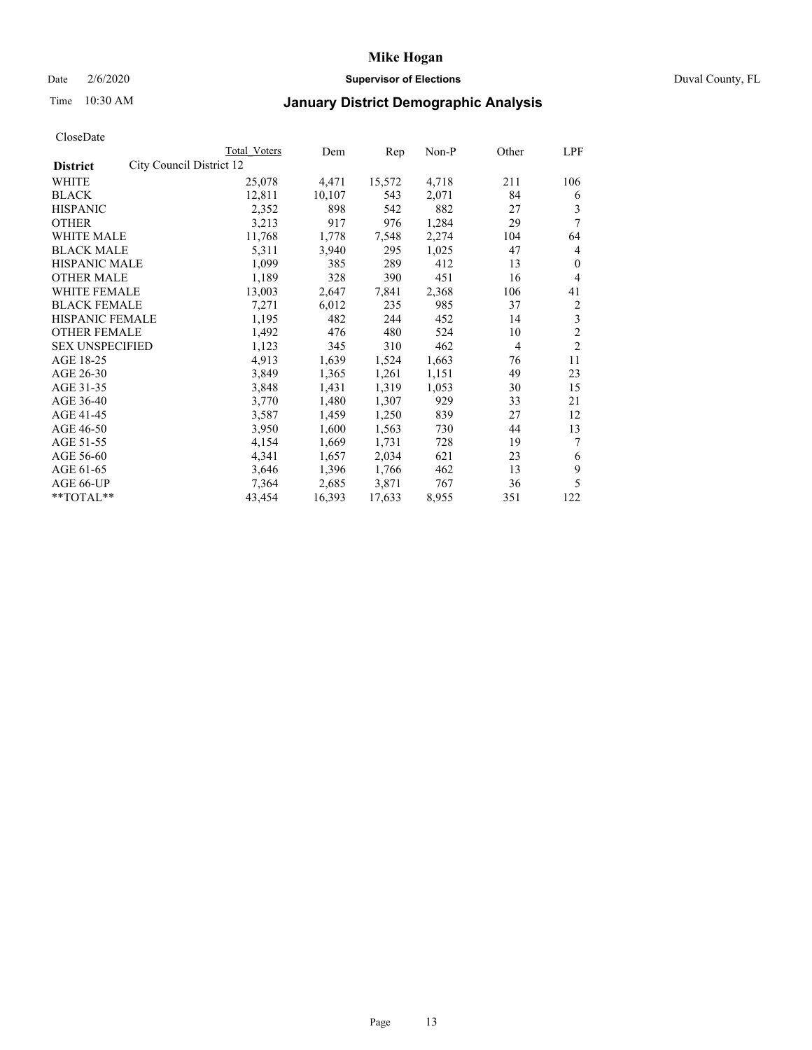# Mike Hogan

Date 2/6/2020 **Supervisor of Elections** Duval County, FL

Time 10:30 AM **January District Demographic Analysis**

CloseDate

| District | City Council District 12 | Total Voters | Dem | Rep | Non-P | Other | LPF |
|---|---|---|---|---|---|---|---|
| WHITE | | 25,078 | 4,471 | 15,572 | 4,718 | 211 | 106 |
| BLACK | | 12,811 | 10,107 | 543 | 2,071 | 84 | 6 |
| HISPANIC | | 2,352 | 898 | 542 | 882 | 27 | 3 |
| OTHER | | 3,213 | 917 | 976 | 1,284 | 29 | 7 |
| WHITE MALE | | 11,768 | 1,778 | 7,548 | 2,274 | 104 | 64 |
| BLACK MALE | | 5,311 | 3,940 | 295 | 1,025 | 47 | 4 |
| HISPANIC MALE | | 1,099 | 385 | 289 | 412 | 13 | 0 |
| OTHER MALE | | 1,189 | 328 | 390 | 451 | 16 | 4 |
| WHITE FEMALE | | 13,003 | 2,647 | 7,841 | 2,368 | 106 | 41 |
| BLACK FEMALE | | 7,271 | 6,012 | 235 | 985 | 37 | 2 |
| HISPANIC FEMALE | | 1,195 | 482 | 244 | 452 | 14 | 3 |
| OTHER FEMALE | | 1,492 | 476 | 480 | 524 | 10 | 2 |
| SEX UNSPECIFIED | | 1,123 | 345 | 310 | 462 | 4 | 2 |
| AGE 18-25 | | 4,913 | 1,639 | 1,524 | 1,663 | 76 | 11 |
| AGE 26-30 | | 3,849 | 1,365 | 1,261 | 1,151 | 49 | 23 |
| AGE 31-35 | | 3,848 | 1,431 | 1,319 | 1,053 | 30 | 15 |
| AGE 36-40 | | 3,770 | 1,480 | 1,307 | 929 | 33 | 21 |
| AGE 41-45 | | 3,587 | 1,459 | 1,250 | 839 | 27 | 12 |
| AGE 46-50 | | 3,950 | 1,600 | 1,563 | 730 | 44 | 13 |
| AGE 51-55 | | 4,154 | 1,669 | 1,731 | 728 | 19 | 7 |
| AGE 56-60 | | 4,341 | 1,657 | 2,034 | 621 | 23 | 6 |
| AGE 61-65 | | 3,646 | 1,396 | 1,766 | 462 | 13 | 9 |
| AGE 66-UP | | 7,364 | 2,685 | 3,871 | 767 | 36 | 5 |
| **TOTAL** | | 43,454 | 16,393 | 17,633 | 8,955 | 351 | 122 |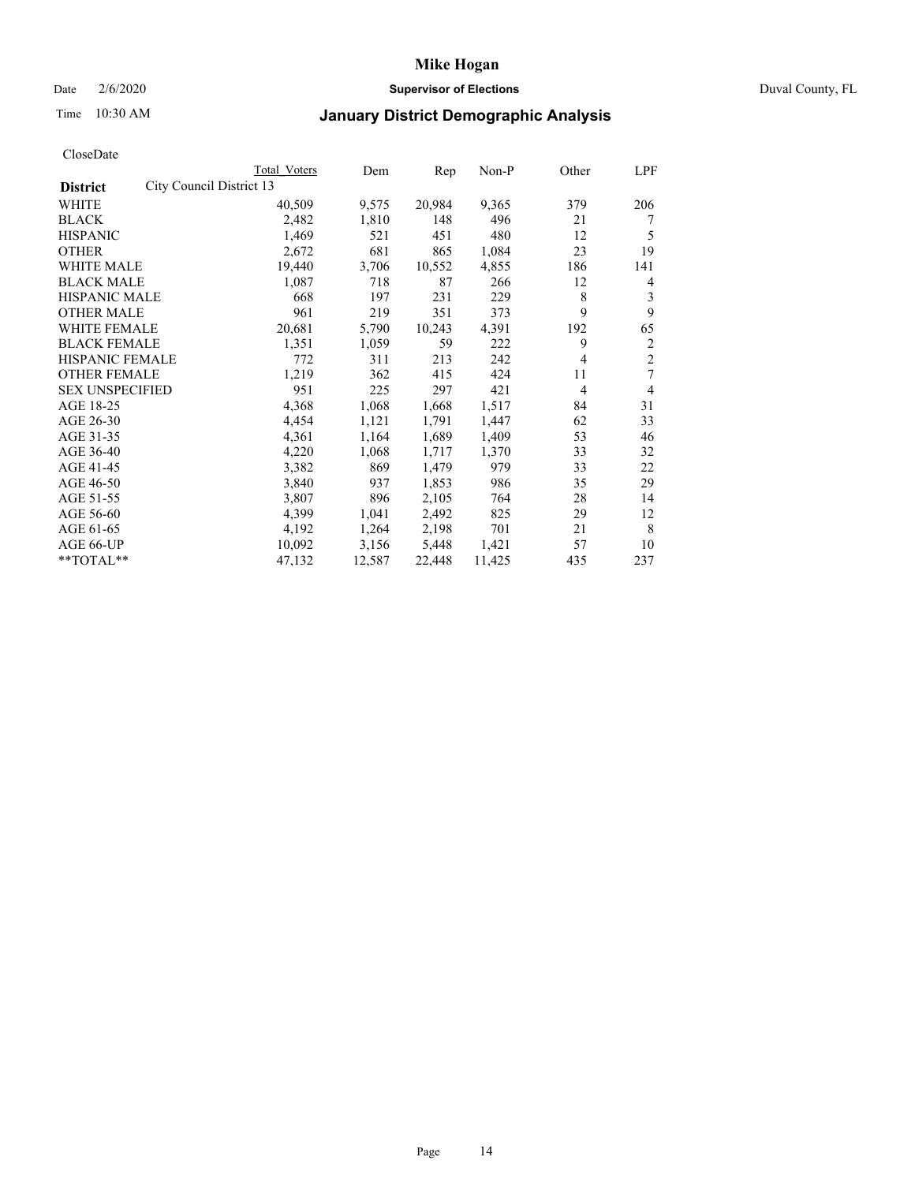# Mike Hogan

Date 2/6/2020 **Supervisor of Elections** Duval County, FL

Time 10:30 AM **January District Demographic Analysis**

CloseDate

| District | City Council District 13 | Total Voters | Dem | Rep | Non-P | Other | LPF |
|---|---|---|---|---|---|---|---|
| WHITE | | 40,509 | 9,575 | 20,984 | 9,365 | 379 | 206 |
| BLACK | | 2,482 | 1,810 | 148 | 496 | 21 | 7 |
| HISPANIC | | 1,469 | 521 | 451 | 480 | 12 | 5 |
| OTHER | | 2,672 | 681 | 865 | 1,084 | 23 | 19 |
| WHITE MALE | | 19,440 | 3,706 | 10,552 | 4,855 | 186 | 141 |
| BLACK MALE | | 1,087 | 718 | 87 | 266 | 12 | 4 |
| HISPANIC MALE | | 668 | 197 | 231 | 229 | 8 | 3 |
| OTHER MALE | | 961 | 219 | 351 | 373 | 9 | 9 |
| WHITE FEMALE | | 20,681 | 5,790 | 10,243 | 4,391 | 192 | 65 |
| BLACK FEMALE | | 1,351 | 1,059 | 59 | 222 | 9 | 2 |
| HISPANIC FEMALE | | 772 | 311 | 213 | 242 | 4 | 2 |
| OTHER FEMALE | | 1,219 | 362 | 415 | 424 | 11 | 7 |
| SEX UNSPECIFIED | | 951 | 225 | 297 | 421 | 4 | 4 |
| AGE 18-25 | | 4,368 | 1,068 | 1,668 | 1,517 | 84 | 31 |
| AGE 26-30 | | 4,454 | 1,121 | 1,791 | 1,447 | 62 | 33 |
| AGE 31-35 | | 4,361 | 1,164 | 1,689 | 1,409 | 53 | 46 |
| AGE 36-40 | | 4,220 | 1,068 | 1,717 | 1,370 | 33 | 32 |
| AGE 41-45 | | 3,382 | 869 | 1,479 | 979 | 33 | 22 |
| AGE 46-50 | | 3,840 | 937 | 1,853 | 986 | 35 | 29 |
| AGE 51-55 | | 3,807 | 896 | 2,105 | 764 | 28 | 14 |
| AGE 56-60 | | 4,399 | 1,041 | 2,492 | 825 | 29 | 12 |
| AGE 61-65 | | 4,192 | 1,264 | 2,198 | 701 | 21 | 8 |
| AGE 66-UP | | 10,092 | 3,156 | 5,448 | 1,421 | 57 | 10 |
| **TOTAL** | | 47,132 | 12,587 | 22,448 | 11,425 | 435 | 237 |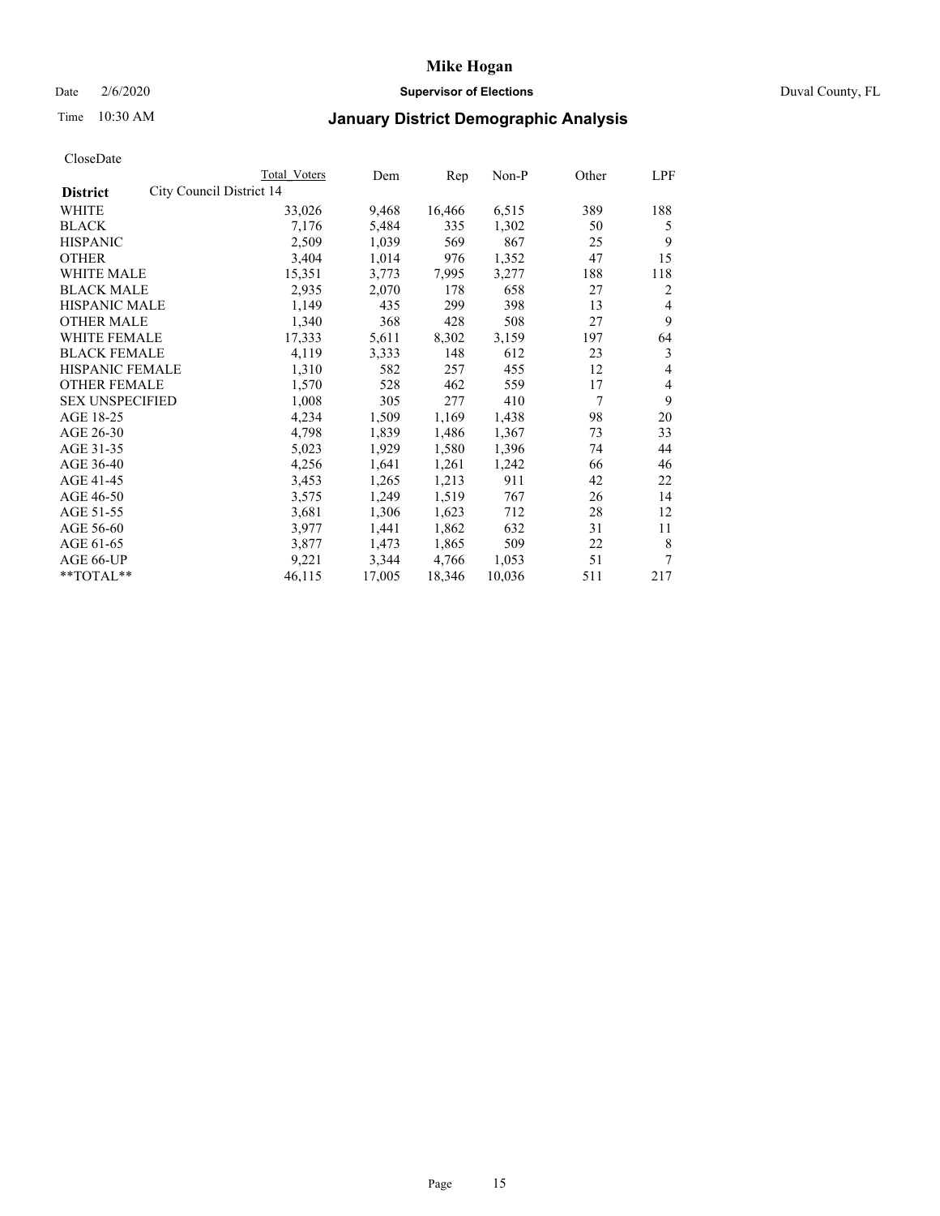# Mike Hogan

Date 2/6/2020 **Supervisor of Elections** Duval County, FL

Time 10:30 AM **January District Demographic Analysis**

CloseDate

| District | City Council District 14 Total Voters | Dem | Rep | Non-P | Other | LPF |
|---|---|---|---|---|---|---|
| WHITE | 33,026 | 9,468 | 16,466 | 6,515 | 389 | 188 |
| BLACK | 7,176 | 5,484 | 335 | 1,302 | 50 | 5 |
| HISPANIC | 2,509 | 1,039 | 569 | 867 | 25 | 9 |
| OTHER | 3,404 | 1,014 | 976 | 1,352 | 47 | 15 |
| WHITE MALE | 15,351 | 3,773 | 7,995 | 3,277 | 188 | 118 |
| BLACK MALE | 2,935 | 2,070 | 178 | 658 | 27 | 2 |
| HISPANIC MALE | 1,149 | 435 | 299 | 398 | 13 | 4 |
| OTHER MALE | 1,340 | 368 | 428 | 508 | 27 | 9 |
| WHITE FEMALE | 17,333 | 5,611 | 8,302 | 3,159 | 197 | 64 |
| BLACK FEMALE | 4,119 | 3,333 | 148 | 612 | 23 | 3 |
| HISPANIC FEMALE | 1,310 | 582 | 257 | 455 | 12 | 4 |
| OTHER FEMALE | 1,570 | 528 | 462 | 559 | 17 | 4 |
| SEX UNSPECIFIED | 1,008 | 305 | 277 | 410 | 7 | 9 |
| AGE 18-25 | 4,234 | 1,509 | 1,169 | 1,438 | 98 | 20 |
| AGE 26-30 | 4,798 | 1,839 | 1,486 | 1,367 | 73 | 33 |
| AGE 31-35 | 5,023 | 1,929 | 1,580 | 1,396 | 74 | 44 |
| AGE 36-40 | 4,256 | 1,641 | 1,261 | 1,242 | 66 | 46 |
| AGE 41-45 | 3,453 | 1,265 | 1,213 | 911 | 42 | 22 |
| AGE 46-50 | 3,575 | 1,249 | 1,519 | 767 | 26 | 14 |
| AGE 51-55 | 3,681 | 1,306 | 1,623 | 712 | 28 | 12 |
| AGE 56-60 | 3,977 | 1,441 | 1,862 | 632 | 31 | 11 |
| AGE 61-65 | 3,877 | 1,473 | 1,865 | 509 | 22 | 8 |
| AGE 66-UP | 9,221 | 3,344 | 4,766 | 1,053 | 51 | 7 |
| **TOTAL** | 46,115 | 17,005 | 18,346 | 10,036 | 511 | 217 |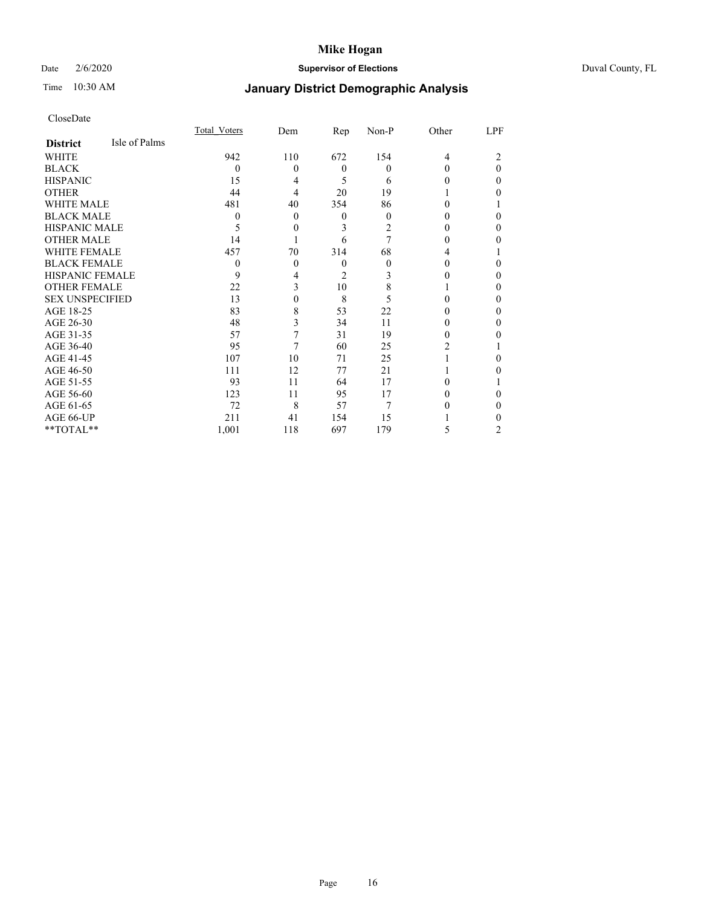# Mike Hogan

Date 2/6/2020 **Supervisor of Elections** Duval County, FL

Time 10:30 AM **January District Demographic Analysis**

CloseDate

| **District** Isle of Palms | Total_Voters | Dem | Rep | Non-P | Other | LPF |
|---|---|---|---|---|---|---|
| WHITE | 942 | 110 | 672 | 154 | 4 | 2 |
| BLACK | 0 | 0 | 0 | 0 | 0 | 0 |
| HISPANIC | 15 | 4 | 5 | 6 | 0 | 0 |
| OTHER | 44 | 4 | 20 | 19 | 1 | 0 |
| WHITE MALE | 481 | 40 | 354 | 86 | 0 | 1 |
| BLACK MALE | 0 | 0 | 0 | 0 | 0 | 0 |
| HISPANIC MALE | 5 | 0 | 3 | 2 | 0 | 0 |
| OTHER MALE | 14 | 1 | 6 | 7 | 0 | 0 |
| WHITE FEMALE | 457 | 70 | 314 | 68 | 4 | 1 |
| BLACK FEMALE | 0 | 0 | 0 | 0 | 0 | 0 |
| HISPANIC FEMALE | 9 | 4 | 2 | 3 | 0 | 0 |
| OTHER FEMALE | 22 | 3 | 10 | 8 | 1 | 0 |
| SEX UNSPECIFIED | 13 | 0 | 8 | 5 | 0 | 0 |
| AGE 18-25 | 83 | 8 | 53 | 22 | 0 | 0 |
| AGE 26-30 | 48 | 3 | 34 | 11 | 0 | 0 |
| AGE 31-35 | 57 | 7 | 31 | 19 | 0 | 0 |
| AGE 36-40 | 95 | 7 | 60 | 25 | 2 | 1 |
| AGE 41-45 | 107 | 10 | 71 | 25 | 1 | 0 |
| AGE 46-50 | 111 | 12 | 77 | 21 | 1 | 0 |
| AGE 51-55 | 93 | 11 | 64 | 17 | 0 | 1 |
| AGE 56-60 | 123 | 11 | 95 | 17 | 0 | 0 |
| AGE 61-65 | 72 | 8 | 57 | 7 | 0 | 0 |
| AGE 66-UP | 211 | 41 | 154 | 15 | 1 | 0 |
| **TOTAL** | 1,001 | 118 | 697 | 179 | 5 | 2 |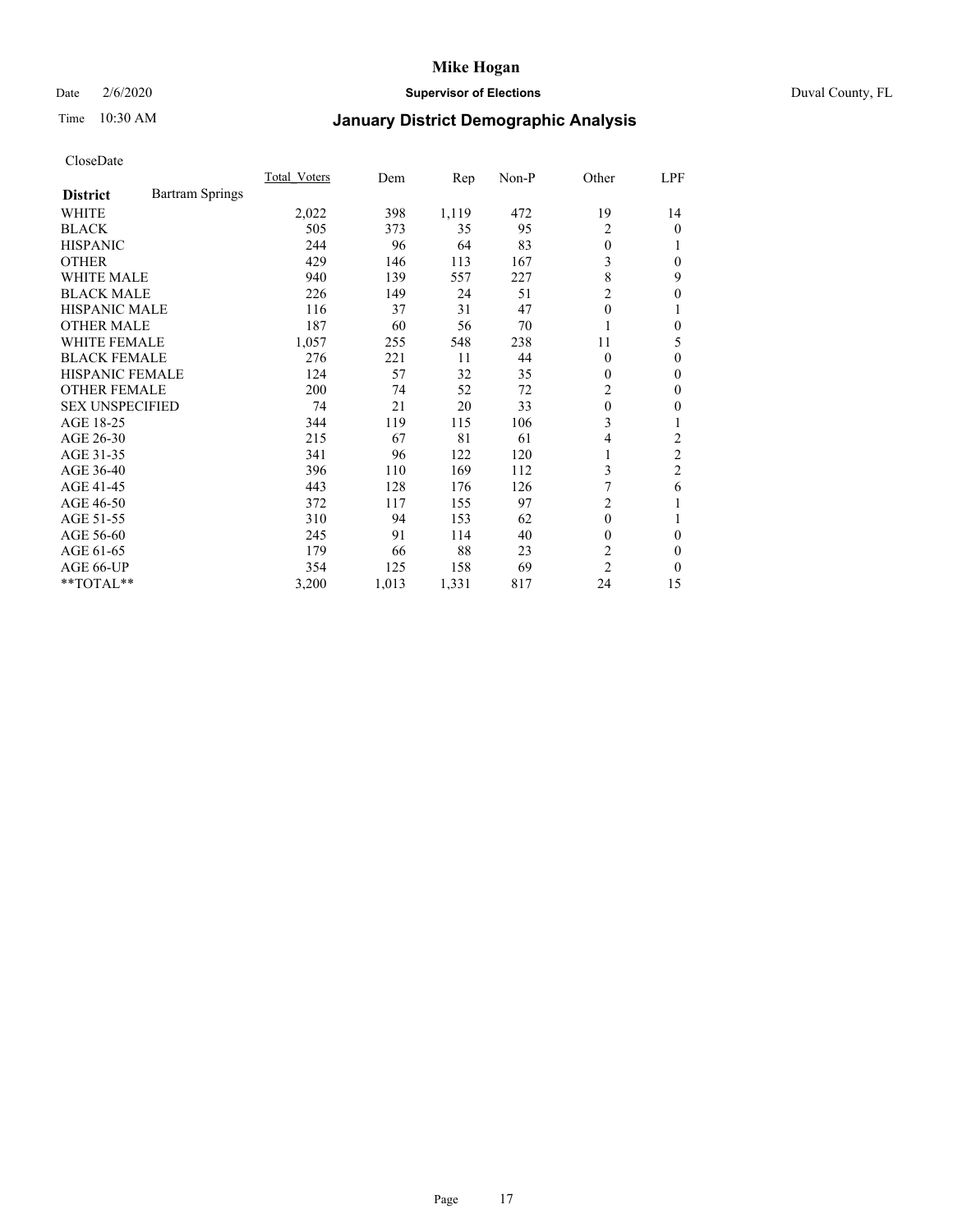# Mike Hogan

Date 2/6/2020 **Supervisor of Elections** Duval County, FL

Time 10:30 AM

## January District Demographic Analysis

CloseDate

| **District** Bartram Springs | Total_Voters | Dem | Rep | Non-P | Other | LPF |
|---|---|---|---|---|---|---|
| WHITE | 2,022 | 398 | 1,119 | 472 | 19 | 14 |
| BLACK | 505 | 373 | 35 | 95 | 2 | 0 |
| HISPANIC | 244 | 96 | 64 | 83 | 0 | 1 |
| OTHER | 429 | 146 | 113 | 167 | 3 | 0 |
| WHITE MALE | 940 | 139 | 557 | 227 | 8 | 9 |
| BLACK MALE | 226 | 149 | 24 | 51 | 2 | 0 |
| HISPANIC MALE | 116 | 37 | 31 | 47 | 0 | 1 |
| OTHER MALE | 187 | 60 | 56 | 70 | 1 | 0 |
| WHITE FEMALE | 1,057 | 255 | 548 | 238 | 11 | 5 |
| BLACK FEMALE | 276 | 221 | 11 | 44 | 0 | 0 |
| HISPANIC FEMALE | 124 | 57 | 32 | 35 | 0 | 0 |
| OTHER FEMALE | 200 | 74 | 52 | 72 | 2 | 0 |
| SEX UNSPECIFIED | 74 | 21 | 20 | 33 | 0 | 0 |
| AGE 18-25 | 344 | 119 | 115 | 106 | 3 | 1 |
| AGE 26-30 | 215 | 67 | 81 | 61 | 4 | 2 |
| AGE 31-35 | 341 | 96 | 122 | 120 | 1 | 2 |
| AGE 36-40 | 396 | 110 | 169 | 112 | 3 | 2 |
| AGE 41-45 | 443 | 128 | 176 | 126 | 7 | 6 |
| AGE 46-50 | 372 | 117 | 155 | 97 | 2 | 1 |
| AGE 51-55 | 310 | 94 | 153 | 62 | 0 | 1 |
| AGE 56-60 | 245 | 91 | 114 | 40 | 0 | 0 |
| AGE 61-65 | 179 | 66 | 88 | 23 | 2 | 0 |
| AGE 66-UP | 354 | 125 | 158 | 69 | 2 | 0 |
| **TOTAL** | 3,200 | 1,013 | 1,331 | 817 | 24 | 15 |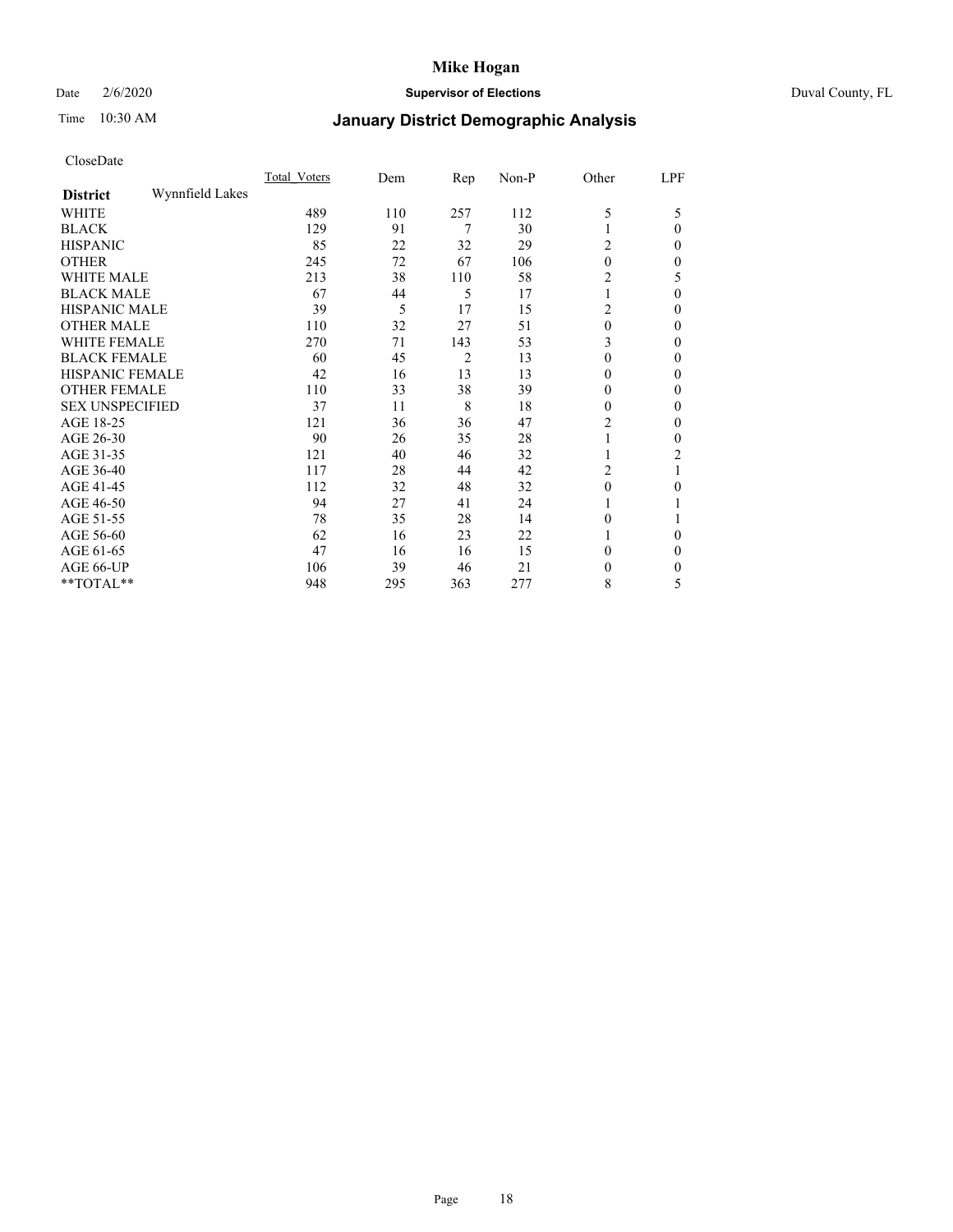# Mike Hogan

Date 2/6/2020 **Supervisor of Elections** Duval County, FL

Time 10:30 AM **January District Demographic Analysis**

CloseDate

| District | Wynnfield Lakes | Total_Voters | Dem | Rep | Non-P | Other | LPF |
|---|---|---|---|---|---|---|---|
| WHITE | | 489 | 110 | 257 | 112 | 5 | 5 |
| BLACK | | 129 | 91 | 7 | 30 | 1 | 0 |
| HISPANIC | | 85 | 22 | 32 | 29 | 2 | 0 |
| OTHER | | 245 | 72 | 67 | 106 | 0 | 0 |
| WHITE MALE | | 213 | 38 | 110 | 58 | 2 | 5 |
| BLACK MALE | | 67 | 44 | 5 | 17 | 1 | 0 |
| HISPANIC MALE | | 39 | 5 | 17 | 15 | 2 | 0 |
| OTHER MALE | | 110 | 32 | 27 | 51 | 0 | 0 |
| WHITE FEMALE | | 270 | 71 | 143 | 53 | 3 | 0 |
| BLACK FEMALE | | 60 | 45 | 2 | 13 | 0 | 0 |
| HISPANIC FEMALE | | 42 | 16 | 13 | 13 | 0 | 0 |
| OTHER FEMALE | | 110 | 33 | 38 | 39 | 0 | 0 |
| SEX UNSPECIFIED | | 37 | 11 | 8 | 18 | 0 | 0 |
| AGE 18-25 | | 121 | 36 | 36 | 47 | 2 | 0 |
| AGE 26-30 | | 90 | 26 | 35 | 28 | 1 | 0 |
| AGE 31-35 | | 121 | 40 | 46 | 32 | 1 | 2 |
| AGE 36-40 | | 117 | 28 | 44 | 42 | 2 | 1 |
| AGE 41-45 | | 112 | 32 | 48 | 32 | 0 | 0 |
| AGE 46-50 | | 94 | 27 | 41 | 24 | 1 | 1 |
| AGE 51-55 | | 78 | 35 | 28 | 14 | 0 | 1 |
| AGE 56-60 | | 62 | 16 | 23 | 22 | 1 | 0 |
| AGE 61-65 | | 47 | 16 | 16 | 15 | 0 | 0 |
| AGE 66-UP | | 106 | 39 | 46 | 21 | 0 | 0 |
| **TOTAL** | | 948 | 295 | 363 | 277 | 8 | 5 |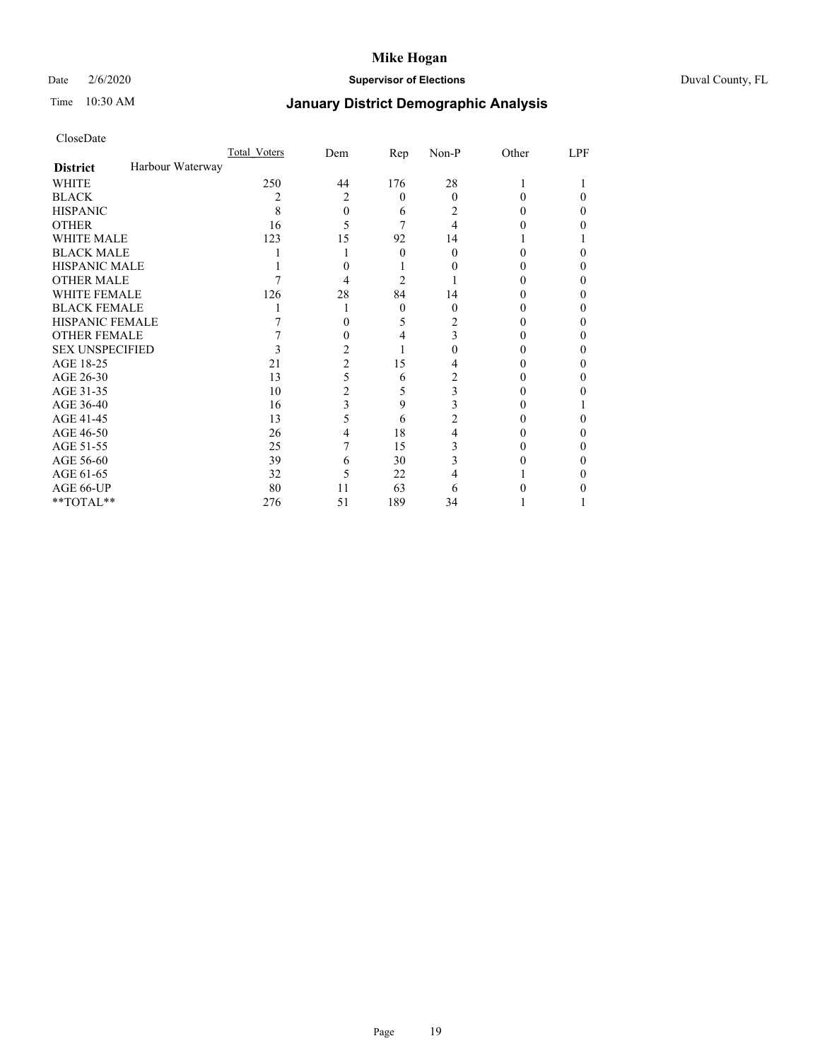# Mike Hogan

Date 2/6/2020 **Supervisor of Elections** Duval County, FL

Time 10:30 AM **January District Demographic Analysis**

CloseDate

| District | Harbour Waterway | Total_Voters | Dem | Rep | Non-P | Other | LPF |
|---|---|---|---|---|---|---|---|
| WHITE | | 250 | 44 | 176 | 28 | 1 | 1 |
| BLACK | | 2 | 2 | 0 | 0 | 0 | 0 |
| HISPANIC | | 8 | 0 | 6 | 2 | 0 | 0 |
| OTHER | | 16 | 5 | 7 | 4 | 0 | 0 |
| WHITE MALE | | 123 | 15 | 92 | 14 | 1 | 1 |
| BLACK MALE | | 1 | 1 | 0 | 0 | 0 | 0 |
| HISPANIC MALE | | 1 | 0 | 1 | 0 | 0 | 0 |
| OTHER MALE | | 7 | 4 | 2 | 1 | 0 | 0 |
| WHITE FEMALE | | 126 | 28 | 84 | 14 | 0 | 0 |
| BLACK FEMALE | | 1 | 1 | 0 | 0 | 0 | 0 |
| HISPANIC FEMALE | | 7 | 0 | 5 | 2 | 0 | 0 |
| OTHER FEMALE | | 7 | 0 | 4 | 3 | 0 | 0 |
| SEX UNSPECIFIED | | 3 | 2 | 1 | 0 | 0 | 0 |
| AGE 18-25 | | 21 | 2 | 15 | 4 | 0 | 0 |
| AGE 26-30 | | 13 | 5 | 6 | 2 | 0 | 0 |
| AGE 31-35 | | 10 | 2 | 5 | 3 | 0 | 0 |
| AGE 36-40 | | 16 | 3 | 9 | 3 | 0 | 1 |
| AGE 41-45 | | 13 | 5 | 6 | 2 | 0 | 0 |
| AGE 46-50 | | 26 | 4 | 18 | 4 | 0 | 0 |
| AGE 51-55 | | 25 | 7 | 15 | 3 | 0 | 0 |
| AGE 56-60 | | 39 | 6 | 30 | 3 | 0 | 0 |
| AGE 61-65 | | 32 | 5 | 22 | 4 | 1 | 0 |
| AGE 66-UP | | 80 | 11 | 63 | 6 | 0 | 0 |
| **TOTAL** | | 276 | 51 | 189 | 34 | 1 | 1 |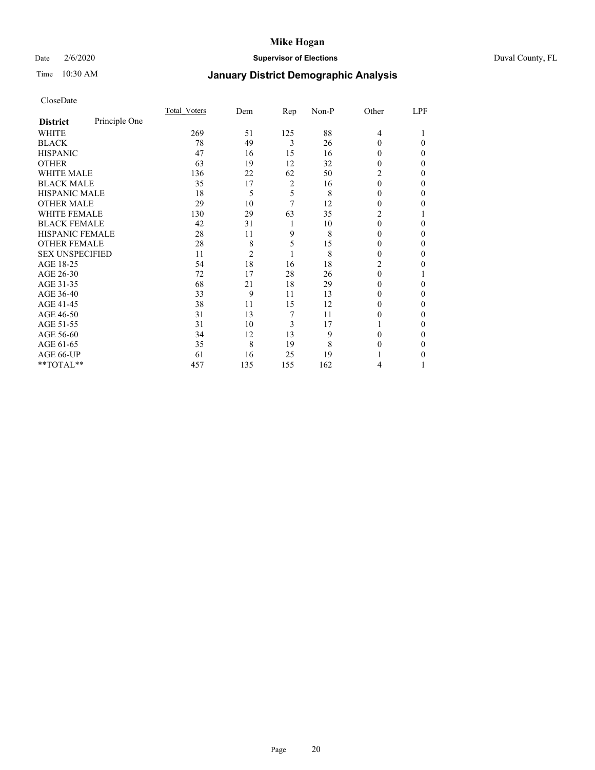# Mike Hogan

Date 2/6/2020 **Supervisor of Elections** Duval County, FL

Time 10:30 AM **January District Demographic Analysis**

CloseDate

| **District** Principle One | Total_Voters | Dem | Rep | Non-P | Other | LPF |
|---|---|---|---|---|---|---|
| WHITE | 269 | 51 | 125 | 88 | 4 | 1 |
| BLACK | 78 | 49 | 3 | 26 | 0 | 0 |
| HISPANIC | 47 | 16 | 15 | 16 | 0 | 0 |
| OTHER | 63 | 19 | 12 | 32 | 0 | 0 |
| WHITE MALE | 136 | 22 | 62 | 50 | 2 | 0 |
| BLACK MALE | 35 | 17 | 2 | 16 | 0 | 0 |
| HISPANIC MALE | 18 | 5 | 5 | 8 | 0 | 0 |
| OTHER MALE | 29 | 10 | 7 | 12 | 0 | 0 |
| WHITE FEMALE | 130 | 29 | 63 | 35 | 2 | 1 |
| BLACK FEMALE | 42 | 31 | 1 | 10 | 0 | 0 |
| HISPANIC FEMALE | 28 | 11 | 9 | 8 | 0 | 0 |
| OTHER FEMALE | 28 | 8 | 5 | 15 | 0 | 0 |
| SEX UNSPECIFIED | 11 | 2 | 1 | 8 | 0 | 0 |
| AGE 18-25 | 54 | 18 | 16 | 18 | 2 | 0 |
| AGE 26-30 | 72 | 17 | 28 | 26 | 0 | 1 |
| AGE 31-35 | 68 | 21 | 18 | 29 | 0 | 0 |
| AGE 36-40 | 33 | 9 | 11 | 13 | 0 | 0 |
| AGE 41-45 | 38 | 11 | 15 | 12 | 0 | 0 |
| AGE 46-50 | 31 | 13 | 7 | 11 | 0 | 0 |
| AGE 51-55 | 31 | 10 | 3 | 17 | 1 | 0 |
| AGE 56-60 | 34 | 12 | 13 | 9 | 0 | 0 |
| AGE 61-65 | 35 | 8 | 19 | 8 | 0 | 0 |
| AGE 66-UP | 61 | 16 | 25 | 19 | 1 | 0 |
| **TOTAL** | 457 | 135 | 155 | 162 | 4 | 1 |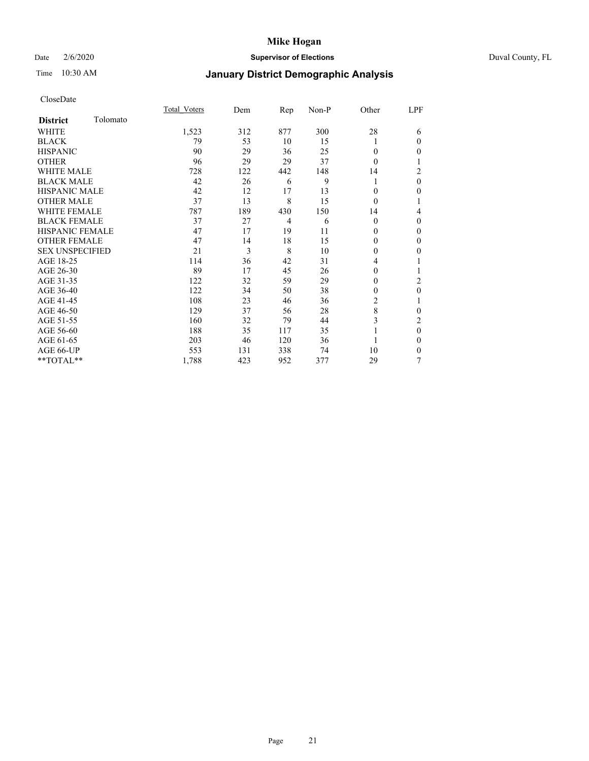# Mike Hogan

Date 2/6/2020 **Supervisor of Elections** Duval County, FL

Time 10:30 AM **January District Demographic Analysis**

CloseDate

| **District** Tolomato | Total_Voters | Dem | Rep | Non-P | Other | LPF |
|---|---|---|---|---|---|---|
| WHITE | 1,523 | 312 | 877 | 300 | 28 | 6 |
| BLACK | 79 | 53 | 10 | 15 | 1 | 0 |
| HISPANIC | 90 | 29 | 36 | 25 | 0 | 0 |
| OTHER | 96 | 29 | 29 | 37 | 0 | 1 |
| WHITE MALE | 728 | 122 | 442 | 148 | 14 | 2 |
| BLACK MALE | 42 | 26 | 6 | 9 | 1 | 0 |
| HISPANIC MALE | 42 | 12 | 17 | 13 | 0 | 0 |
| OTHER MALE | 37 | 13 | 8 | 15 | 0 | 1 |
| WHITE FEMALE | 787 | 189 | 430 | 150 | 14 | 4 |
| BLACK FEMALE | 37 | 27 | 4 | 6 | 0 | 0 |
| HISPANIC FEMALE | 47 | 17 | 19 | 11 | 0 | 0 |
| OTHER FEMALE | 47 | 14 | 18 | 15 | 0 | 0 |
| SEX UNSPECIFIED | 21 | 3 | 8 | 10 | 0 | 0 |
| AGE 18-25 | 114 | 36 | 42 | 31 | 4 | 1 |
| AGE 26-30 | 89 | 17 | 45 | 26 | 0 | 1 |
| AGE 31-35 | 122 | 32 | 59 | 29 | 0 | 2 |
| AGE 36-40 | 122 | 34 | 50 | 38 | 0 | 0 |
| AGE 41-45 | 108 | 23 | 46 | 36 | 2 | 1 |
| AGE 46-50 | 129 | 37 | 56 | 28 | 8 | 0 |
| AGE 51-55 | 160 | 32 | 79 | 44 | 3 | 2 |
| AGE 56-60 | 188 | 35 | 117 | 35 | 1 | 0 |
| AGE 61-65 | 203 | 46 | 120 | 36 | 1 | 0 |
| AGE 66-UP | 553 | 131 | 338 | 74 | 10 | 0 |
| **TOTAL** | 1,788 | 423 | 952 | 377 | 29 | 7 |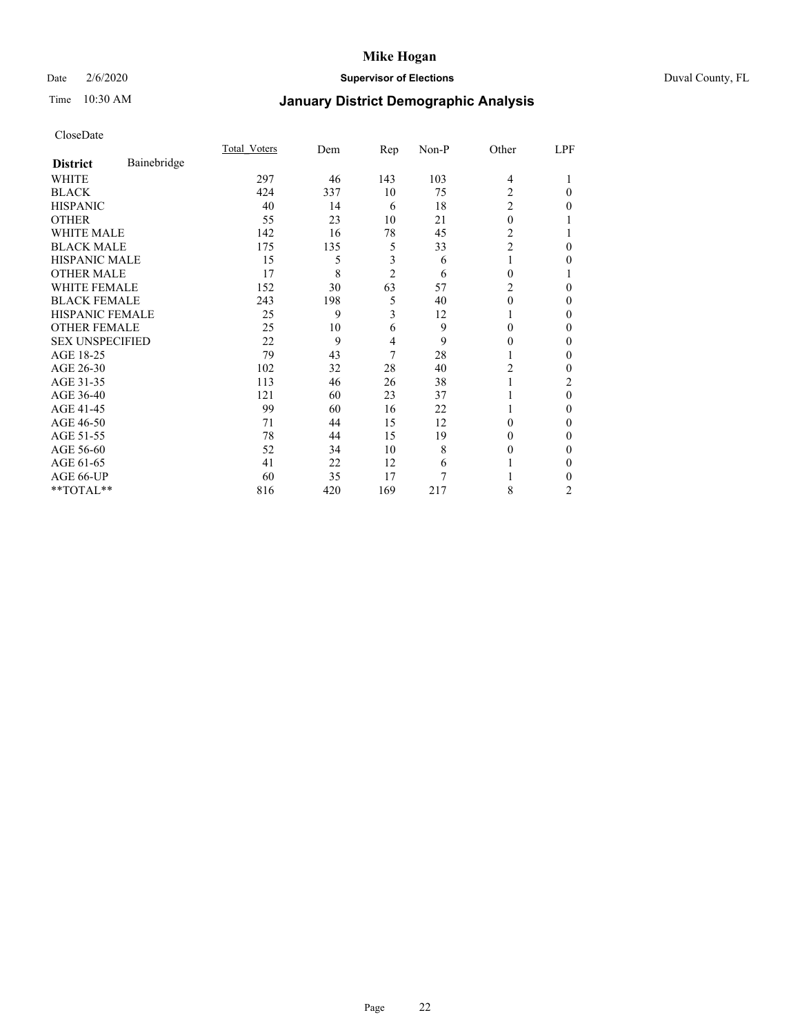CloseDate

| District | Bainebridge | Total_Voters | Dem | Rep | Non-P | Other | LPF |
|---|---|---|---|---|---|---|---|
| WHITE | | 297 | 46 | 143 | 103 | 4 | 1 |
| BLACK | | 424 | 337 | 10 | 75 | 2 | 0 |
| HISPANIC | | 40 | 14 | 6 | 18 | 2 | 0 |
| OTHER | | 55 | 23 | 10 | 21 | 0 | 1 |
| WHITE MALE | | 142 | 16 | 78 | 45 | 2 | 1 |
| BLACK MALE | | 175 | 135 | 5 | 33 | 2 | 0 |
| HISPANIC MALE | | 15 | 5 | 3 | 6 | 1 | 0 |
| OTHER MALE | | 17 | 8 | 2 | 6 | 0 | 1 |
| WHITE FEMALE | | 152 | 30 | 63 | 57 | 2 | 0 |
| BLACK FEMALE | | 243 | 198 | 5 | 40 | 0 | 0 |
| HISPANIC FEMALE | | 25 | 9 | 3 | 12 | 1 | 0 |
| OTHER FEMALE | | 25 | 10 | 6 | 9 | 0 | 0 |
| SEX UNSPECIFIED | | 22 | 9 | 4 | 9 | 0 | 0 |
| AGE 18-25 | | 79 | 43 | 7 | 28 | 1 | 0 |
| AGE 26-30 | | 102 | 32 | 28 | 40 | 2 | 0 |
| AGE 31-35 | | 113 | 46 | 26 | 38 | 1 | 2 |
| AGE 36-40 | | 121 | 60 | 23 | 37 | 1 | 0 |
| AGE 41-45 | | 99 | 60 | 16 | 22 | 1 | 0 |
| AGE 46-50 | | 71 | 44 | 15 | 12 | 0 | 0 |
| AGE 51-55 | | 78 | 44 | 15 | 19 | 0 | 0 |
| AGE 56-60 | | 52 | 34 | 10 | 8 | 0 | 0 |
| AGE 61-65 | | 41 | 22 | 12 | 6 | 1 | 0 |
| AGE 66-UP | | 60 | 35 | 17 | 7 | 1 | 0 |
| **TOTAL** | | 816 | 420 | 169 | 217 | 8 | 2 |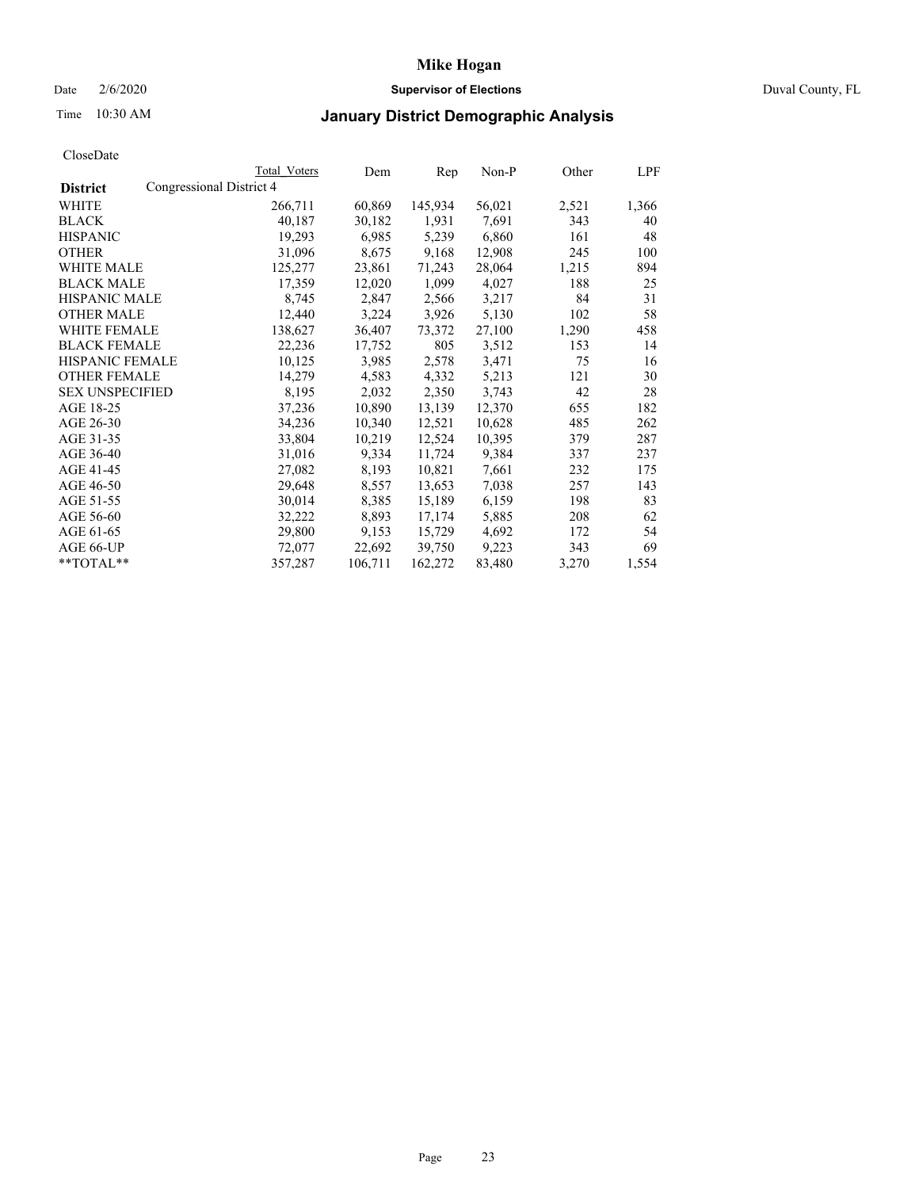CloseDate

| District | Congressional District 4 | Total Voters | Dem | Rep | Non-P | Other | LPF |
|---|---|---|---|---|---|---|---|
| WHITE | | 266,711 | 60,869 | 145,934 | 56,021 | 2,521 | 1,366 |
| BLACK | | 40,187 | 30,182 | 1,931 | 7,691 | 343 | 40 |
| HISPANIC | | 19,293 | 6,985 | 5,239 | 6,860 | 161 | 48 |
| OTHER | | 31,096 | 8,675 | 9,168 | 12,908 | 245 | 100 |
| WHITE MALE | | 125,277 | 23,861 | 71,243 | 28,064 | 1,215 | 894 |
| BLACK MALE | | 17,359 | 12,020 | 1,099 | 4,027 | 188 | 25 |
| HISPANIC MALE | | 8,745 | 2,847 | 2,566 | 3,217 | 84 | 31 |
| OTHER MALE | | 12,440 | 3,224 | 3,926 | 5,130 | 102 | 58 |
| WHITE FEMALE | | 138,627 | 36,407 | 73,372 | 27,100 | 1,290 | 458 |
| BLACK FEMALE | | 22,236 | 17,752 | 805 | 3,512 | 153 | 14 |
| HISPANIC FEMALE | | 10,125 | 3,985 | 2,578 | 3,471 | 75 | 16 |
| OTHER FEMALE | | 14,279 | 4,583 | 4,332 | 5,213 | 121 | 30 |
| SEX UNSPECIFIED | | 8,195 | 2,032 | 2,350 | 3,743 | 42 | 28 |
| AGE 18-25 | | 37,236 | 10,890 | 13,139 | 12,370 | 655 | 182 |
| AGE 26-30 | | 34,236 | 10,340 | 12,521 | 10,628 | 485 | 262 |
| AGE 31-35 | | 33,804 | 10,219 | 12,524 | 10,395 | 379 | 287 |
| AGE 36-40 | | 31,016 | 9,334 | 11,724 | 9,384 | 337 | 237 |
| AGE 41-45 | | 27,082 | 8,193 | 10,821 | 7,661 | 232 | 175 |
| AGE 46-50 | | 29,648 | 8,557 | 13,653 | 7,038 | 257 | 143 |
| AGE 51-55 | | 30,014 | 8,385 | 15,189 | 6,159 | 198 | 83 |
| AGE 56-60 | | 32,222 | 8,893 | 17,174 | 5,885 | 208 | 62 |
| AGE 61-65 | | 29,800 | 9,153 | 15,729 | 4,692 | 172 | 54 |
| AGE 66-UP | | 72,077 | 22,692 | 39,750 | 9,223 | 343 | 69 |
| **TOTAL** | | 357,287 | 106,711 | 162,272 | 83,480 | 3,270 | 1,554 |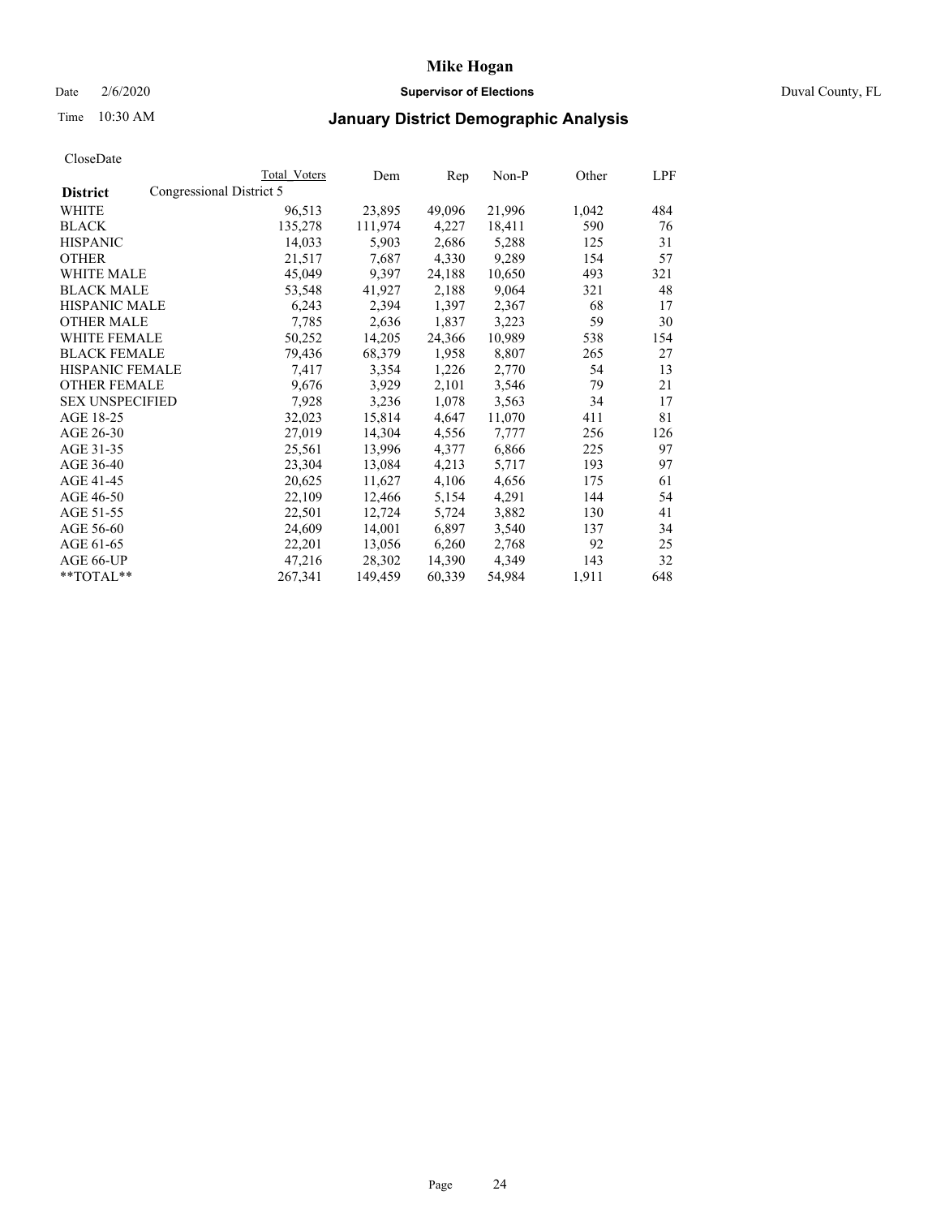# Mike Hogan

Date 2/6/2020 **Supervisor of Elections** Duval County, FL

Time 10:30 AM

## January District Demographic Analysis

CloseDate

| District | Total Voters | Dem | Rep | Non-P | Other | LPF |
|---|---|---|---|---|---|---|
| Congressional District 5 | | | | | | |
| WHITE | 96,513 | 23,895 | 49,096 | 21,996 | 1,042 | 484 |
| BLACK | 135,278 | 111,974 | 4,227 | 18,411 | 590 | 76 |
| HISPANIC | 14,033 | 5,903 | 2,686 | 5,288 | 125 | 31 |
| OTHER | 21,517 | 7,687 | 4,330 | 9,289 | 154 | 57 |
| WHITE MALE | 45,049 | 9,397 | 24,188 | 10,650 | 493 | 321 |
| BLACK MALE | 53,548 | 41,927 | 2,188 | 9,064 | 321 | 48 |
| HISPANIC MALE | 6,243 | 2,394 | 1,397 | 2,367 | 68 | 17 |
| OTHER MALE | 7,785 | 2,636 | 1,837 | 3,223 | 59 | 30 |
| WHITE FEMALE | 50,252 | 14,205 | 24,366 | 10,989 | 538 | 154 |
| BLACK FEMALE | 79,436 | 68,379 | 1,958 | 8,807 | 265 | 27 |
| HISPANIC FEMALE | 7,417 | 3,354 | 1,226 | 2,770 | 54 | 13 |
| OTHER FEMALE | 9,676 | 3,929 | 2,101 | 3,546 | 79 | 21 |
| SEX UNSPECIFIED | 7,928 | 3,236 | 1,078 | 3,563 | 34 | 17 |
| AGE 18-25 | 32,023 | 15,814 | 4,647 | 11,070 | 411 | 81 |
| AGE 26-30 | 27,019 | 14,304 | 4,556 | 7,777 | 256 | 126 |
| AGE 31-35 | 25,561 | 13,996 | 4,377 | 6,866 | 225 | 97 |
| AGE 36-40 | 23,304 | 13,084 | 4,213 | 5,717 | 193 | 97 |
| AGE 41-45 | 20,625 | 11,627 | 4,106 | 4,656 | 175 | 61 |
| AGE 46-50 | 22,109 | 12,466 | 5,154 | 4,291 | 144 | 54 |
| AGE 51-55 | 22,501 | 12,724 | 5,724 | 3,882 | 130 | 41 |
| AGE 56-60 | 24,609 | 14,001 | 6,897 | 3,540 | 137 | 34 |
| AGE 61-65 | 22,201 | 13,056 | 6,260 | 2,768 | 92 | 25 |
| AGE 66-UP | 47,216 | 28,302 | 14,390 | 4,349 | 143 | 32 |
| **TOTAL** | 267,341 | 149,459 | 60,339 | 54,984 | 1,911 | 648 |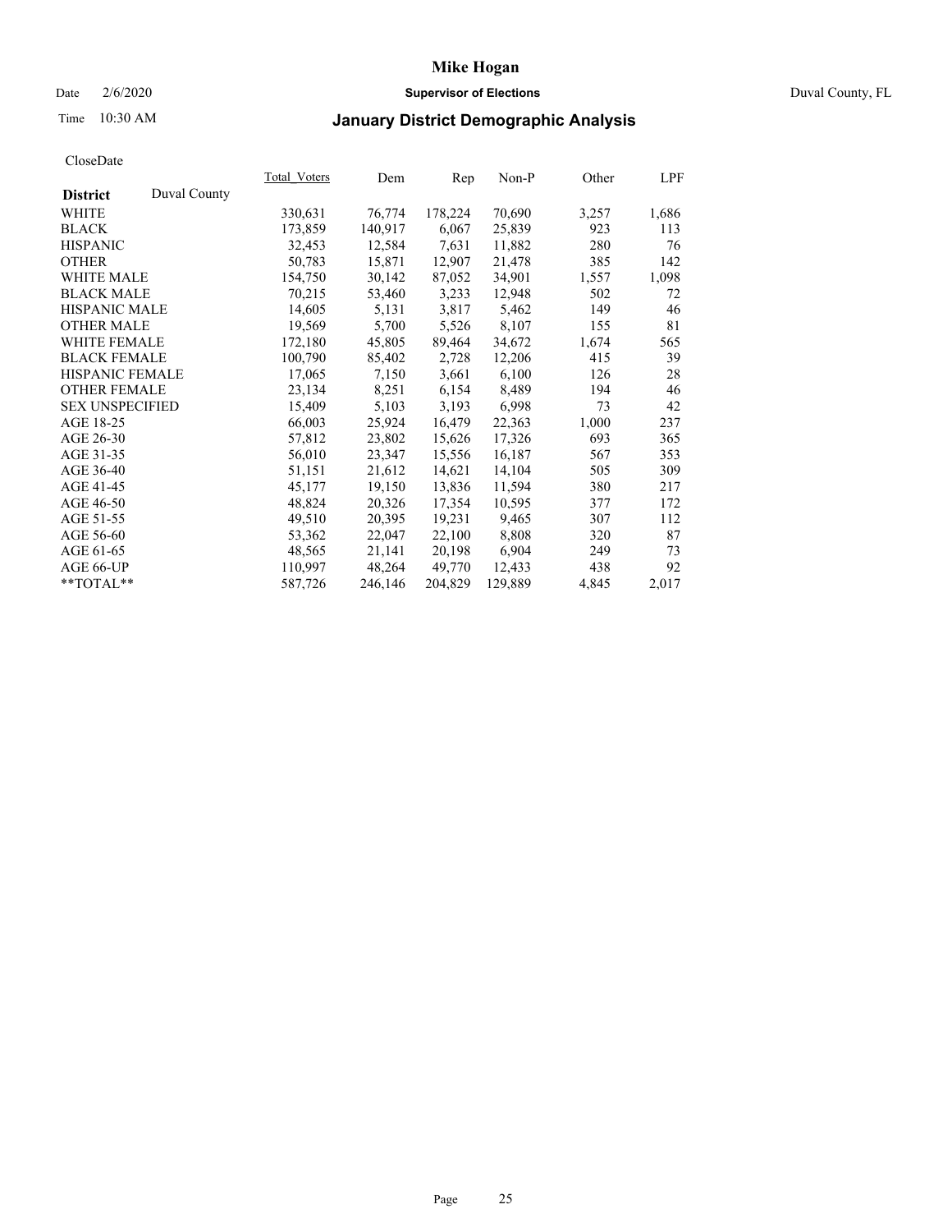# Mike Hogan

Date 2/6/2020 **Supervisor of Elections** Duval County, FL

Time 10:30 AM

## January District Demographic Analysis

CloseDate

| **District** Duval County | Total_Voters | Dem | Rep | Non-P | Other | LPF |
|---|---|---|---|---|---|---|
| WHITE | 330,631 | 76,774 | 178,224 | 70,690 | 3,257 | 1,686 |
| BLACK | 173,859 | 140,917 | 6,067 | 25,839 | 923 | 113 |
| HISPANIC | 32,453 | 12,584 | 7,631 | 11,882 | 280 | 76 |
| OTHER | 50,783 | 15,871 | 12,907 | 21,478 | 385 | 142 |
| WHITE MALE | 154,750 | 30,142 | 87,052 | 34,901 | 1,557 | 1,098 |
| BLACK MALE | 70,215 | 53,460 | 3,233 | 12,948 | 502 | 72 |
| HISPANIC MALE | 14,605 | 5,131 | 3,817 | 5,462 | 149 | 46 |
| OTHER MALE | 19,569 | 5,700 | 5,526 | 8,107 | 155 | 81 |
| WHITE FEMALE | 172,180 | 45,805 | 89,464 | 34,672 | 1,674 | 565 |
| BLACK FEMALE | 100,790 | 85,402 | 2,728 | 12,206 | 415 | 39 |
| HISPANIC FEMALE | 17,065 | 7,150 | 3,661 | 6,100 | 126 | 28 |
| OTHER FEMALE | 23,134 | 8,251 | 6,154 | 8,489 | 194 | 46 |
| SEX UNSPECIFIED | 15,409 | 5,103 | 3,193 | 6,998 | 73 | 42 |
| AGE 18-25 | 66,003 | 25,924 | 16,479 | 22,363 | 1,000 | 237 |
| AGE 26-30 | 57,812 | 23,802 | 15,626 | 17,326 | 693 | 365 |
| AGE 31-35 | 56,010 | 23,347 | 15,556 | 16,187 | 567 | 353 |
| AGE 36-40 | 51,151 | 21,612 | 14,621 | 14,104 | 505 | 309 |
| AGE 41-45 | 45,177 | 19,150 | 13,836 | 11,594 | 380 | 217 |
| AGE 46-50 | 48,824 | 20,326 | 17,354 | 10,595 | 377 | 172 |
| AGE 51-55 | 49,510 | 20,395 | 19,231 | 9,465 | 307 | 112 |
| AGE 56-60 | 53,362 | 22,047 | 22,100 | 8,808 | 320 | 87 |
| AGE 61-65 | 48,565 | 21,141 | 20,198 | 6,904 | 249 | 73 |
| AGE 66-UP | 110,997 | 48,264 | 49,770 | 12,433 | 438 | 92 |
| **TOTAL** | 587,726 | 246,146 | 204,829 | 129,889 | 4,845 | 2,017 |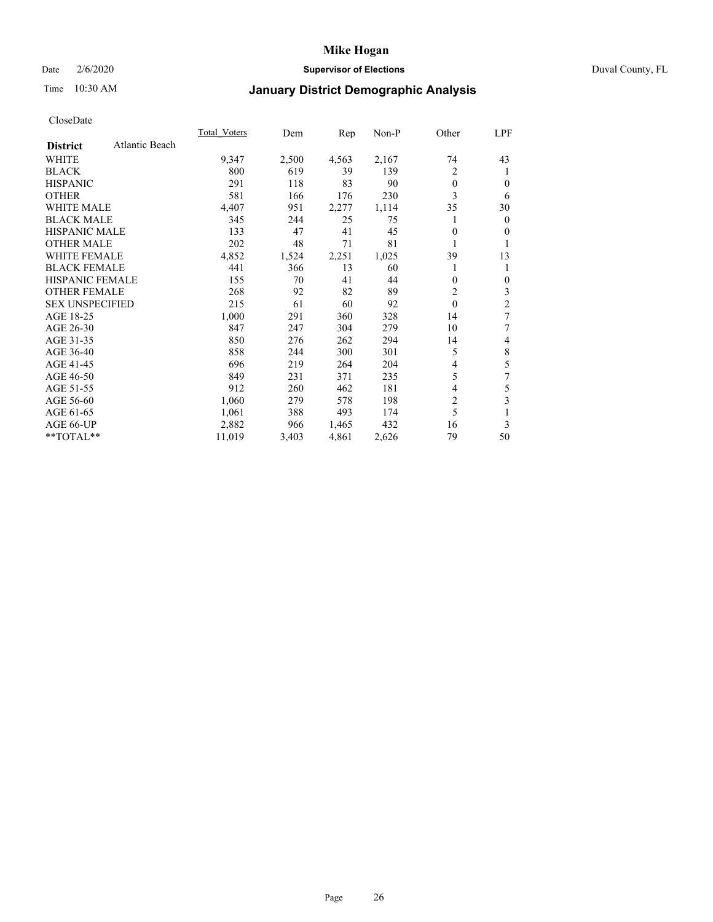# Mike Hogan

Date 2/6/2020 **Supervisor of Elections** Duval County, FL

Time 10:30 AM

## January District Demographic Analysis

CloseDate

| **District** Atlantic Beach | Total_Voters | Dem | Rep | Non-P | Other | LPF |
|---|---|---|---|---|---|---|
| WHITE | 9,347 | 2,500 | 4,563 | 2,167 | 74 | 43 |
| BLACK | 800 | 619 | 39 | 139 | 2 | 1 |
| HISPANIC | 291 | 118 | 83 | 90 | 0 | 0 |
| OTHER | 581 | 166 | 176 | 230 | 3 | 6 |
| WHITE MALE | 4,407 | 951 | 2,277 | 1,114 | 35 | 30 |
| BLACK MALE | 345 | 244 | 25 | 75 | 1 | 0 |
| HISPANIC MALE | 133 | 47 | 41 | 45 | 0 | 0 |
| OTHER MALE | 202 | 48 | 71 | 81 | 1 | 1 |
| WHITE FEMALE | 4,852 | 1,524 | 2,251 | 1,025 | 39 | 13 |
| BLACK FEMALE | 441 | 366 | 13 | 60 | 1 | 1 |
| HISPANIC FEMALE | 155 | 70 | 41 | 44 | 0 | 0 |
| OTHER FEMALE | 268 | 92 | 82 | 89 | 2 | 3 |
| SEX UNSPECIFIED | 215 | 61 | 60 | 92 | 0 | 2 |
| AGE 18-25 | 1,000 | 291 | 360 | 328 | 14 | 7 |
| AGE 26-30 | 847 | 247 | 304 | 279 | 10 | 7 |
| AGE 31-35 | 850 | 276 | 262 | 294 | 14 | 4 |
| AGE 36-40 | 858 | 244 | 300 | 301 | 5 | 8 |
| AGE 41-45 | 696 | 219 | 264 | 204 | 4 | 5 |
| AGE 46-50 | 849 | 231 | 371 | 235 | 5 | 7 |
| AGE 51-55 | 912 | 260 | 462 | 181 | 4 | 5 |
| AGE 56-60 | 1,060 | 279 | 578 | 198 | 2 | 3 |
| AGE 61-65 | 1,061 | 388 | 493 | 174 | 5 | 1 |
| AGE 66-UP | 2,882 | 966 | 1,465 | 432 | 16 | 3 |
| **TOTAL** | 11,019 | 3,403 | 4,861 | 2,626 | 79 | 50 |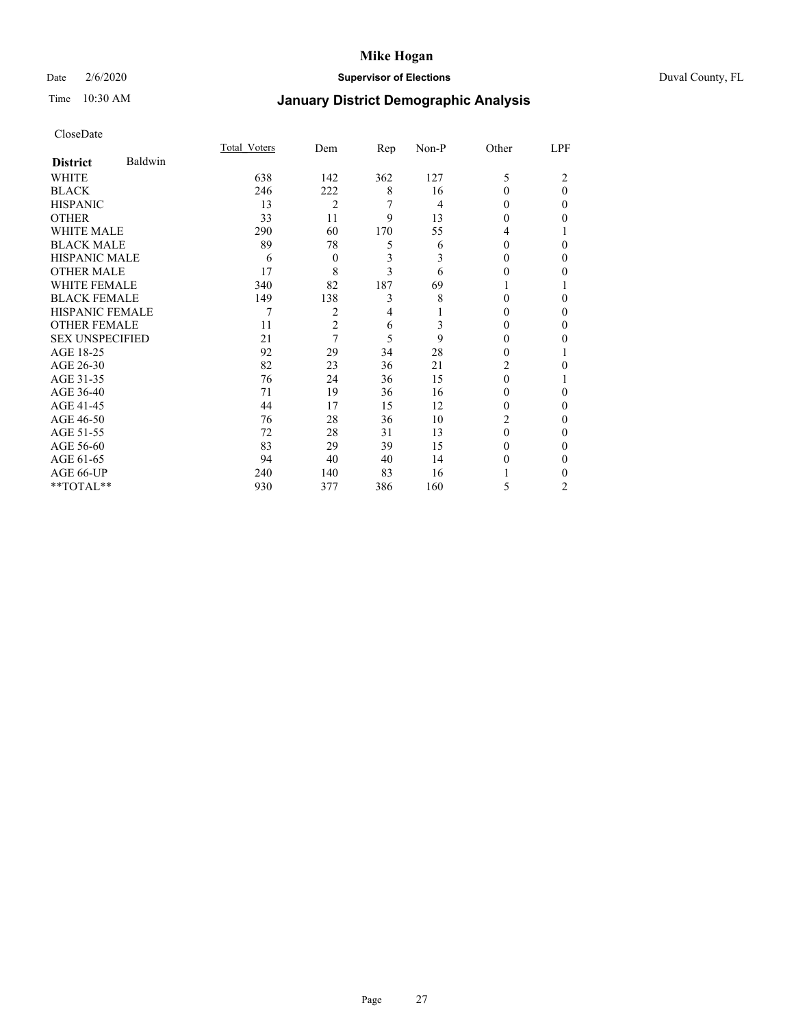# Mike Hogan

Date 2/6/2020 **Supervisor of Elections** Duval County, FL

Time 10:30 AM **January District Demographic Analysis**

CloseDate

| **District** Baldwin | Total_Voters | Dem | Rep | Non-P | Other | LPF |
|---|---|---|---|---|---|---|
| WHITE | 638 | 142 | 362 | 127 | 5 | 2 |
| BLACK | 246 | 222 | 8 | 16 | 0 | 0 |
| HISPANIC | 13 | 2 | 7 | 4 | 0 | 0 |
| OTHER | 33 | 11 | 9 | 13 | 0 | 0 |
| WHITE MALE | 290 | 60 | 170 | 55 | 4 | 1 |
| BLACK MALE | 89 | 78 | 5 | 6 | 0 | 0 |
| HISPANIC MALE | 6 | 0 | 3 | 3 | 0 | 0 |
| OTHER MALE | 17 | 8 | 3 | 6 | 0 | 0 |
| WHITE FEMALE | 340 | 82 | 187 | 69 | 1 | 1 |
| BLACK FEMALE | 149 | 138 | 3 | 8 | 0 | 0 |
| HISPANIC FEMALE | 7 | 2 | 4 | 1 | 0 | 0 |
| OTHER FEMALE | 11 | 2 | 6 | 3 | 0 | 0 |
| SEX UNSPECIFIED | 21 | 7 | 5 | 9 | 0 | 0 |
| AGE 18-25 | 92 | 29 | 34 | 28 | 0 | 1 |
| AGE 26-30 | 82 | 23 | 36 | 21 | 2 | 0 |
| AGE 31-35 | 76 | 24 | 36 | 15 | 0 | 1 |
| AGE 36-40 | 71 | 19 | 36 | 16 | 0 | 0 |
| AGE 41-45 | 44 | 17 | 15 | 12 | 0 | 0 |
| AGE 46-50 | 76 | 28 | 36 | 10 | 2 | 0 |
| AGE 51-55 | 72 | 28 | 31 | 13 | 0 | 0 |
| AGE 56-60 | 83 | 29 | 39 | 15 | 0 | 0 |
| AGE 61-65 | 94 | 40 | 40 | 14 | 0 | 0 |
| AGE 66-UP | 240 | 140 | 83 | 16 | 1 | 0 |
| **TOTAL** | 930 | 377 | 386 | 160 | 5 | 2 |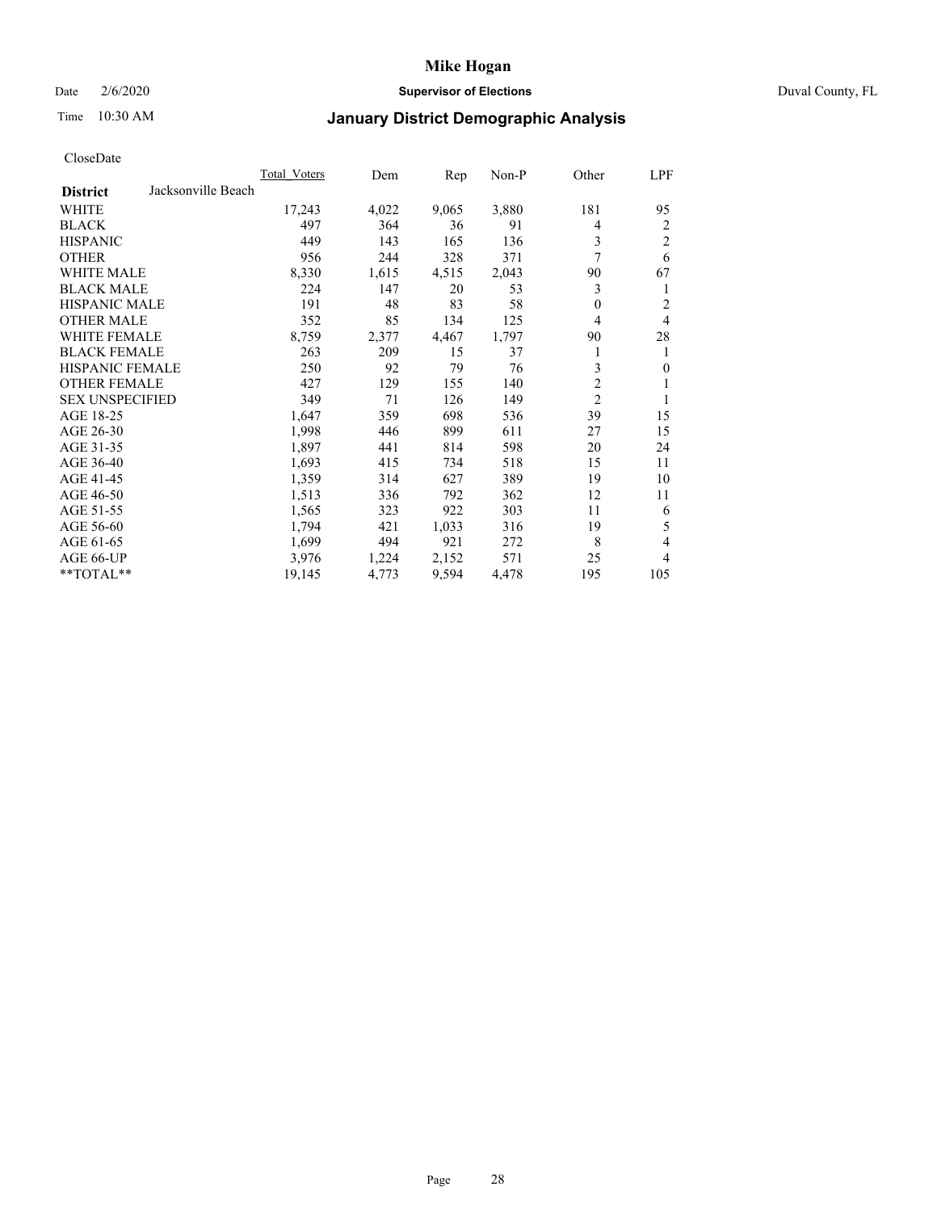# Mike Hogan

Date 2/6/2020 **Supervisor of Elections** Duval County, FL

Time 10:30 AM

## January District Demographic Analysis

CloseDate

| **District** Jacksonville Beach | Total_Voters | Dem | Rep | Non-P | Other | LPF |
|---|---|---|---|---|---|---|
| WHITE | 17,243 | 4,022 | 9,065 | 3,880 | 181 | 95 |
| BLACK | 497 | 364 | 36 | 91 | 4 | 2 |
| HISPANIC | 449 | 143 | 165 | 136 | 3 | 2 |
| OTHER | 956 | 244 | 328 | 371 | 7 | 6 |
| WHITE MALE | 8,330 | 1,615 | 4,515 | 2,043 | 90 | 67 |
| BLACK MALE | 224 | 147 | 20 | 53 | 3 | 1 |
| HISPANIC MALE | 191 | 48 | 83 | 58 | 0 | 2 |
| OTHER MALE | 352 | 85 | 134 | 125 | 4 | 4 |
| WHITE FEMALE | 8,759 | 2,377 | 4,467 | 1,797 | 90 | 28 |
| BLACK FEMALE | 263 | 209 | 15 | 37 | 1 | 1 |
| HISPANIC FEMALE | 250 | 92 | 79 | 76 | 3 | 0 |
| OTHER FEMALE | 427 | 129 | 155 | 140 | 2 | 1 |
| SEX UNSPECIFIED | 349 | 71 | 126 | 149 | 2 | 1 |
| AGE 18-25 | 1,647 | 359 | 698 | 536 | 39 | 15 |
| AGE 26-30 | 1,998 | 446 | 899 | 611 | 27 | 15 |
| AGE 31-35 | 1,897 | 441 | 814 | 598 | 20 | 24 |
| AGE 36-40 | 1,693 | 415 | 734 | 518 | 15 | 11 |
| AGE 41-45 | 1,359 | 314 | 627 | 389 | 19 | 10 |
| AGE 46-50 | 1,513 | 336 | 792 | 362 | 12 | 11 |
| AGE 51-55 | 1,565 | 323 | 922 | 303 | 11 | 6 |
| AGE 56-60 | 1,794 | 421 | 1,033 | 316 | 19 | 5 |
| AGE 61-65 | 1,699 | 494 | 921 | 272 | 8 | 4 |
| AGE 66-UP | 3,976 | 1,224 | 2,152 | 571 | 25 | 4 |
| **TOTAL** | 19,145 | 4,773 | 9,594 | 4,478 | 195 | 105 |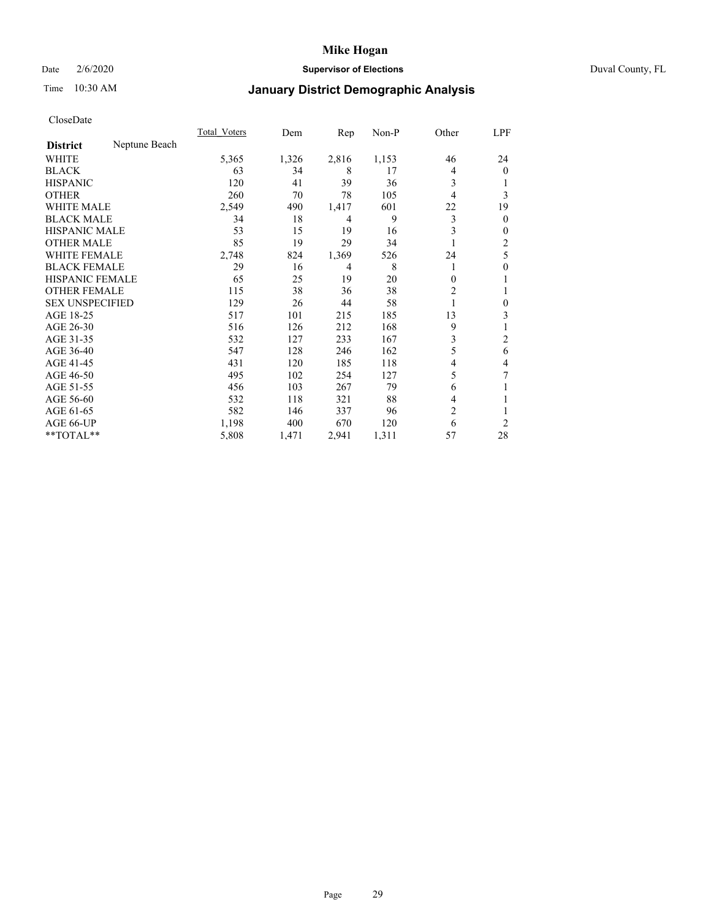# Mike Hogan

Date 2/6/2020 **Supervisor of Elections** Duval County, FL

Time 10:30 AM

## January District Demographic Analysis

CloseDate

| **District** Neptune Beach | Total_Voters | Dem | Rep | Non-P | Other | LPF |
|---|---|---|---|---|---|---|
| WHITE | 5,365 | 1,326 | 2,816 | 1,153 | 46 | 24 |
| BLACK | 63 | 34 | 8 | 17 | 4 | 0 |
| HISPANIC | 120 | 41 | 39 | 36 | 3 | 1 |
| OTHER | 260 | 70 | 78 | 105 | 4 | 3 |
| WHITE MALE | 2,549 | 490 | 1,417 | 601 | 22 | 19 |
| BLACK MALE | 34 | 18 | 4 | 9 | 3 | 0 |
| HISPANIC MALE | 53 | 15 | 19 | 16 | 3 | 0 |
| OTHER MALE | 85 | 19 | 29 | 34 | 1 | 2 |
| WHITE FEMALE | 2,748 | 824 | 1,369 | 526 | 24 | 5 |
| BLACK FEMALE | 29 | 16 | 4 | 8 | 1 | 0 |
| HISPANIC FEMALE | 65 | 25 | 19 | 20 | 0 | 1 |
| OTHER FEMALE | 115 | 38 | 36 | 38 | 2 | 1 |
| SEX UNSPECIFIED | 129 | 26 | 44 | 58 | 1 | 0 |
| AGE 18-25 | 517 | 101 | 215 | 185 | 13 | 3 |
| AGE 26-30 | 516 | 126 | 212 | 168 | 9 | 1 |
| AGE 31-35 | 532 | 127 | 233 | 167 | 3 | 2 |
| AGE 36-40 | 547 | 128 | 246 | 162 | 5 | 6 |
| AGE 41-45 | 431 | 120 | 185 | 118 | 4 | 4 |
| AGE 46-50 | 495 | 102 | 254 | 127 | 5 | 7 |
| AGE 51-55 | 456 | 103 | 267 | 79 | 6 | 1 |
| AGE 56-60 | 532 | 118 | 321 | 88 | 4 | 1 |
| AGE 61-65 | 582 | 146 | 337 | 96 | 2 | 1 |
| AGE 66-UP | 1,198 | 400 | 670 | 120 | 6 | 2 |
| **TOTAL** | 5,808 | 1,471 | 2,941 | 1,311 | 57 | 28 |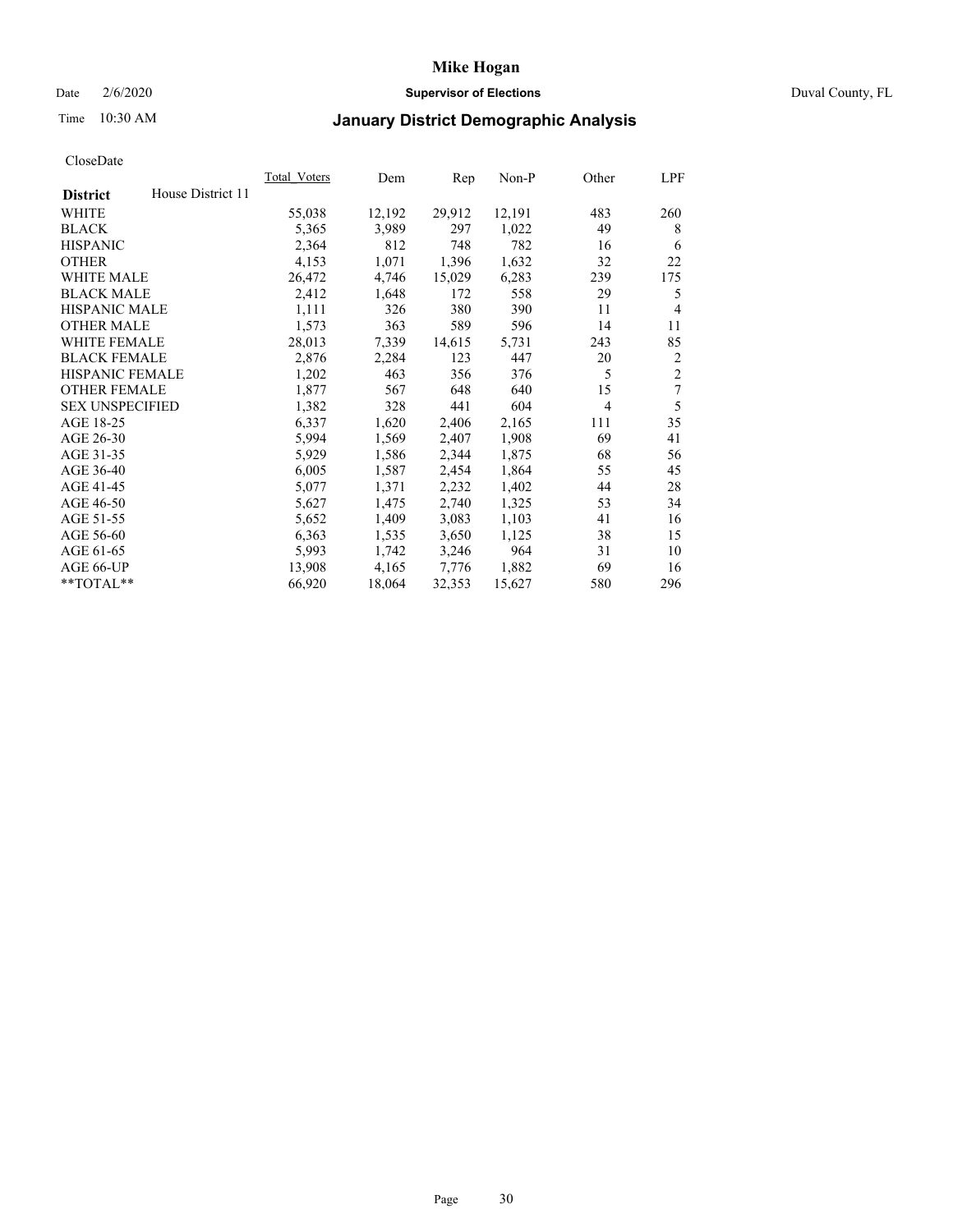# Mike Hogan

Date 2/6/2020 **Supervisor of Elections** Duval County, FL

Time 10:30 AM **January District Demographic Analysis**

CloseDate

| **District** House District 11 | Total_Voters | Dem | Rep | Non-P | Other | LPF |
|---|---|---|---|---|---|---|
| WHITE | 55,038 | 12,192 | 29,912 | 12,191 | 483 | 260 |
| BLACK | 5,365 | 3,989 | 297 | 1,022 | 49 | 8 |
| HISPANIC | 2,364 | 812 | 748 | 782 | 16 | 6 |
| OTHER | 4,153 | 1,071 | 1,396 | 1,632 | 32 | 22 |
| WHITE MALE | 26,472 | 4,746 | 15,029 | 6,283 | 239 | 175 |
| BLACK MALE | 2,412 | 1,648 | 172 | 558 | 29 | 5 |
| HISPANIC MALE | 1,111 | 326 | 380 | 390 | 11 | 4 |
| OTHER MALE | 1,573 | 363 | 589 | 596 | 14 | 11 |
| WHITE FEMALE | 28,013 | 7,339 | 14,615 | 5,731 | 243 | 85 |
| BLACK FEMALE | 2,876 | 2,284 | 123 | 447 | 20 | 2 |
| HISPANIC FEMALE | 1,202 | 463 | 356 | 376 | 5 | 2 |
| OTHER FEMALE | 1,877 | 567 | 648 | 640 | 15 | 7 |
| SEX UNSPECIFIED | 1,382 | 328 | 441 | 604 | 4 | 5 |
| AGE 18-25 | 6,337 | 1,620 | 2,406 | 2,165 | 111 | 35 |
| AGE 26-30 | 5,994 | 1,569 | 2,407 | 1,908 | 69 | 41 |
| AGE 31-35 | 5,929 | 1,586 | 2,344 | 1,875 | 68 | 56 |
| AGE 36-40 | 6,005 | 1,587 | 2,454 | 1,864 | 55 | 45 |
| AGE 41-45 | 5,077 | 1,371 | 2,232 | 1,402 | 44 | 28 |
| AGE 46-50 | 5,627 | 1,475 | 2,740 | 1,325 | 53 | 34 |
| AGE 51-55 | 5,652 | 1,409 | 3,083 | 1,103 | 41 | 16 |
| AGE 56-60 | 6,363 | 1,535 | 3,650 | 1,125 | 38 | 15 |
| AGE 61-65 | 5,993 | 1,742 | 3,246 | 964 | 31 | 10 |
| AGE 66-UP | 13,908 | 4,165 | 7,776 | 1,882 | 69 | 16 |
| **TOTAL** | 66,920 | 18,064 | 32,353 | 15,627 | 580 | 296 |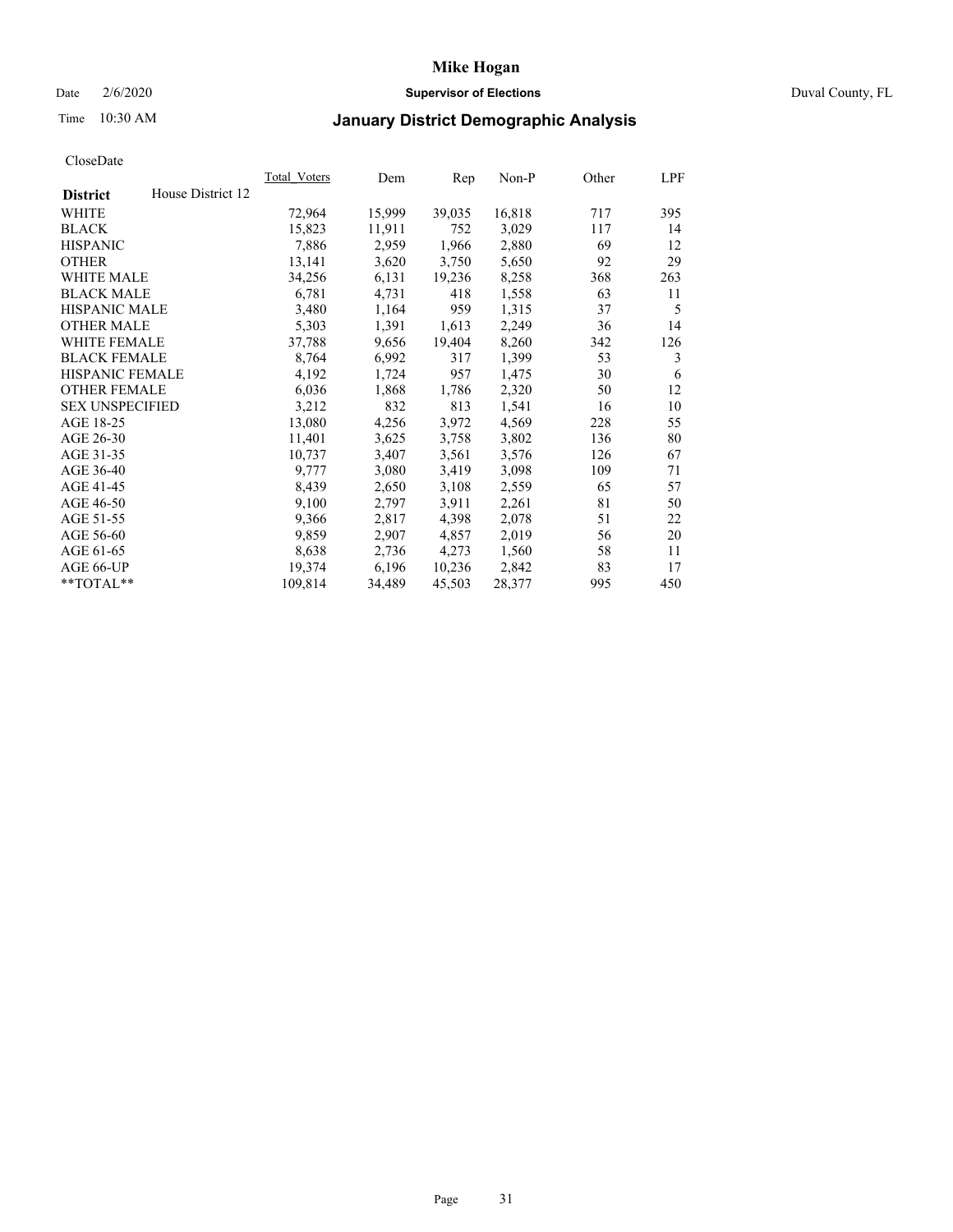# Mike Hogan

Date 2/6/2020 **Supervisor of Elections** Duval County, FL

Time 10:30 AM **January District Demographic Analysis**

CloseDate

| **District** House District 12 | Total_Voters | Dem | Rep | Non-P | Other | LPF |
|---|---|---|---|---|---|---|
| WHITE | 72,964 | 15,999 | 39,035 | 16,818 | 717 | 395 |
| BLACK | 15,823 | 11,911 | 752 | 3,029 | 117 | 14 |
| HISPANIC | 7,886 | 2,959 | 1,966 | 2,880 | 69 | 12 |
| OTHER | 13,141 | 3,620 | 3,750 | 5,650 | 92 | 29 |
| WHITE MALE | 34,256 | 6,131 | 19,236 | 8,258 | 368 | 263 |
| BLACK MALE | 6,781 | 4,731 | 418 | 1,558 | 63 | 11 |
| HISPANIC MALE | 3,480 | 1,164 | 959 | 1,315 | 37 | 5 |
| OTHER MALE | 5,303 | 1,391 | 1,613 | 2,249 | 36 | 14 |
| WHITE FEMALE | 37,788 | 9,656 | 19,404 | 8,260 | 342 | 126 |
| BLACK FEMALE | 8,764 | 6,992 | 317 | 1,399 | 53 | 3 |
| HISPANIC FEMALE | 4,192 | 1,724 | 957 | 1,475 | 30 | 6 |
| OTHER FEMALE | 6,036 | 1,868 | 1,786 | 2,320 | 50 | 12 |
| SEX UNSPECIFIED | 3,212 | 832 | 813 | 1,541 | 16 | 10 |
| AGE 18-25 | 13,080 | 4,256 | 3,972 | 4,569 | 228 | 55 |
| AGE 26-30 | 11,401 | 3,625 | 3,758 | 3,802 | 136 | 80 |
| AGE 31-35 | 10,737 | 3,407 | 3,561 | 3,576 | 126 | 67 |
| AGE 36-40 | 9,777 | 3,080 | 3,419 | 3,098 | 109 | 71 |
| AGE 41-45 | 8,439 | 2,650 | 3,108 | 2,559 | 65 | 57 |
| AGE 46-50 | 9,100 | 2,797 | 3,911 | 2,261 | 81 | 50 |
| AGE 51-55 | 9,366 | 2,817 | 4,398 | 2,078 | 51 | 22 |
| AGE 56-60 | 9,859 | 2,907 | 4,857 | 2,019 | 56 | 20 |
| AGE 61-65 | 8,638 | 2,736 | 4,273 | 1,560 | 58 | 11 |
| AGE 66-UP | 19,374 | 6,196 | 10,236 | 2,842 | 83 | 17 |
| **TOTAL** | 109,814 | 34,489 | 45,503 | 28,377 | 995 | 450 |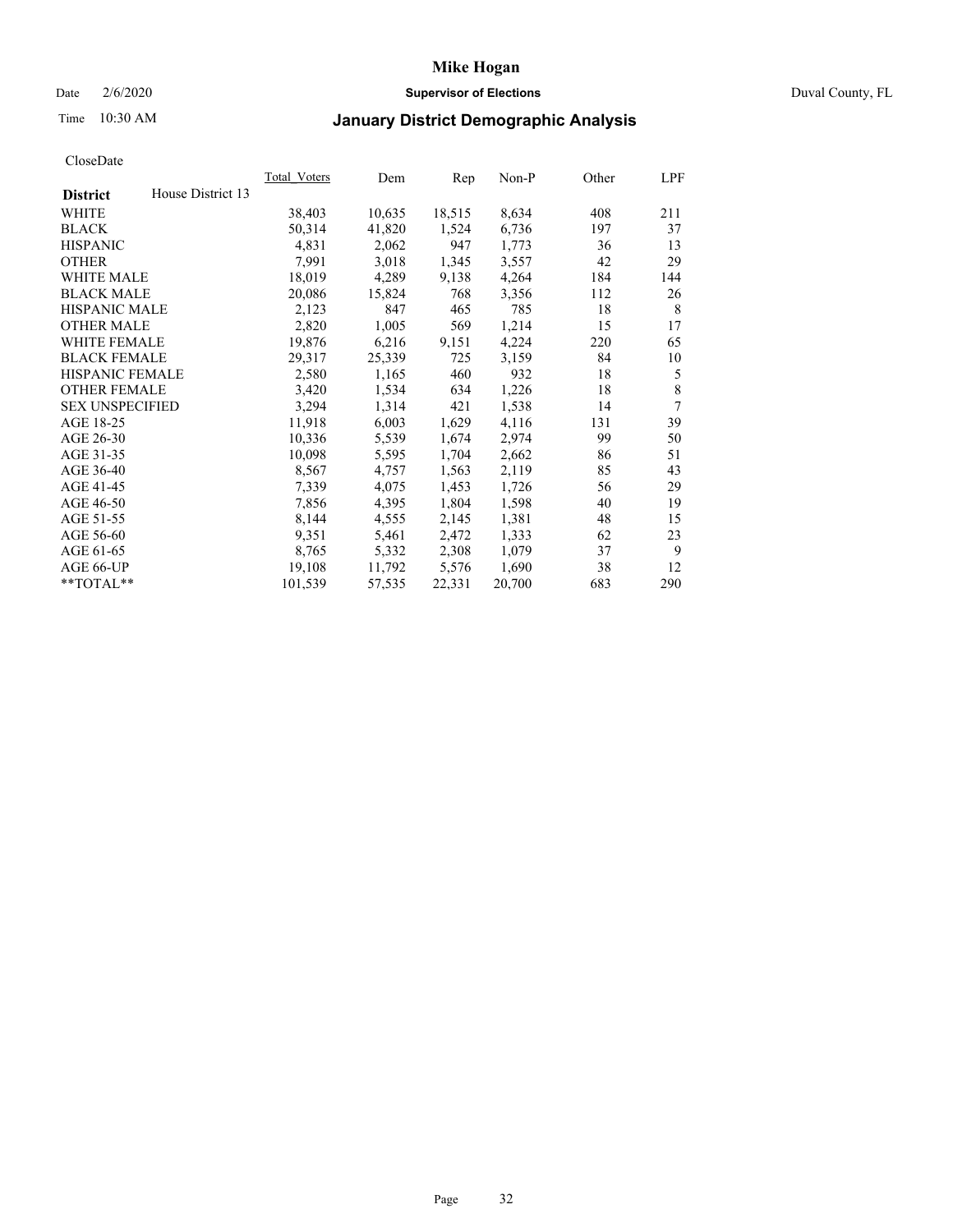# Mike Hogan

Date 2/6/2020 **Supervisor of Elections** Duval County, FL

Time 10:30 AM **January District Demographic Analysis**

CloseDate

| **District** House District 13 | Total_Voters | Dem | Rep | Non-P | Other | LPF |
|---|---|---|---|---|---|---|
| WHITE | 38,403 | 10,635 | 18,515 | 8,634 | 408 | 211 |
| BLACK | 50,314 | 41,820 | 1,524 | 6,736 | 197 | 37 |
| HISPANIC | 4,831 | 2,062 | 947 | 1,773 | 36 | 13 |
| OTHER | 7,991 | 3,018 | 1,345 | 3,557 | 42 | 29 |
| WHITE MALE | 18,019 | 4,289 | 9,138 | 4,264 | 184 | 144 |
| BLACK MALE | 20,086 | 15,824 | 768 | 3,356 | 112 | 26 |
| HISPANIC MALE | 2,123 | 847 | 465 | 785 | 18 | 8 |
| OTHER MALE | 2,820 | 1,005 | 569 | 1,214 | 15 | 17 |
| WHITE FEMALE | 19,876 | 6,216 | 9,151 | 4,224 | 220 | 65 |
| BLACK FEMALE | 29,317 | 25,339 | 725 | 3,159 | 84 | 10 |
| HISPANIC FEMALE | 2,580 | 1,165 | 460 | 932 | 18 | 5 |
| OTHER FEMALE | 3,420 | 1,534 | 634 | 1,226 | 18 | 8 |
| SEX UNSPECIFIED | 3,294 | 1,314 | 421 | 1,538 | 14 | 7 |
| AGE 18-25 | 11,918 | 6,003 | 1,629 | 4,116 | 131 | 39 |
| AGE 26-30 | 10,336 | 5,539 | 1,674 | 2,974 | 99 | 50 |
| AGE 31-35 | 10,098 | 5,595 | 1,704 | 2,662 | 86 | 51 |
| AGE 36-40 | 8,567 | 4,757 | 1,563 | 2,119 | 85 | 43 |
| AGE 41-45 | 7,339 | 4,075 | 1,453 | 1,726 | 56 | 29 |
| AGE 46-50 | 7,856 | 4,395 | 1,804 | 1,598 | 40 | 19 |
| AGE 51-55 | 8,144 | 4,555 | 2,145 | 1,381 | 48 | 15 |
| AGE 56-60 | 9,351 | 5,461 | 2,472 | 1,333 | 62 | 23 |
| AGE 61-65 | 8,765 | 5,332 | 2,308 | 1,079 | 37 | 9 |
| AGE 66-UP | 19,108 | 11,792 | 5,576 | 1,690 | 38 | 12 |
| **TOTAL** | 101,539 | 57,535 | 22,331 | 20,700 | 683 | 290 |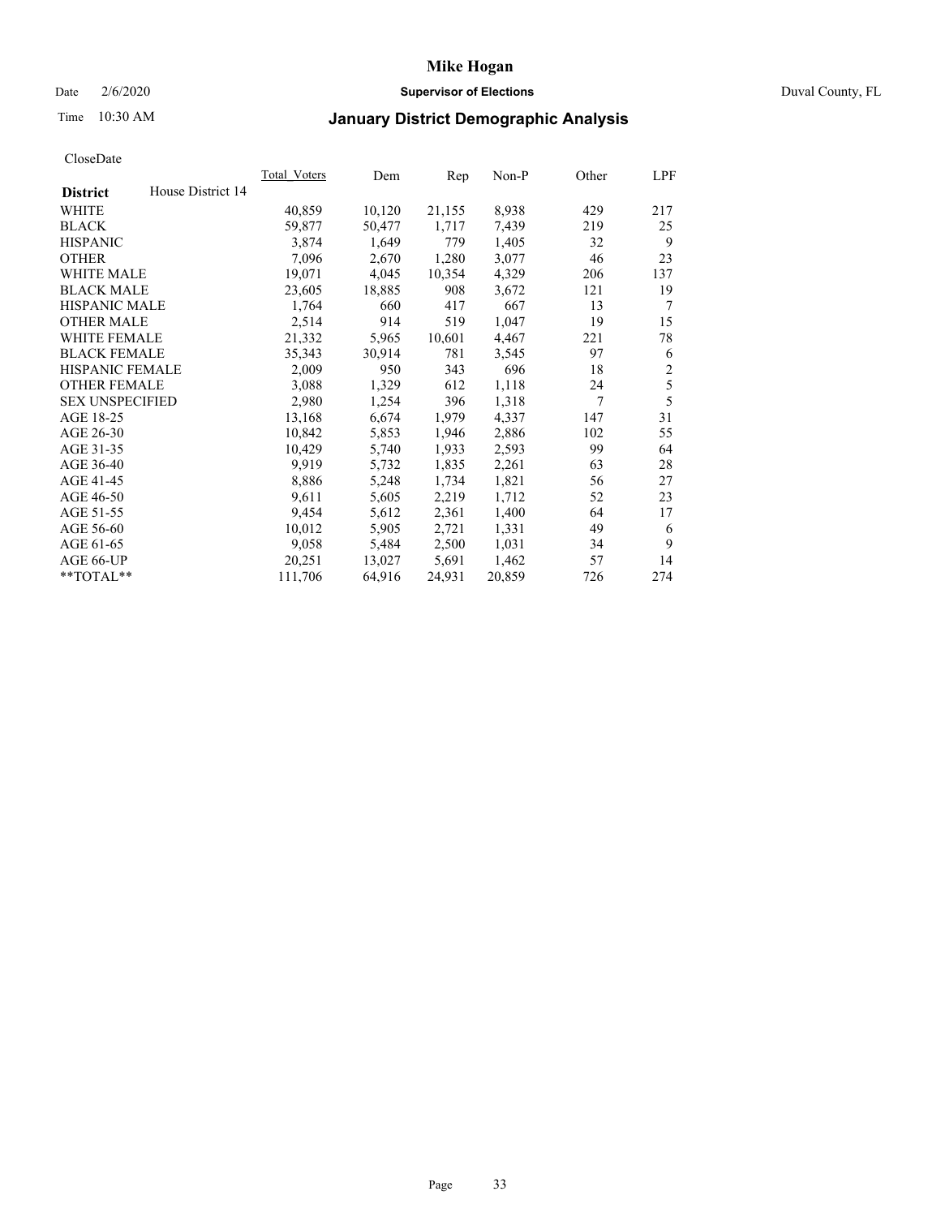# Mike Hogan

Date 2/6/2020 **Supervisor of Elections** Duval County, FL

Time 10:30 AM **January District Demographic Analysis**

CloseDate

| **District** House District 14 | Total_Voters | Dem | Rep | Non-P | Other | LPF |
|---|---|---|---|---|---|---|
| WHITE | 40,859 | 10,120 | 21,155 | 8,938 | 429 | 217 |
| BLACK | 59,877 | 50,477 | 1,717 | 7,439 | 219 | 25 |
| HISPANIC | 3,874 | 1,649 | 779 | 1,405 | 32 | 9 |
| OTHER | 7,096 | 2,670 | 1,280 | 3,077 | 46 | 23 |
| WHITE MALE | 19,071 | 4,045 | 10,354 | 4,329 | 206 | 137 |
| BLACK MALE | 23,605 | 18,885 | 908 | 3,672 | 121 | 19 |
| HISPANIC MALE | 1,764 | 660 | 417 | 667 | 13 | 7 |
| OTHER MALE | 2,514 | 914 | 519 | 1,047 | 19 | 15 |
| WHITE FEMALE | 21,332 | 5,965 | 10,601 | 4,467 | 221 | 78 |
| BLACK FEMALE | 35,343 | 30,914 | 781 | 3,545 | 97 | 6 |
| HISPANIC FEMALE | 2,009 | 950 | 343 | 696 | 18 | 2 |
| OTHER FEMALE | 3,088 | 1,329 | 612 | 1,118 | 24 | 5 |
| SEX UNSPECIFIED | 2,980 | 1,254 | 396 | 1,318 | 7 | 5 |
| AGE 18-25 | 13,168 | 6,674 | 1,979 | 4,337 | 147 | 31 |
| AGE 26-30 | 10,842 | 5,853 | 1,946 | 2,886 | 102 | 55 |
| AGE 31-35 | 10,429 | 5,740 | 1,933 | 2,593 | 99 | 64 |
| AGE 36-40 | 9,919 | 5,732 | 1,835 | 2,261 | 63 | 28 |
| AGE 41-45 | 8,886 | 5,248 | 1,734 | 1,821 | 56 | 27 |
| AGE 46-50 | 9,611 | 5,605 | 2,219 | 1,712 | 52 | 23 |
| AGE 51-55 | 9,454 | 5,612 | 2,361 | 1,400 | 64 | 17 |
| AGE 56-60 | 10,012 | 5,905 | 2,721 | 1,331 | 49 | 6 |
| AGE 61-65 | 9,058 | 5,484 | 2,500 | 1,031 | 34 | 9 |
| AGE 66-UP | 20,251 | 13,027 | 5,691 | 1,462 | 57 | 14 |
| **TOTAL** | 111,706 | 64,916 | 24,931 | 20,859 | 726 | 274 |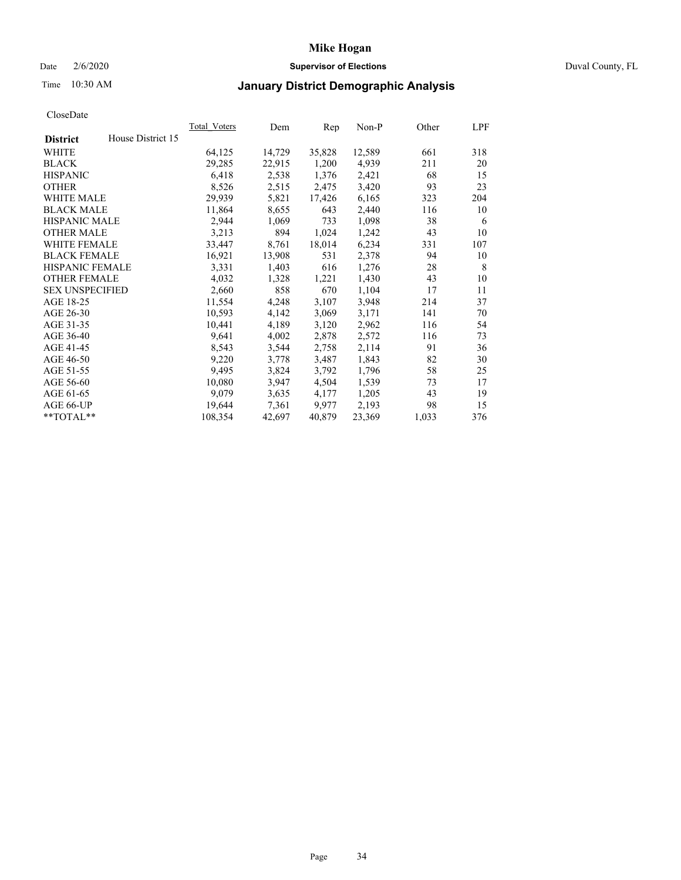# Mike Hogan

Date 2/6/2020 **Supervisor of Elections** Duval County, FL

Time 10:30 AM

## January District Demographic Analysis

CloseDate

| **District** House District 15 | Total_Voters | Dem | Rep | Non-P | Other | LPF |
|---|---|---|---|---|---|---|
| WHITE | 64,125 | 14,729 | 35,828 | 12,589 | 661 | 318 |
| BLACK | 29,285 | 22,915 | 1,200 | 4,939 | 211 | 20 |
| HISPANIC | 6,418 | 2,538 | 1,376 | 2,421 | 68 | 15 |
| OTHER | 8,526 | 2,515 | 2,475 | 3,420 | 93 | 23 |
| WHITE MALE | 29,939 | 5,821 | 17,426 | 6,165 | 323 | 204 |
| BLACK MALE | 11,864 | 8,655 | 643 | 2,440 | 116 | 10 |
| HISPANIC MALE | 2,944 | 1,069 | 733 | 1,098 | 38 | 6 |
| OTHER MALE | 3,213 | 894 | 1,024 | 1,242 | 43 | 10 |
| WHITE FEMALE | 33,447 | 8,761 | 18,014 | 6,234 | 331 | 107 |
| BLACK FEMALE | 16,921 | 13,908 | 531 | 2,378 | 94 | 10 |
| HISPANIC FEMALE | 3,331 | 1,403 | 616 | 1,276 | 28 | 8 |
| OTHER FEMALE | 4,032 | 1,328 | 1,221 | 1,430 | 43 | 10 |
| SEX UNSPECIFIED | 2,660 | 858 | 670 | 1,104 | 17 | 11 |
| AGE 18-25 | 11,554 | 4,248 | 3,107 | 3,948 | 214 | 37 |
| AGE 26-30 | 10,593 | 4,142 | 3,069 | 3,171 | 141 | 70 |
| AGE 31-35 | 10,441 | 4,189 | 3,120 | 2,962 | 116 | 54 |
| AGE 36-40 | 9,641 | 4,002 | 2,878 | 2,572 | 116 | 73 |
| AGE 41-45 | 8,543 | 3,544 | 2,758 | 2,114 | 91 | 36 |
| AGE 46-50 | 9,220 | 3,778 | 3,487 | 1,843 | 82 | 30 |
| AGE 51-55 | 9,495 | 3,824 | 3,792 | 1,796 | 58 | 25 |
| AGE 56-60 | 10,080 | 3,947 | 4,504 | 1,539 | 73 | 17 |
| AGE 61-65 | 9,079 | 3,635 | 4,177 | 1,205 | 43 | 19 |
| AGE 66-UP | 19,644 | 7,361 | 9,977 | 2,193 | 98 | 15 |
| **TOTAL** | 108,354 | 42,697 | 40,879 | 23,369 | 1,033 | 376 |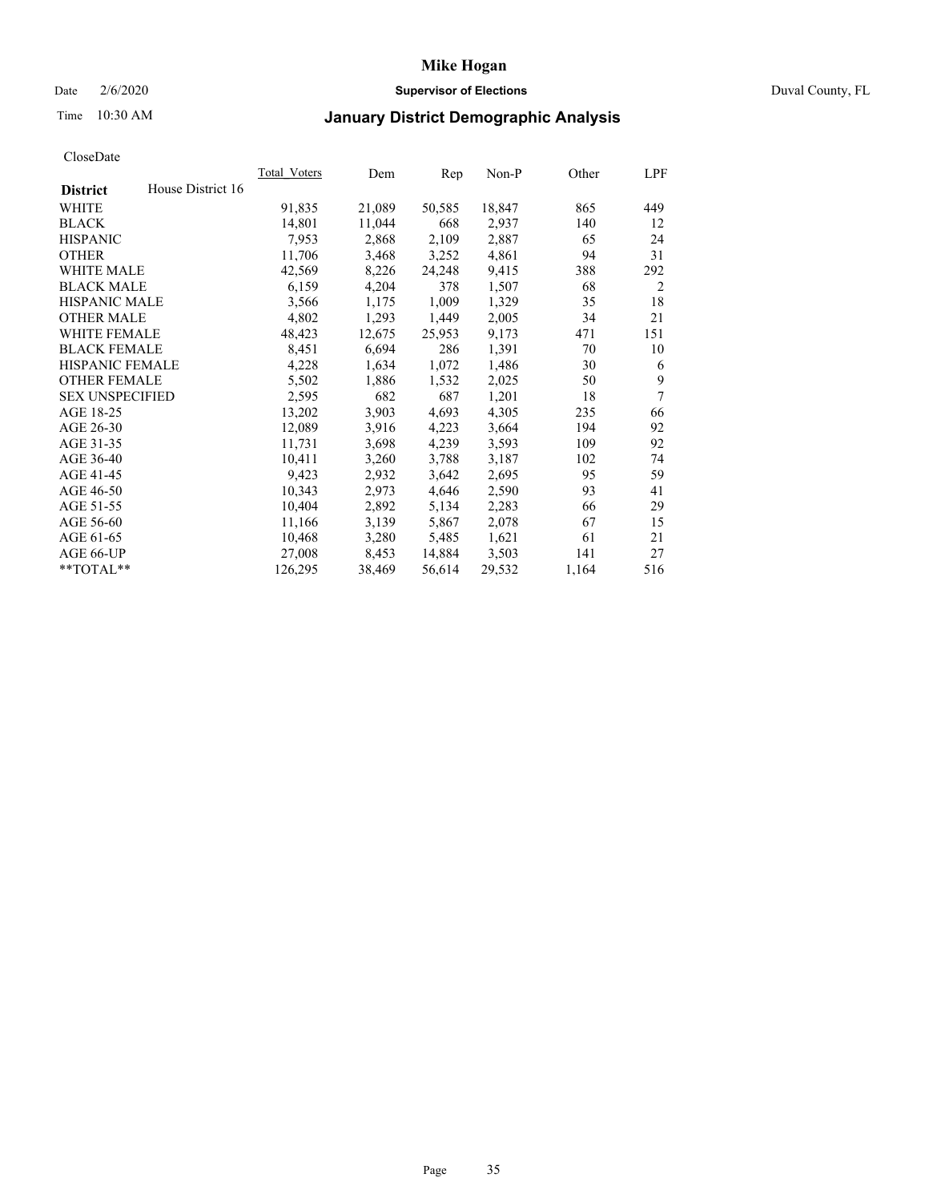# Mike Hogan

Date 2/6/2020 **Supervisor of Elections** Duval County, FL

Time 10:30 AM

## January District Demographic Analysis

CloseDate

| **District** House District 16 | Total_Voters | Dem | Rep | Non-P | Other | LPF |
|---|---|---|---|---|---|---|
| WHITE | 91,835 | 21,089 | 50,585 | 18,847 | 865 | 449 |
| BLACK | 14,801 | 11,044 | 668 | 2,937 | 140 | 12 |
| HISPANIC | 7,953 | 2,868 | 2,109 | 2,887 | 65 | 24 |
| OTHER | 11,706 | 3,468 | 3,252 | 4,861 | 94 | 31 |
| WHITE MALE | 42,569 | 8,226 | 24,248 | 9,415 | 388 | 292 |
| BLACK MALE | 6,159 | 4,204 | 378 | 1,507 | 68 | 2 |
| HISPANIC MALE | 3,566 | 1,175 | 1,009 | 1,329 | 35 | 18 |
| OTHER MALE | 4,802 | 1,293 | 1,449 | 2,005 | 34 | 21 |
| WHITE FEMALE | 48,423 | 12,675 | 25,953 | 9,173 | 471 | 151 |
| BLACK FEMALE | 8,451 | 6,694 | 286 | 1,391 | 70 | 10 |
| HISPANIC FEMALE | 4,228 | 1,634 | 1,072 | 1,486 | 30 | 6 |
| OTHER FEMALE | 5,502 | 1,886 | 1,532 | 2,025 | 50 | 9 |
| SEX UNSPECIFIED | 2,595 | 682 | 687 | 1,201 | 18 | 7 |
| AGE 18-25 | 13,202 | 3,903 | 4,693 | 4,305 | 235 | 66 |
| AGE 26-30 | 12,089 | 3,916 | 4,223 | 3,664 | 194 | 92 |
| AGE 31-35 | 11,731 | 3,698 | 4,239 | 3,593 | 109 | 92 |
| AGE 36-40 | 10,411 | 3,260 | 3,788 | 3,187 | 102 | 74 |
| AGE 41-45 | 9,423 | 2,932 | 3,642 | 2,695 | 95 | 59 |
| AGE 46-50 | 10,343 | 2,973 | 4,646 | 2,590 | 93 | 41 |
| AGE 51-55 | 10,404 | 2,892 | 5,134 | 2,283 | 66 | 29 |
| AGE 56-60 | 11,166 | 3,139 | 5,867 | 2,078 | 67 | 15 |
| AGE 61-65 | 10,468 | 3,280 | 5,485 | 1,621 | 61 | 21 |
| AGE 66-UP | 27,008 | 8,453 | 14,884 | 3,503 | 141 | 27 |
| **TOTAL** | 126,295 | 38,469 | 56,614 | 29,532 | 1,164 | 516 |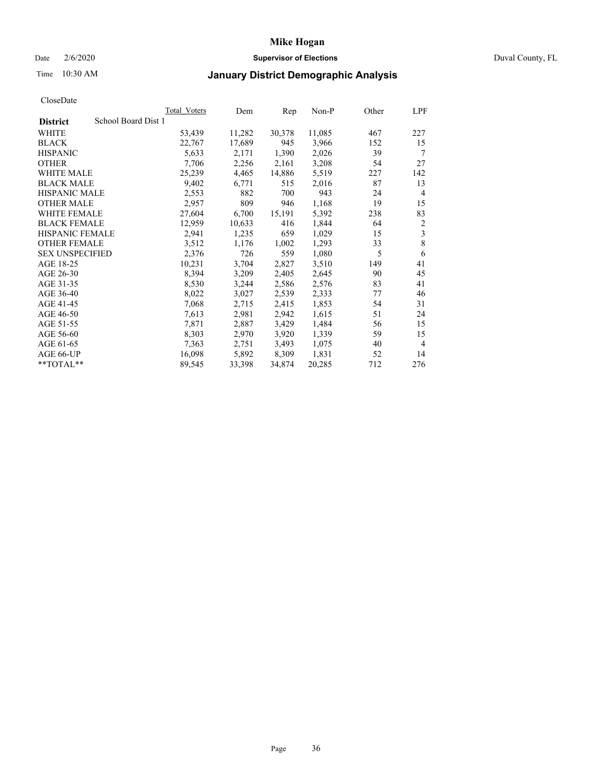CloseDate

| District | School Board Dist 1 | Total_Voters | Dem | Rep | Non-P | Other | LPF |
|---|---|---|---|---|---|---|---|
| WHITE | | 53,439 | 11,282 | 30,378 | 11,085 | 467 | 227 |
| BLACK | | 22,767 | 17,689 | 945 | 3,966 | 152 | 15 |
| HISPANIC | | 5,633 | 2,171 | 1,390 | 2,026 | 39 | 7 |
| OTHER | | 7,706 | 2,256 | 2,161 | 3,208 | 54 | 27 |
| WHITE MALE | | 25,239 | 4,465 | 14,886 | 5,519 | 227 | 142 |
| BLACK MALE | | 9,402 | 6,771 | 515 | 2,016 | 87 | 13 |
| HISPANIC MALE | | 2,553 | 882 | 700 | 943 | 24 | 4 |
| OTHER MALE | | 2,957 | 809 | 946 | 1,168 | 19 | 15 |
| WHITE FEMALE | | 27,604 | 6,700 | 15,191 | 5,392 | 238 | 83 |
| BLACK FEMALE | | 12,959 | 10,633 | 416 | 1,844 | 64 | 2 |
| HISPANIC FEMALE | | 2,941 | 1,235 | 659 | 1,029 | 15 | 3 |
| OTHER FEMALE | | 3,512 | 1,176 | 1,002 | 1,293 | 33 | 8 |
| SEX UNSPECIFIED | | 2,376 | 726 | 559 | 1,080 | 5 | 6 |
| AGE 18-25 | | 10,231 | 3,704 | 2,827 | 3,510 | 149 | 41 |
| AGE 26-30 | | 8,394 | 3,209 | 2,405 | 2,645 | 90 | 45 |
| AGE 31-35 | | 8,530 | 3,244 | 2,586 | 2,576 | 83 | 41 |
| AGE 36-40 | | 8,022 | 3,027 | 2,539 | 2,333 | 77 | 46 |
| AGE 41-45 | | 7,068 | 2,715 | 2,415 | 1,853 | 54 | 31 |
| AGE 46-50 | | 7,613 | 2,981 | 2,942 | 1,615 | 51 | 24 |
| AGE 51-55 | | 7,871 | 2,887 | 3,429 | 1,484 | 56 | 15 |
| AGE 56-60 | | 8,303 | 2,970 | 3,920 | 1,339 | 59 | 15 |
| AGE 61-65 | | 7,363 | 2,751 | 3,493 | 1,075 | 40 | 4 |
| AGE 66-UP | | 16,098 | 5,892 | 8,309 | 1,831 | 52 | 14 |
| **TOTAL** | | 89,545 | 33,398 | 34,874 | 20,285 | 712 | 276 |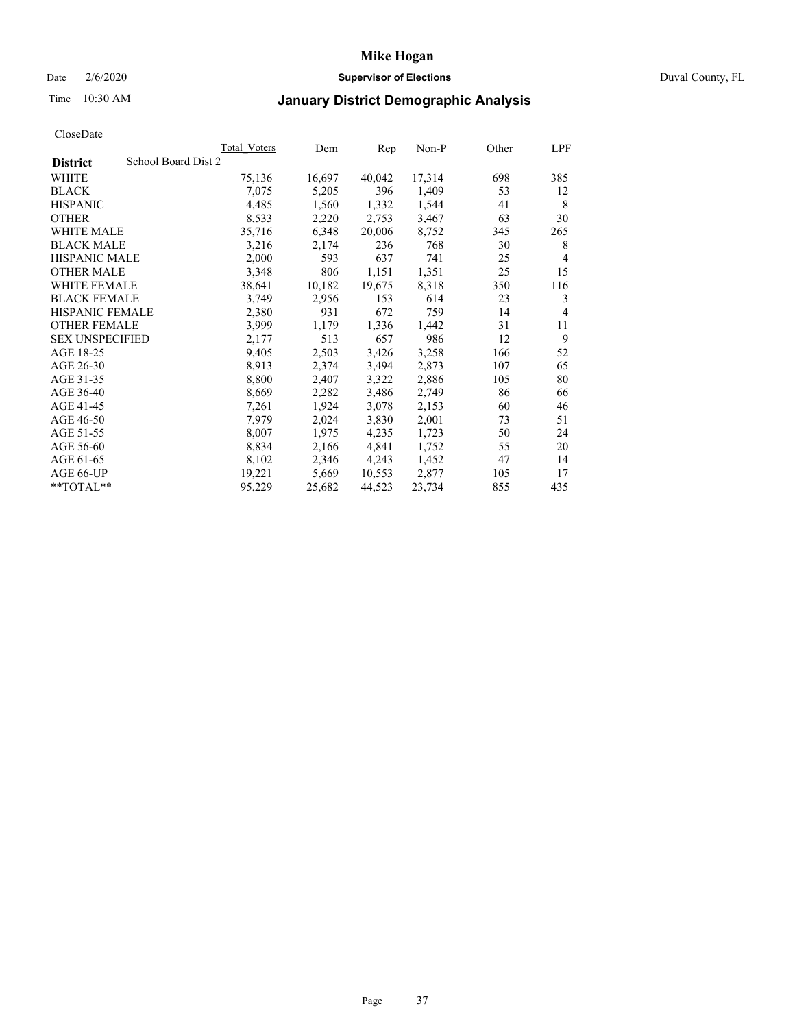# Mike Hogan

Date 2/6/2020 **Supervisor of Elections** Duval County, FL

Time 10:30 AM **January District Demographic Analysis**

CloseDate

| District | Total Voters | Dem | Rep | Non-P | Other | LPF |
|---|---|---|---|---|---|---|
| School Board Dist 2 | | | | | | |
| WHITE | 75,136 | 16,697 | 40,042 | 17,314 | 698 | 385 |
| BLACK | 7,075 | 5,205 | 396 | 1,409 | 53 | 12 |
| HISPANIC | 4,485 | 1,560 | 1,332 | 1,544 | 41 | 8 |
| OTHER | 8,533 | 2,220 | 2,753 | 3,467 | 63 | 30 |
| WHITE MALE | 35,716 | 6,348 | 20,006 | 8,752 | 345 | 265 |
| BLACK MALE | 3,216 | 2,174 | 236 | 768 | 30 | 8 |
| HISPANIC MALE | 2,000 | 593 | 637 | 741 | 25 | 4 |
| OTHER MALE | 3,348 | 806 | 1,151 | 1,351 | 25 | 15 |
| WHITE FEMALE | 38,641 | 10,182 | 19,675 | 8,318 | 350 | 116 |
| BLACK FEMALE | 3,749 | 2,956 | 153 | 614 | 23 | 3 |
| HISPANIC FEMALE | 2,380 | 931 | 672 | 759 | 14 | 4 |
| OTHER FEMALE | 3,999 | 1,179 | 1,336 | 1,442 | 31 | 11 |
| SEX UNSPECIFIED | 2,177 | 513 | 657 | 986 | 12 | 9 |
| AGE 18-25 | 9,405 | 2,503 | 3,426 | 3,258 | 166 | 52 |
| AGE 26-30 | 8,913 | 2,374 | 3,494 | 2,873 | 107 | 65 |
| AGE 31-35 | 8,800 | 2,407 | 3,322 | 2,886 | 105 | 80 |
| AGE 36-40 | 8,669 | 2,282 | 3,486 | 2,749 | 86 | 66 |
| AGE 41-45 | 7,261 | 1,924 | 3,078 | 2,153 | 60 | 46 |
| AGE 46-50 | 7,979 | 2,024 | 3,830 | 2,001 | 73 | 51 |
| AGE 51-55 | 8,007 | 1,975 | 4,235 | 1,723 | 50 | 24 |
| AGE 56-60 | 8,834 | 2,166 | 4,841 | 1,752 | 55 | 20 |
| AGE 61-65 | 8,102 | 2,346 | 4,243 | 1,452 | 47 | 14 |
| AGE 66-UP | 19,221 | 5,669 | 10,553 | 2,877 | 105 | 17 |
| **TOTAL** | 95,229 | 25,682 | 44,523 | 23,734 | 855 | 435 |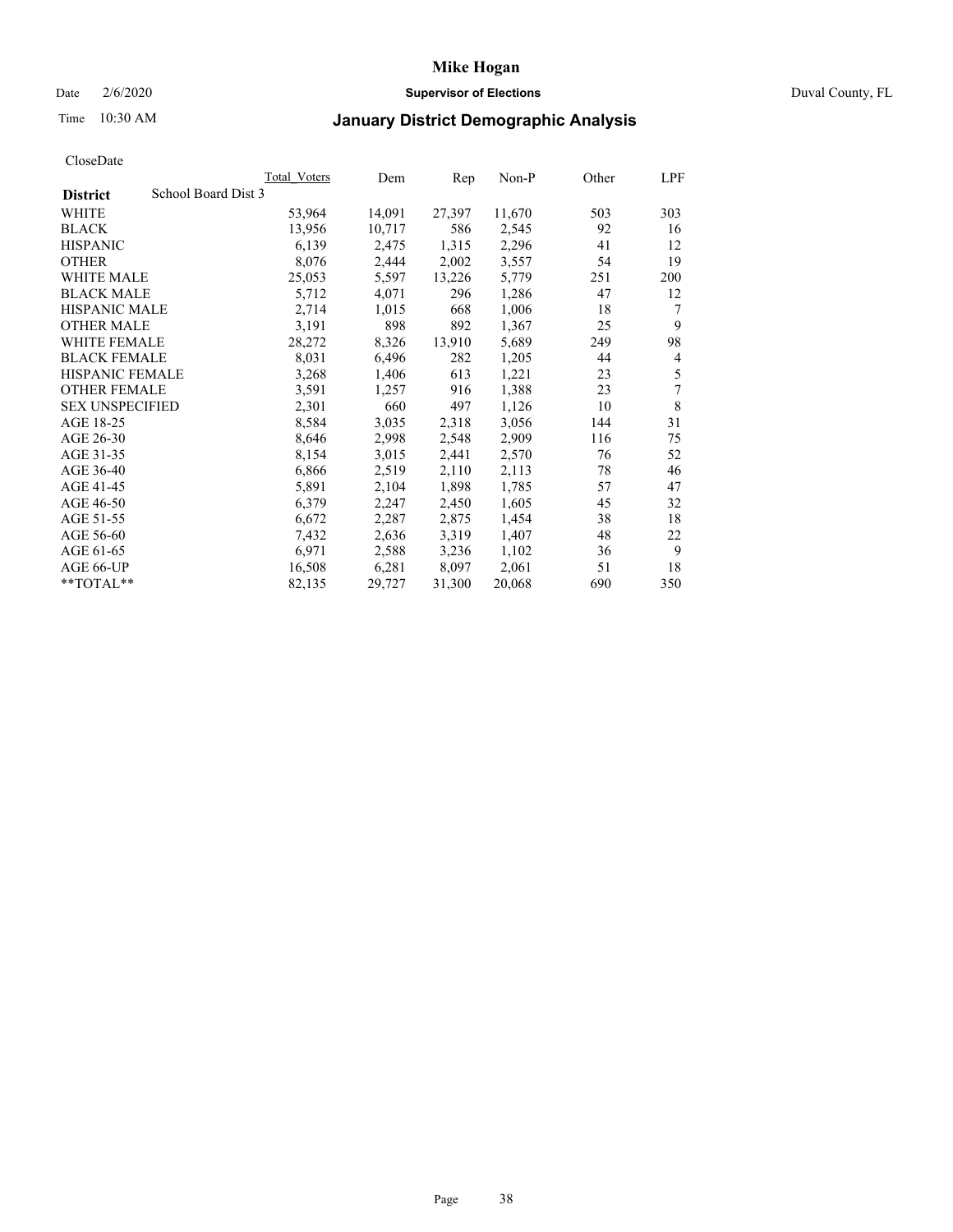# Mike Hogan

Date 2/6/2020 **Supervisor of Elections** Duval County, FL

Time 10:30 AM **January District Demographic Analysis**

CloseDate

| District | School Board Dist 3 | Total_Voters | Dem | Rep | Non-P | Other | LPF |
|---|---|---|---|---|---|---|---|
| WHITE | | 53,964 | 14,091 | 27,397 | 11,670 | 503 | 303 |
| BLACK | | 13,956 | 10,717 | 586 | 2,545 | 92 | 16 |
| HISPANIC | | 6,139 | 2,475 | 1,315 | 2,296 | 41 | 12 |
| OTHER | | 8,076 | 2,444 | 2,002 | 3,557 | 54 | 19 |
| WHITE MALE | | 25,053 | 5,597 | 13,226 | 5,779 | 251 | 200 |
| BLACK MALE | | 5,712 | 4,071 | 296 | 1,286 | 47 | 12 |
| HISPANIC MALE | | 2,714 | 1,015 | 668 | 1,006 | 18 | 7 |
| OTHER MALE | | 3,191 | 898 | 892 | 1,367 | 25 | 9 |
| WHITE FEMALE | | 28,272 | 8,326 | 13,910 | 5,689 | 249 | 98 |
| BLACK FEMALE | | 8,031 | 6,496 | 282 | 1,205 | 44 | 4 |
| HISPANIC FEMALE | | 3,268 | 1,406 | 613 | 1,221 | 23 | 5 |
| OTHER FEMALE | | 3,591 | 1,257 | 916 | 1,388 | 23 | 7 |
| SEX UNSPECIFIED | | 2,301 | 660 | 497 | 1,126 | 10 | 8 |
| AGE 18-25 | | 8,584 | 3,035 | 2,318 | 3,056 | 144 | 31 |
| AGE 26-30 | | 8,646 | 2,998 | 2,548 | 2,909 | 116 | 75 |
| AGE 31-35 | | 8,154 | 3,015 | 2,441 | 2,570 | 76 | 52 |
| AGE 36-40 | | 6,866 | 2,519 | 2,110 | 2,113 | 78 | 46 |
| AGE 41-45 | | 5,891 | 2,104 | 1,898 | 1,785 | 57 | 47 |
| AGE 46-50 | | 6,379 | 2,247 | 2,450 | 1,605 | 45 | 32 |
| AGE 51-55 | | 6,672 | 2,287 | 2,875 | 1,454 | 38 | 18 |
| AGE 56-60 | | 7,432 | 2,636 | 3,319 | 1,407 | 48 | 22 |
| AGE 61-65 | | 6,971 | 2,588 | 3,236 | 1,102 | 36 | 9 |
| AGE 66-UP | | 16,508 | 6,281 | 8,097 | 2,061 | 51 | 18 |
| **TOTAL** | | 82,135 | 29,727 | 31,300 | 20,068 | 690 | 350 |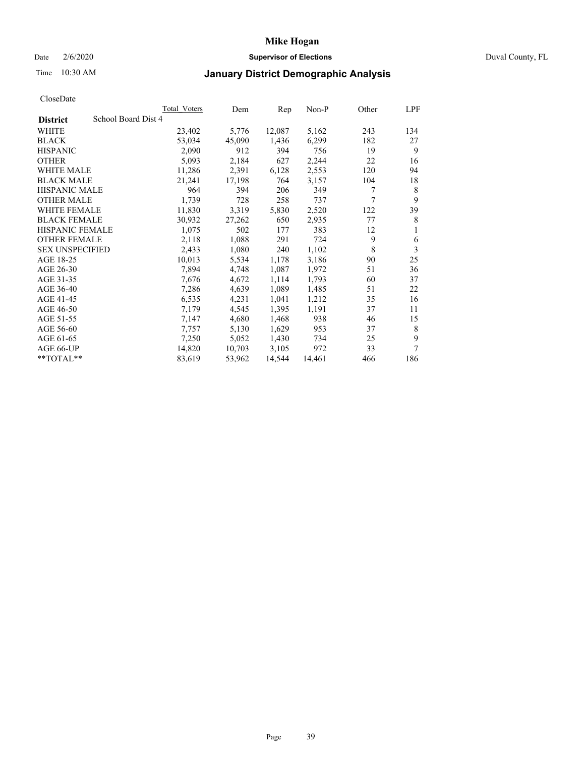# Mike Hogan

Date 2/6/2020 **Supervisor of Elections** Duval County, FL

Time 10:30 AM **January District Demographic Analysis**

CloseDate

| District | Total_Voters | Dem | Rep | Non-P | Other | LPF |
|---|---|---|---|---|---|---|
| School Board Dist 4 | | | | | | |
| WHITE | 23,402 | 5,776 | 12,087 | 5,162 | 243 | 134 |
| BLACK | 53,034 | 45,090 | 1,436 | 6,299 | 182 | 27 |
| HISPANIC | 2,090 | 912 | 394 | 756 | 19 | 9 |
| OTHER | 5,093 | 2,184 | 627 | 2,244 | 22 | 16 |
| WHITE MALE | 11,286 | 2,391 | 6,128 | 2,553 | 120 | 94 |
| BLACK MALE | 21,241 | 17,198 | 764 | 3,157 | 104 | 18 |
| HISPANIC MALE | 964 | 394 | 206 | 349 | 7 | 8 |
| OTHER MALE | 1,739 | 728 | 258 | 737 | 7 | 9 |
| WHITE FEMALE | 11,830 | 3,319 | 5,830 | 2,520 | 122 | 39 |
| BLACK FEMALE | 30,932 | 27,262 | 650 | 2,935 | 77 | 8 |
| HISPANIC FEMALE | 1,075 | 502 | 177 | 383 | 12 | 1 |
| OTHER FEMALE | 2,118 | 1,088 | 291 | 724 | 9 | 6 |
| SEX UNSPECIFIED | 2,433 | 1,080 | 240 | 1,102 | 8 | 3 |
| AGE 18-25 | 10,013 | 5,534 | 1,178 | 3,186 | 90 | 25 |
| AGE 26-30 | 7,894 | 4,748 | 1,087 | 1,972 | 51 | 36 |
| AGE 31-35 | 7,676 | 4,672 | 1,114 | 1,793 | 60 | 37 |
| AGE 36-40 | 7,286 | 4,639 | 1,089 | 1,485 | 51 | 22 |
| AGE 41-45 | 6,535 | 4,231 | 1,041 | 1,212 | 35 | 16 |
| AGE 46-50 | 7,179 | 4,545 | 1,395 | 1,191 | 37 | 11 |
| AGE 51-55 | 7,147 | 4,680 | 1,468 | 938 | 46 | 15 |
| AGE 56-60 | 7,757 | 5,130 | 1,629 | 953 | 37 | 8 |
| AGE 61-65 | 7,250 | 5,052 | 1,430 | 734 | 25 | 9 |
| AGE 66-UP | 14,820 | 10,703 | 3,105 | 972 | 33 | 7 |
| **TOTAL** | 83,619 | 53,962 | 14,544 | 14,461 | 466 | 186 |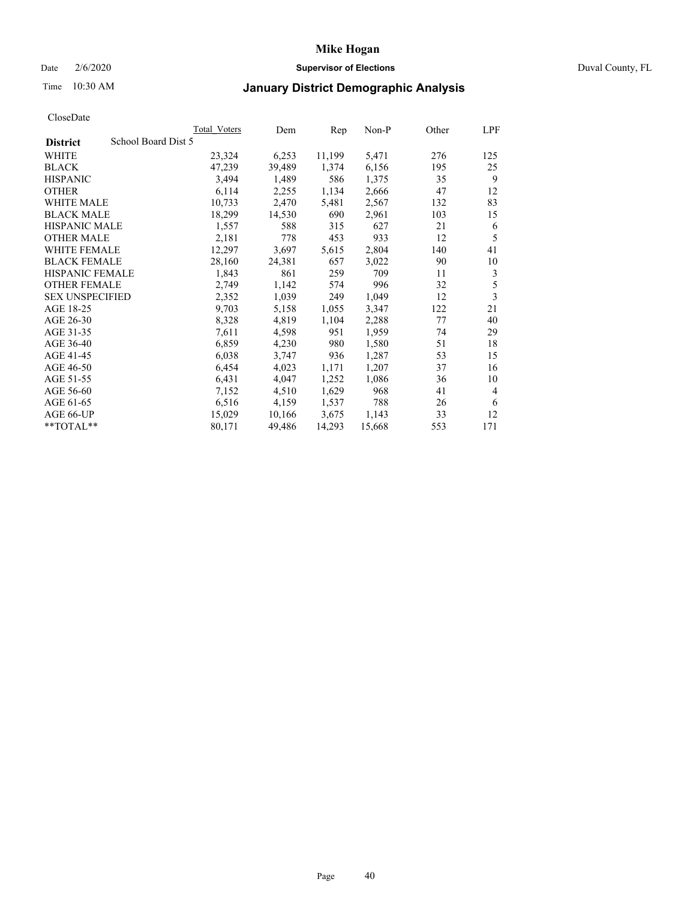# Mike Hogan

Date 2/6/2020 **Supervisor of Elections** Duval County, FL

Time 10:30 AM **January District Demographic Analysis**

CloseDate

| **District** | School Board Dist 5 | Total Voters | Dem | Rep | Non-P | Other | LPF |
|---|---|---|---|---|---|---|---|
| WHITE | | 23,324 | 6,253 | 11,199 | 5,471 | 276 | 125 |
| BLACK | | 47,239 | 39,489 | 1,374 | 6,156 | 195 | 25 |
| HISPANIC | | 3,494 | 1,489 | 586 | 1,375 | 35 | 9 |
| OTHER | | 6,114 | 2,255 | 1,134 | 2,666 | 47 | 12 |
| WHITE MALE | | 10,733 | 2,470 | 5,481 | 2,567 | 132 | 83 |
| BLACK MALE | | 18,299 | 14,530 | 690 | 2,961 | 103 | 15 |
| HISPANIC MALE | | 1,557 | 588 | 315 | 627 | 21 | 6 |
| OTHER MALE | | 2,181 | 778 | 453 | 933 | 12 | 5 |
| WHITE FEMALE | | 12,297 | 3,697 | 5,615 | 2,804 | 140 | 41 |
| BLACK FEMALE | | 28,160 | 24,381 | 657 | 3,022 | 90 | 10 |
| HISPANIC FEMALE | | 1,843 | 861 | 259 | 709 | 11 | 3 |
| OTHER FEMALE | | 2,749 | 1,142 | 574 | 996 | 32 | 5 |
| SEX UNSPECIFIED | | 2,352 | 1,039 | 249 | 1,049 | 12 | 3 |
| AGE 18-25 | | 9,703 | 5,158 | 1,055 | 3,347 | 122 | 21 |
| AGE 26-30 | | 8,328 | 4,819 | 1,104 | 2,288 | 77 | 40 |
| AGE 31-35 | | 7,611 | 4,598 | 951 | 1,959 | 74 | 29 |
| AGE 36-40 | | 6,859 | 4,230 | 980 | 1,580 | 51 | 18 |
| AGE 41-45 | | 6,038 | 3,747 | 936 | 1,287 | 53 | 15 |
| AGE 46-50 | | 6,454 | 4,023 | 1,171 | 1,207 | 37 | 16 |
| AGE 51-55 | | 6,431 | 4,047 | 1,252 | 1,086 | 36 | 10 |
| AGE 56-60 | | 7,152 | 4,510 | 1,629 | 968 | 41 | 4 |
| AGE 61-65 | | 6,516 | 4,159 | 1,537 | 788 | 26 | 6 |
| AGE 66-UP | | 15,029 | 10,166 | 3,675 | 1,143 | 33 | 12 |
| **TOTAL** | | 80,171 | 49,486 | 14,293 | 15,668 | 553 | 171 |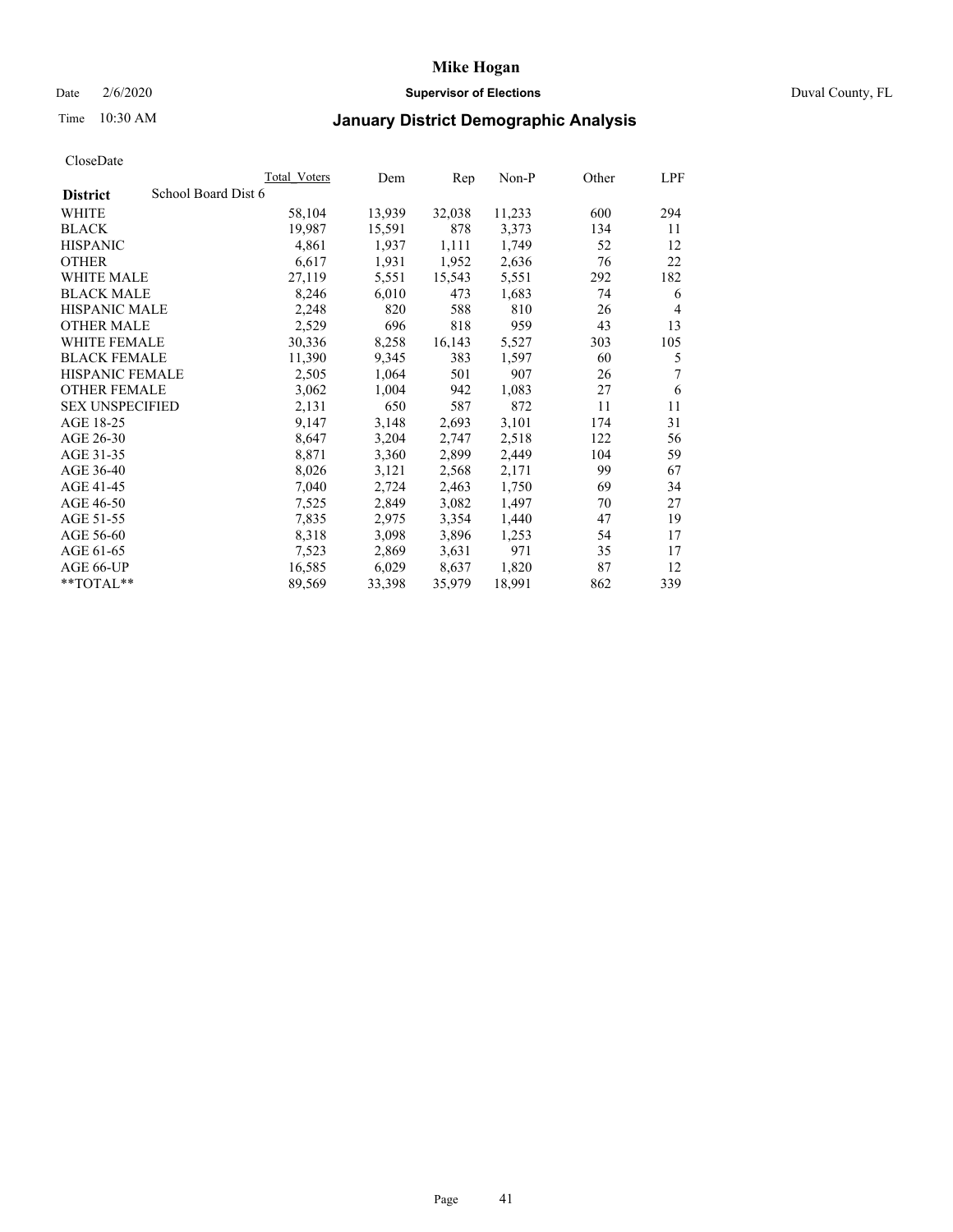# Mike Hogan

Date 2/6/2020 **Supervisor of Elections** Duval County, FL

Time 10:30 AM **January District Demographic Analysis**

CloseDate

| **District** School Board Dist 6 | Total Voters | Dem | Rep | Non-P | Other | LPF |
|---|---|---|---|---|---|---|
| WHITE | 58,104 | 13,939 | 32,038 | 11,233 | 600 | 294 |
| BLACK | 19,987 | 15,591 | 878 | 3,373 | 134 | 11 |
| HISPANIC | 4,861 | 1,937 | 1,111 | 1,749 | 52 | 12 |
| OTHER | 6,617 | 1,931 | 1,952 | 2,636 | 76 | 22 |
| WHITE MALE | 27,119 | 5,551 | 15,543 | 5,551 | 292 | 182 |
| BLACK MALE | 8,246 | 6,010 | 473 | 1,683 | 74 | 6 |
| HISPANIC MALE | 2,248 | 820 | 588 | 810 | 26 | 4 |
| OTHER MALE | 2,529 | 696 | 818 | 959 | 43 | 13 |
| WHITE FEMALE | 30,336 | 8,258 | 16,143 | 5,527 | 303 | 105 |
| BLACK FEMALE | 11,390 | 9,345 | 383 | 1,597 | 60 | 5 |
| HISPANIC FEMALE | 2,505 | 1,064 | 501 | 907 | 26 | 7 |
| OTHER FEMALE | 3,062 | 1,004 | 942 | 1,083 | 27 | 6 |
| SEX UNSPECIFIED | 2,131 | 650 | 587 | 872 | 11 | 11 |
| AGE 18-25 | 9,147 | 3,148 | 2,693 | 3,101 | 174 | 31 |
| AGE 26-30 | 8,647 | 3,204 | 2,747 | 2,518 | 122 | 56 |
| AGE 31-35 | 8,871 | 3,360 | 2,899 | 2,449 | 104 | 59 |
| AGE 36-40 | 8,026 | 3,121 | 2,568 | 2,171 | 99 | 67 |
| AGE 41-45 | 7,040 | 2,724 | 2,463 | 1,750 | 69 | 34 |
| AGE 46-50 | 7,525 | 2,849 | 3,082 | 1,497 | 70 | 27 |
| AGE 51-55 | 7,835 | 2,975 | 3,354 | 1,440 | 47 | 19 |
| AGE 56-60 | 8,318 | 3,098 | 3,896 | 1,253 | 54 | 17 |
| AGE 61-65 | 7,523 | 2,869 | 3,631 | 971 | 35 | 17 |
| AGE 66-UP | 16,585 | 6,029 | 8,637 | 1,820 | 87 | 12 |
| **TOTAL** | 89,569 | 33,398 | 35,979 | 18,991 | 862 | 339 |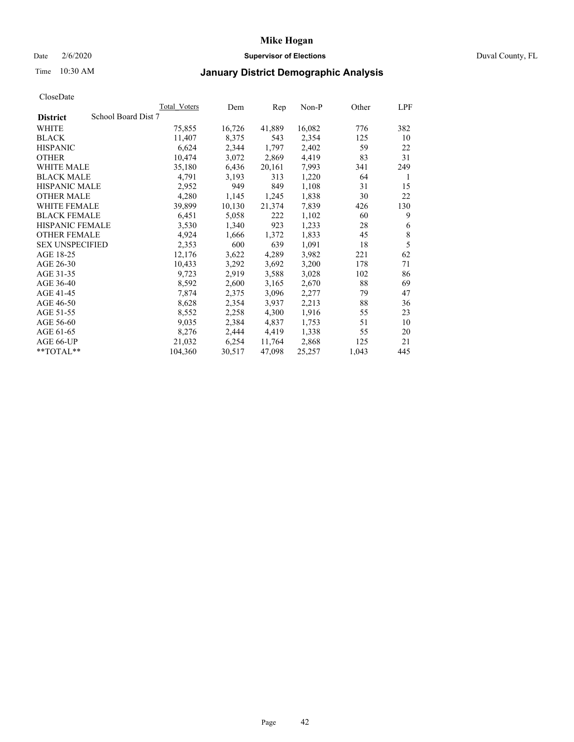# Mike Hogan

Date 2/6/2020 **Supervisor of Elections** Duval County, FL

Time 10:30 AM **January District Demographic Analysis**

CloseDate

| District | Total_Voters | Dem | Rep | Non-P | Other | LPF |
|---|---|---|---|---|---|---|
| **School Board Dist 7** | | | | | | |
| WHITE | 75,855 | 16,726 | 41,889 | 16,082 | 776 | 382 |
| BLACK | 11,407 | 8,375 | 543 | 2,354 | 125 | 10 |
| HISPANIC | 6,624 | 2,344 | 1,797 | 2,402 | 59 | 22 |
| OTHER | 10,474 | 3,072 | 2,869 | 4,419 | 83 | 31 |
| WHITE MALE | 35,180 | 6,436 | 20,161 | 7,993 | 341 | 249 |
| BLACK MALE | 4,791 | 3,193 | 313 | 1,220 | 64 | 1 |
| HISPANIC MALE | 2,952 | 949 | 849 | 1,108 | 31 | 15 |
| OTHER MALE | 4,280 | 1,145 | 1,245 | 1,838 | 30 | 22 |
| WHITE FEMALE | 39,899 | 10,130 | 21,374 | 7,839 | 426 | 130 |
| BLACK FEMALE | 6,451 | 5,058 | 222 | 1,102 | 60 | 9 |
| HISPANIC FEMALE | 3,530 | 1,340 | 923 | 1,233 | 28 | 6 |
| OTHER FEMALE | 4,924 | 1,666 | 1,372 | 1,833 | 45 | 8 |
| SEX UNSPECIFIED | 2,353 | 600 | 639 | 1,091 | 18 | 5 |
| AGE 18-25 | 12,176 | 3,622 | 4,289 | 3,982 | 221 | 62 |
| AGE 26-30 | 10,433 | 3,292 | 3,692 | 3,200 | 178 | 71 |
| AGE 31-35 | 9,723 | 2,919 | 3,588 | 3,028 | 102 | 86 |
| AGE 36-40 | 8,592 | 2,600 | 3,165 | 2,670 | 88 | 69 |
| AGE 41-45 | 7,874 | 2,375 | 3,096 | 2,277 | 79 | 47 |
| AGE 46-50 | 8,628 | 2,354 | 3,937 | 2,213 | 88 | 36 |
| AGE 51-55 | 8,552 | 2,258 | 4,300 | 1,916 | 55 | 23 |
| AGE 56-60 | 9,035 | 2,384 | 4,837 | 1,753 | 51 | 10 |
| AGE 61-65 | 8,276 | 2,444 | 4,419 | 1,338 | 55 | 20 |
| AGE 66-UP | 21,032 | 6,254 | 11,764 | 2,868 | 125 | 21 |
| **TOTAL** | 104,360 | 30,517 | 47,098 | 25,257 | 1,043 | 445 |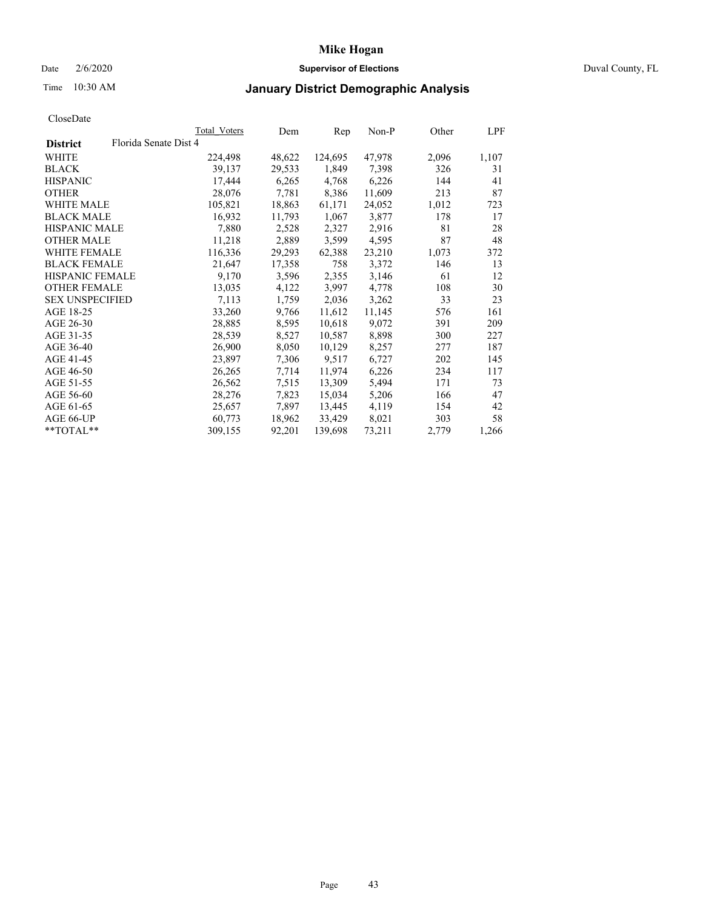# Mike Hogan

Date 2/6/2020 **Supervisor of Elections** Duval County, FL

Time 10:30 AM **January District Demographic Analysis**

CloseDate

| District | Total Voters | Dem | Rep | Non-P | Other | LPF |
|---|---|---|---|---|---|---|
| Florida Senate Dist 4 | | | | | | |
| WHITE | 224,498 | 48,622 | 124,695 | 47,978 | 2,096 | 1,107 |
| BLACK | 39,137 | 29,533 | 1,849 | 7,398 | 326 | 31 |
| HISPANIC | 17,444 | 6,265 | 4,768 | 6,226 | 144 | 41 |
| OTHER | 28,076 | 7,781 | 8,386 | 11,609 | 213 | 87 |
| WHITE MALE | 105,821 | 18,863 | 61,171 | 24,052 | 1,012 | 723 |
| BLACK MALE | 16,932 | 11,793 | 1,067 | 3,877 | 178 | 17 |
| HISPANIC MALE | 7,880 | 2,528 | 2,327 | 2,916 | 81 | 28 |
| OTHER MALE | 11,218 | 2,889 | 3,599 | 4,595 | 87 | 48 |
| WHITE FEMALE | 116,336 | 29,293 | 62,388 | 23,210 | 1,073 | 372 |
| BLACK FEMALE | 21,647 | 17,358 | 758 | 3,372 | 146 | 13 |
| HISPANIC FEMALE | 9,170 | 3,596 | 2,355 | 3,146 | 61 | 12 |
| OTHER FEMALE | 13,035 | 4,122 | 3,997 | 4,778 | 108 | 30 |
| SEX UNSPECIFIED | 7,113 | 1,759 | 2,036 | 3,262 | 33 | 23 |
| AGE 18-25 | 33,260 | 9,766 | 11,612 | 11,145 | 576 | 161 |
| AGE 26-30 | 28,885 | 8,595 | 10,618 | 9,072 | 391 | 209 |
| AGE 31-35 | 28,539 | 8,527 | 10,587 | 8,898 | 300 | 227 |
| AGE 36-40 | 26,900 | 8,050 | 10,129 | 8,257 | 277 | 187 |
| AGE 41-45 | 23,897 | 7,306 | 9,517 | 6,727 | 202 | 145 |
| AGE 46-50 | 26,265 | 7,714 | 11,974 | 6,226 | 234 | 117 |
| AGE 51-55 | 26,562 | 7,515 | 13,309 | 5,494 | 171 | 73 |
| AGE 56-60 | 28,276 | 7,823 | 15,034 | 5,206 | 166 | 47 |
| AGE 61-65 | 25,657 | 7,897 | 13,445 | 4,119 | 154 | 42 |
| AGE 66-UP | 60,773 | 18,962 | 33,429 | 8,021 | 303 | 58 |
| **TOTAL** | 309,155 | 92,201 | 139,698 | 73,211 | 2,779 | 1,266 |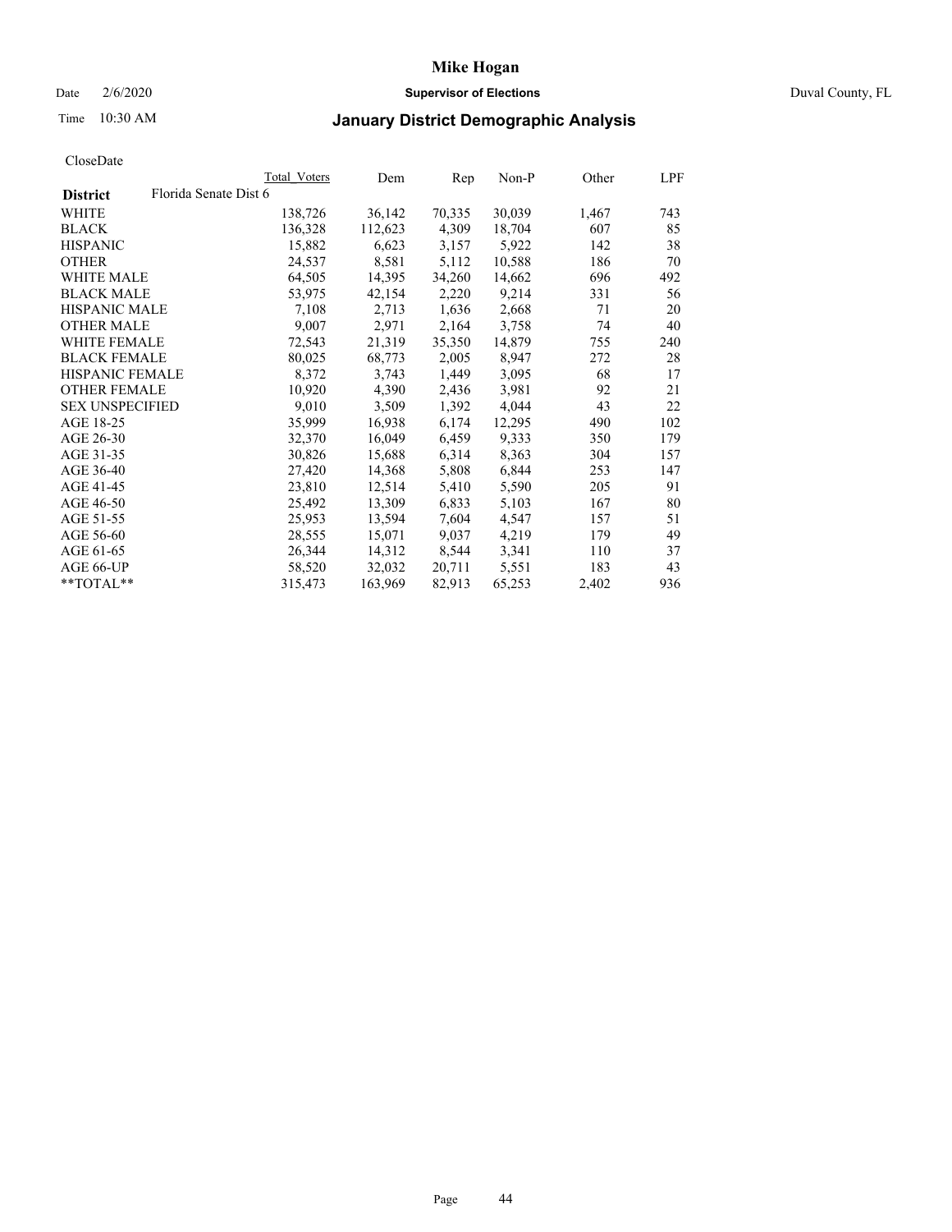# Mike Hogan

Date 2/6/2020 **Supervisor of Elections** Duval County, FL

Time 10:30 AM

## January District Demographic Analysis

CloseDate

| District | Florida Senate Dist 6 | Total Voters | Dem | Rep | Non-P | Other | LPF |
|---|---|---|---|---|---|---|---|
| WHITE | | 138,726 | 36,142 | 70,335 | 30,039 | 1,467 | 743 |
| BLACK | | 136,328 | 112,623 | 4,309 | 18,704 | 607 | 85 |
| HISPANIC | | 15,882 | 6,623 | 3,157 | 5,922 | 142 | 38 |
| OTHER | | 24,537 | 8,581 | 5,112 | 10,588 | 186 | 70 |
| WHITE MALE | | 64,505 | 14,395 | 34,260 | 14,662 | 696 | 492 |
| BLACK MALE | | 53,975 | 42,154 | 2,220 | 9,214 | 331 | 56 |
| HISPANIC MALE | | 7,108 | 2,713 | 1,636 | 2,668 | 71 | 20 |
| OTHER MALE | | 9,007 | 2,971 | 2,164 | 3,758 | 74 | 40 |
| WHITE FEMALE | | 72,543 | 21,319 | 35,350 | 14,879 | 755 | 240 |
| BLACK FEMALE | | 80,025 | 68,773 | 2,005 | 8,947 | 272 | 28 |
| HISPANIC FEMALE | | 8,372 | 3,743 | 1,449 | 3,095 | 68 | 17 |
| OTHER FEMALE | | 10,920 | 4,390 | 2,436 | 3,981 | 92 | 21 |
| SEX UNSPECIFIED | | 9,010 | 3,509 | 1,392 | 4,044 | 43 | 22 |
| AGE 18-25 | | 35,999 | 16,938 | 6,174 | 12,295 | 490 | 102 |
| AGE 26-30 | | 32,370 | 16,049 | 6,459 | 9,333 | 350 | 179 |
| AGE 31-35 | | 30,826 | 15,688 | 6,314 | 8,363 | 304 | 157 |
| AGE 36-40 | | 27,420 | 14,368 | 5,808 | 6,844 | 253 | 147 |
| AGE 41-45 | | 23,810 | 12,514 | 5,410 | 5,590 | 205 | 91 |
| AGE 46-50 | | 25,492 | 13,309 | 6,833 | 5,103 | 167 | 80 |
| AGE 51-55 | | 25,953 | 13,594 | 7,604 | 4,547 | 157 | 51 |
| AGE 56-60 | | 28,555 | 15,071 | 9,037 | 4,219 | 179 | 49 |
| AGE 61-65 | | 26,344 | 14,312 | 8,544 | 3,341 | 110 | 37 |
| AGE 66-UP | | 58,520 | 32,032 | 20,711 | 5,551 | 183 | 43 |
| **TOTAL** | | 315,473 | 163,969 | 82,913 | 65,253 | 2,402 | 936 |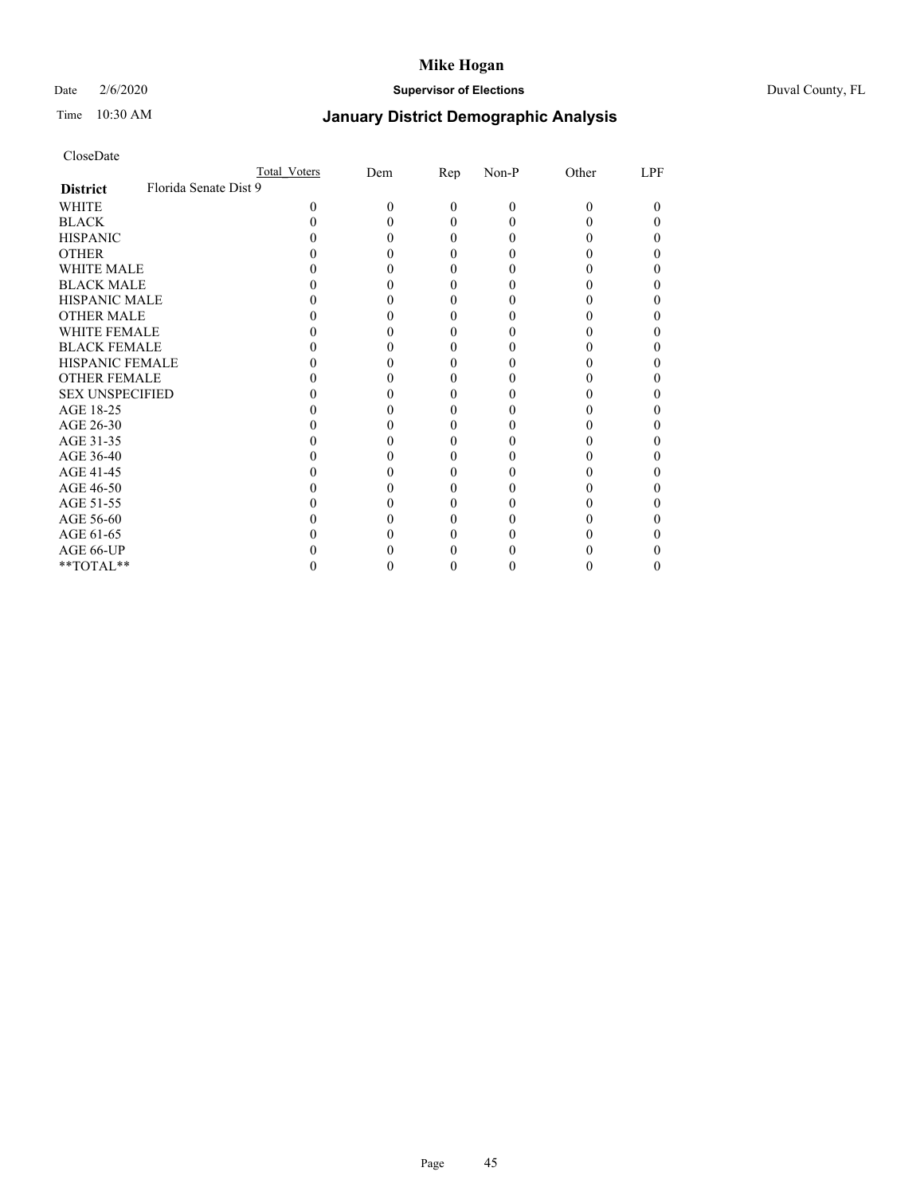# Mike Hogan

Date 2/6/2020 **Supervisor of Elections** Duval County, FL

Time 10:30 AM

## January District Demographic Analysis

CloseDate

| District | Total_Voters | Dem | Rep | Non-P | Other | LPF |
|---|---|---|---|---|---|---|
| **Florida Senate Dist 9** | | | | | | |
| WHITE | 0 | 0 | 0 | 0 | 0 | 0 |
| BLACK | 0 | 0 | 0 | 0 | 0 | 0 |
| HISPANIC | 0 | 0 | 0 | 0 | 0 | 0 |
| OTHER | 0 | 0 | 0 | 0 | 0 | 0 |
| WHITE MALE | 0 | 0 | 0 | 0 | 0 | 0 |
| BLACK MALE | 0 | 0 | 0 | 0 | 0 | 0 |
| HISPANIC MALE | 0 | 0 | 0 | 0 | 0 | 0 |
| OTHER MALE | 0 | 0 | 0 | 0 | 0 | 0 |
| WHITE FEMALE | 0 | 0 | 0 | 0 | 0 | 0 |
| BLACK FEMALE | 0 | 0 | 0 | 0 | 0 | 0 |
| HISPANIC FEMALE | 0 | 0 | 0 | 0 | 0 | 0 |
| OTHER FEMALE | 0 | 0 | 0 | 0 | 0 | 0 |
| SEX UNSPECIFIED | 0 | 0 | 0 | 0 | 0 | 0 |
| AGE 18-25 | 0 | 0 | 0 | 0 | 0 | 0 |
| AGE 26-30 | 0 | 0 | 0 | 0 | 0 | 0 |
| AGE 31-35 | 0 | 0 | 0 | 0 | 0 | 0 |
| AGE 36-40 | 0 | 0 | 0 | 0 | 0 | 0 |
| AGE 41-45 | 0 | 0 | 0 | 0 | 0 | 0 |
| AGE 46-50 | 0 | 0 | 0 | 0 | 0 | 0 |
| AGE 51-55 | 0 | 0 | 0 | 0 | 0 | 0 |
| AGE 56-60 | 0 | 0 | 0 | 0 | 0 | 0 |
| AGE 61-65 | 0 | 0 | 0 | 0 | 0 | 0 |
| AGE 66-UP | 0 | 0 | 0 | 0 | 0 | 0 |
| **TOTAL** | 0 | 0 | 0 | 0 | 0 | 0 |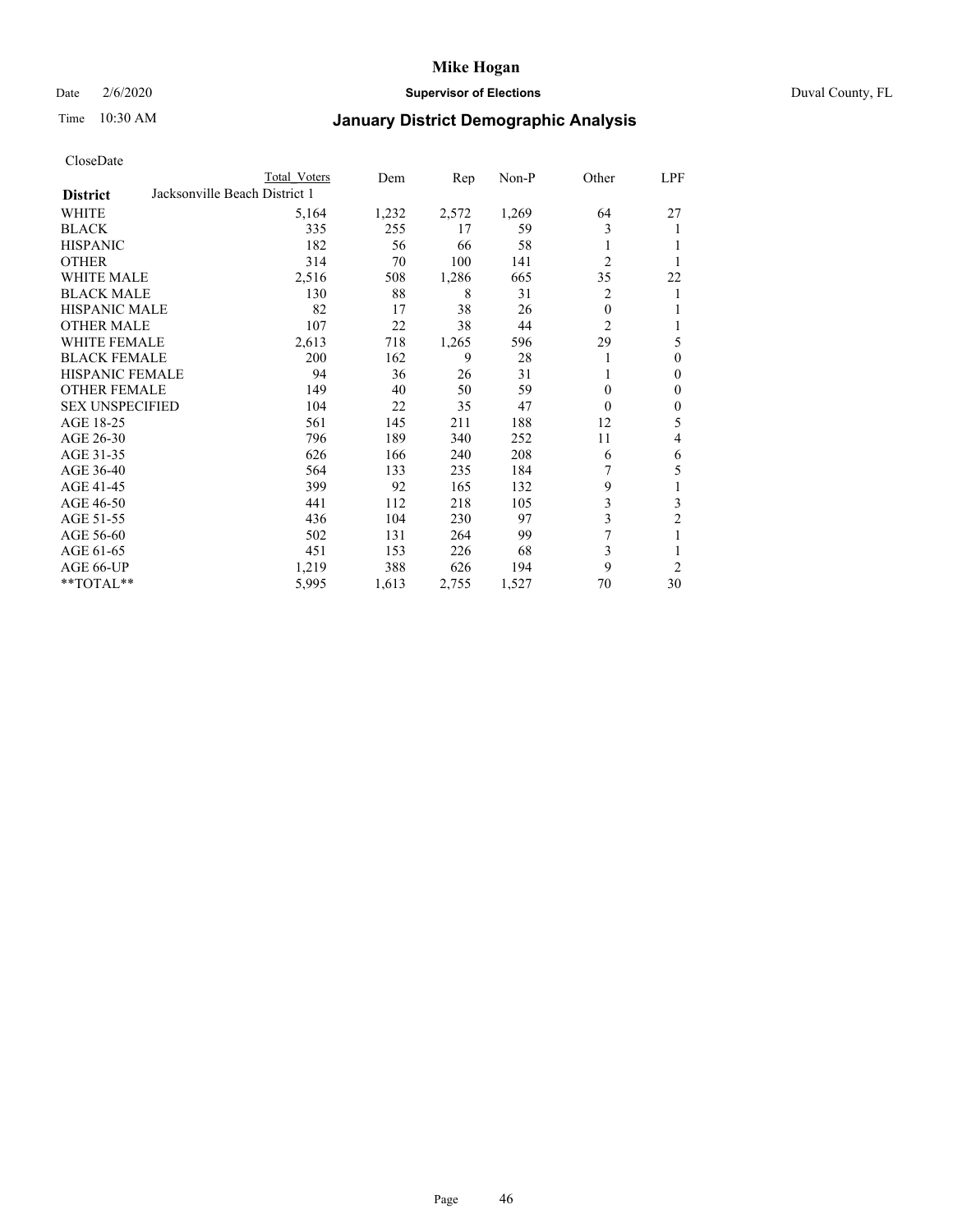# Mike Hogan

Date 2/6/2020 **Supervisor of Elections** Duval County, FL

Time 10:30 AM **January District Demographic Analysis**

CloseDate

| District | Total Voters | Dem | Rep | Non-P | Other | LPF |
|---|---|---|---|---|---|---|
| **Jacksonville Beach District 1** | | | | | | |
| WHITE | 5,164 | 1,232 | 2,572 | 1,269 | 64 | 27 |
| BLACK | 335 | 255 | 17 | 59 | 3 | 1 |
| HISPANIC | 182 | 56 | 66 | 58 | 1 | 1 |
| OTHER | 314 | 70 | 100 | 141 | 2 | 1 |
| WHITE MALE | 2,516 | 508 | 1,286 | 665 | 35 | 22 |
| BLACK MALE | 130 | 88 | 8 | 31 | 2 | 1 |
| HISPANIC MALE | 82 | 17 | 38 | 26 | 0 | 1 |
| OTHER MALE | 107 | 22 | 38 | 44 | 2 | 1 |
| WHITE FEMALE | 2,613 | 718 | 1,265 | 596 | 29 | 5 |
| BLACK FEMALE | 200 | 162 | 9 | 28 | 1 | 0 |
| HISPANIC FEMALE | 94 | 36 | 26 | 31 | 1 | 0 |
| OTHER FEMALE | 149 | 40 | 50 | 59 | 0 | 0 |
| SEX UNSPECIFIED | 104 | 22 | 35 | 47 | 0 | 0 |
| AGE 18-25 | 561 | 145 | 211 | 188 | 12 | 5 |
| AGE 26-30 | 796 | 189 | 340 | 252 | 11 | 4 |
| AGE 31-35 | 626 | 166 | 240 | 208 | 6 | 6 |
| AGE 36-40 | 564 | 133 | 235 | 184 | 7 | 5 |
| AGE 41-45 | 399 | 92 | 165 | 132 | 9 | 1 |
| AGE 46-50 | 441 | 112 | 218 | 105 | 3 | 3 |
| AGE 51-55 | 436 | 104 | 230 | 97 | 3 | 2 |
| AGE 56-60 | 502 | 131 | 264 | 99 | 7 | 1 |
| AGE 61-65 | 451 | 153 | 226 | 68 | 3 | 1 |
| AGE 66-UP | 1,219 | 388 | 626 | 194 | 9 | 2 |
| **TOTAL** | 5,995 | 1,613 | 2,755 | 1,527 | 70 | 30 |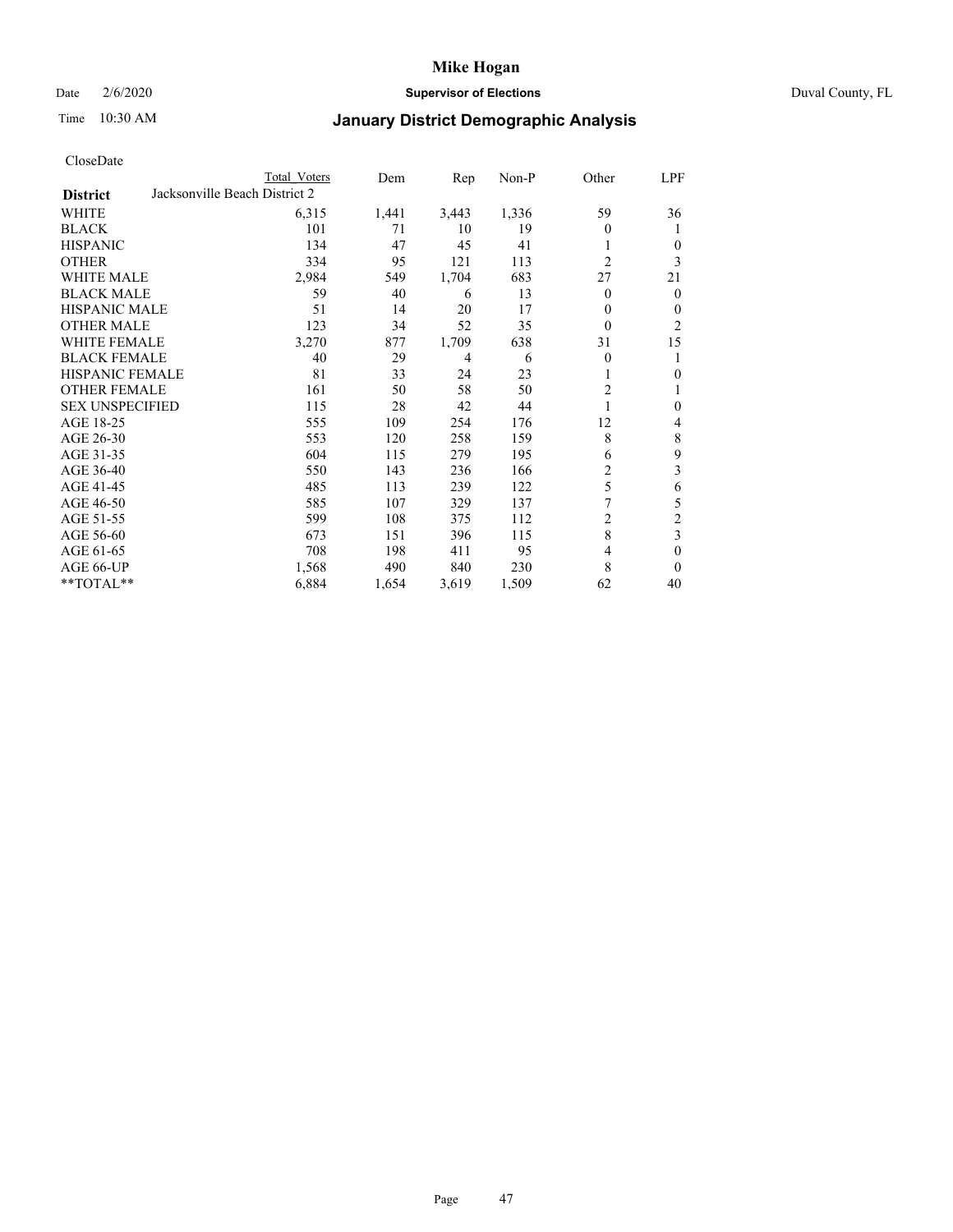# Mike Hogan

Date 2/6/2020 **Supervisor of Elections** Duval County, FL

Time 10:30 AM **January District Demographic Analysis**

CloseDate

| District | Total Voters | Dem | Rep | Non-P | Other | LPF |
|---|---|---|---|---|---|---|
| Jacksonville Beach District 2 | | | | | | |
| WHITE | 6,315 | 1,441 | 3,443 | 1,336 | 59 | 36 |
| BLACK | 101 | 71 | 10 | 19 | 0 | 1 |
| HISPANIC | 134 | 47 | 45 | 41 | 1 | 0 |
| OTHER | 334 | 95 | 121 | 113 | 2 | 3 |
| WHITE MALE | 2,984 | 549 | 1,704 | 683 | 27 | 21 |
| BLACK MALE | 59 | 40 | 6 | 13 | 0 | 0 |
| HISPANIC MALE | 51 | 14 | 20 | 17 | 0 | 0 |
| OTHER MALE | 123 | 34 | 52 | 35 | 0 | 2 |
| WHITE FEMALE | 3,270 | 877 | 1,709 | 638 | 31 | 15 |
| BLACK FEMALE | 40 | 29 | 4 | 6 | 0 | 1 |
| HISPANIC FEMALE | 81 | 33 | 24 | 23 | 1 | 0 |
| OTHER FEMALE | 161 | 50 | 58 | 50 | 2 | 1 |
| SEX UNSPECIFIED | 115 | 28 | 42 | 44 | 1 | 0 |
| AGE 18-25 | 555 | 109 | 254 | 176 | 12 | 4 |
| AGE 26-30 | 553 | 120 | 258 | 159 | 8 | 8 |
| AGE 31-35 | 604 | 115 | 279 | 195 | 6 | 9 |
| AGE 36-40 | 550 | 143 | 236 | 166 | 2 | 3 |
| AGE 41-45 | 485 | 113 | 239 | 122 | 5 | 6 |
| AGE 46-50 | 585 | 107 | 329 | 137 | 7 | 5 |
| AGE 51-55 | 599 | 108 | 375 | 112 | 2 | 2 |
| AGE 56-60 | 673 | 151 | 396 | 115 | 8 | 3 |
| AGE 61-65 | 708 | 198 | 411 | 95 | 4 | 0 |
| AGE 66-UP | 1,568 | 490 | 840 | 230 | 8 | 0 |
| **TOTAL** | 6,884 | 1,654 | 3,619 | 1,509 | 62 | 40 |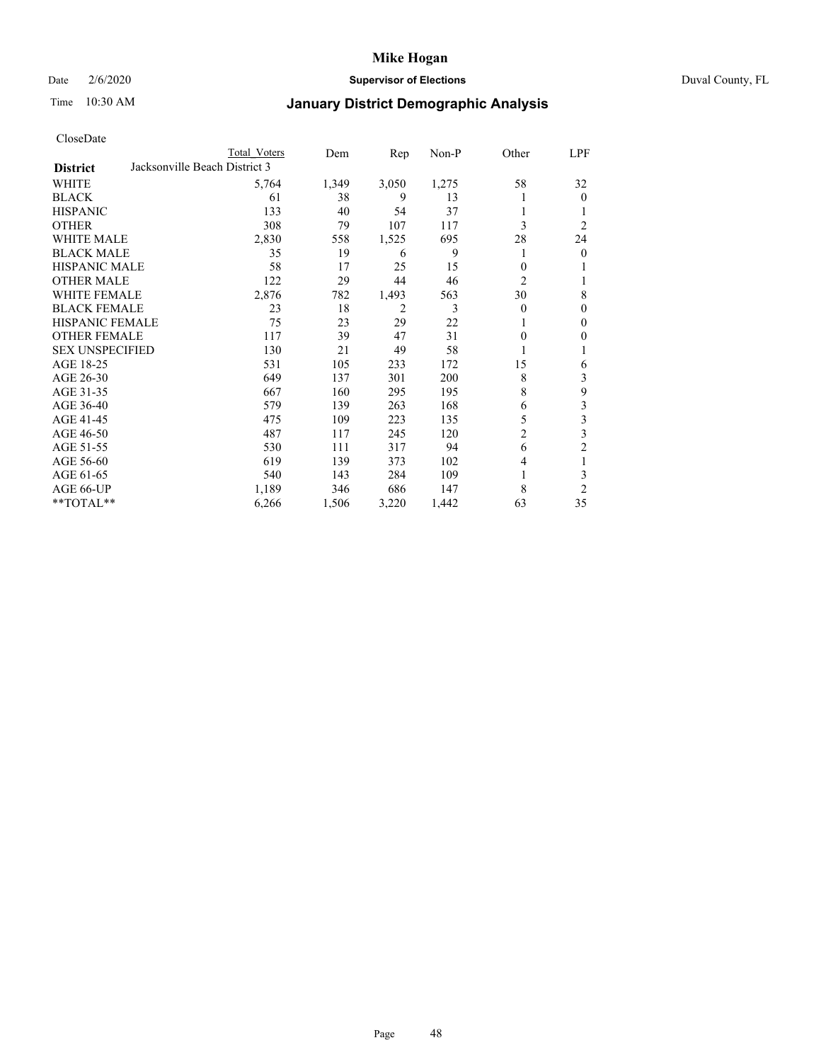# Mike Hogan

Date 2/6/2020 **Supervisor of Elections** Duval County, FL

Time 10:30 AM **January District Demographic Analysis**

CloseDate

| **District** | Jacksonville Beach District 3 Total Voters | Dem | Rep | Non-P | Other | LPF |
|---|---|---|---|---|---|---|
| WHITE | 5,764 | 1,349 | 3,050 | 1,275 | 58 | 32 |
| BLACK | 61 | 38 | 9 | 13 | 1 | 0 |
| HISPANIC | 133 | 40 | 54 | 37 | 1 | 1 |
| OTHER | 308 | 79 | 107 | 117 | 3 | 2 |
| WHITE MALE | 2,830 | 558 | 1,525 | 695 | 28 | 24 |
| BLACK MALE | 35 | 19 | 6 | 9 | 1 | 0 |
| HISPANIC MALE | 58 | 17 | 25 | 15 | 0 | 1 |
| OTHER MALE | 122 | 29 | 44 | 46 | 2 | 1 |
| WHITE FEMALE | 2,876 | 782 | 1,493 | 563 | 30 | 8 |
| BLACK FEMALE | 23 | 18 | 2 | 3 | 0 | 0 |
| HISPANIC FEMALE | 75 | 23 | 29 | 22 | 1 | 0 |
| OTHER FEMALE | 117 | 39 | 47 | 31 | 0 | 0 |
| SEX UNSPECIFIED | 130 | 21 | 49 | 58 | 1 | 1 |
| AGE 18-25 | 531 | 105 | 233 | 172 | 15 | 6 |
| AGE 26-30 | 649 | 137 | 301 | 200 | 8 | 3 |
| AGE 31-35 | 667 | 160 | 295 | 195 | 8 | 9 |
| AGE 36-40 | 579 | 139 | 263 | 168 | 6 | 3 |
| AGE 41-45 | 475 | 109 | 223 | 135 | 5 | 3 |
| AGE 46-50 | 487 | 117 | 245 | 120 | 2 | 3 |
| AGE 51-55 | 530 | 111 | 317 | 94 | 6 | 2 |
| AGE 56-60 | 619 | 139 | 373 | 102 | 4 | 1 |
| AGE 61-65 | 540 | 143 | 284 | 109 | 1 | 3 |
| AGE 66-UP | 1,189 | 346 | 686 | 147 | 8 | 2 |
| **TOTAL** | 6,266 | 1,506 | 3,220 | 1,442 | 63 | 35 |